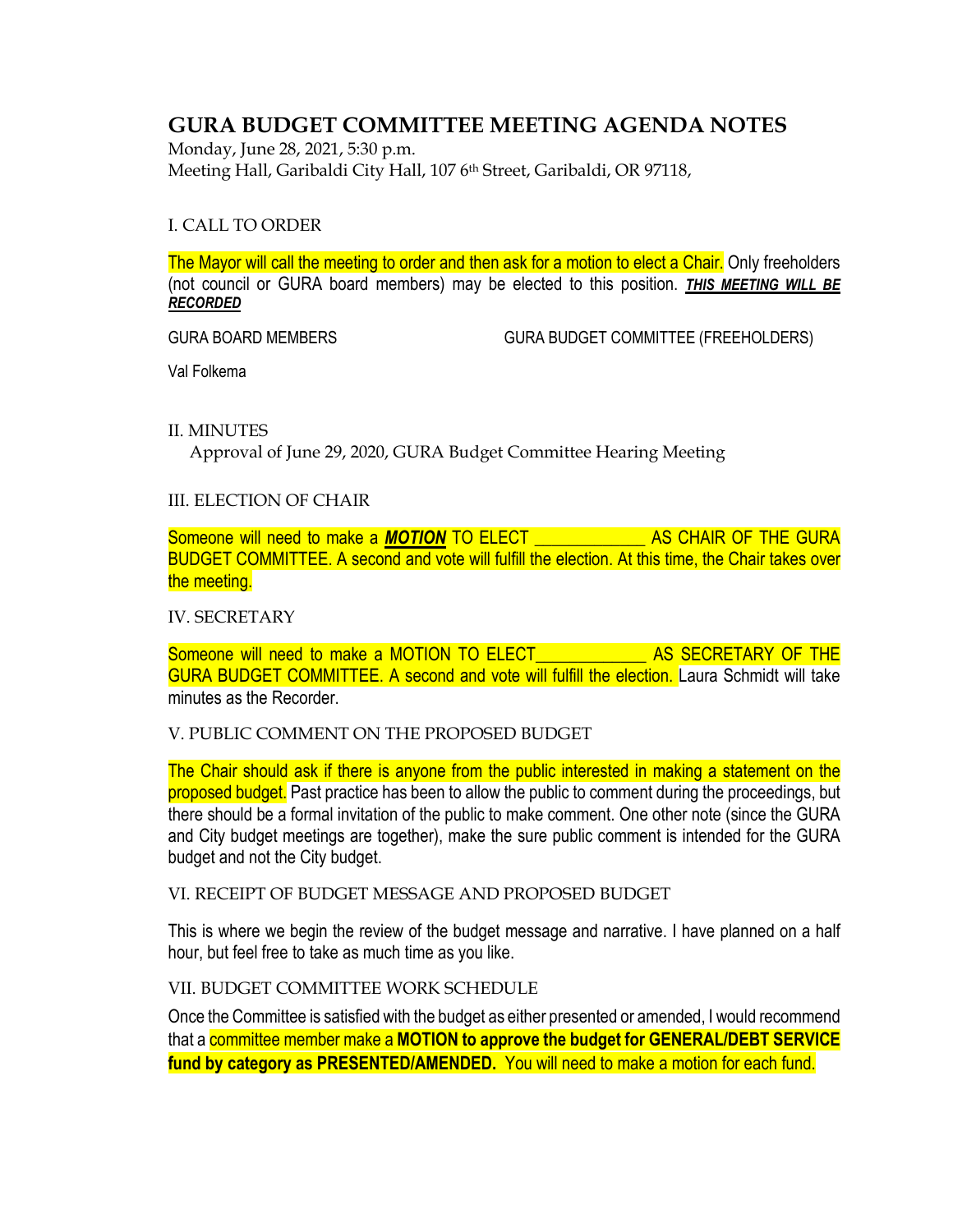# GURA BUDGET COMMITTEE MEETING AGENDA NOTES

Monday, June 28, 2021, 5:30 p.m.
Meeting Hall, Garibaldi City Hall, 107 6th Street, Garibaldi, OR 97118,

I. CALL TO ORDER

The Mayor will call the meeting to order and then ask for a motion to elect a Chair. Only freeholders (not council or GURA board members) may be elected to this position. ***THIS MEETING WILL BE RECORDED***

| GURA BOARD MEMBERS | GURA BUDGET COMMITTEE (FREEHOLDERS) |
|---|---|
| Val Folkema | |

II. MINUTES

Approval of June 29, 2020, GURA Budget Committee Hearing Meeting

III. ELECTION OF CHAIR

Someone will need to make a ***MOTION*** TO ELECT _____________ AS CHAIR OF THE GURA BUDGET COMMITTEE. A second and vote will fulfill the election. At this time, the Chair takes over the meeting.

IV. SECRETARY

Someone will need to make a MOTION TO ELECT_____________ AS SECRETARY OF THE GURA BUDGET COMMITTEE. A second and vote will fulfill the election. Laura Schmidt will take minutes as the Recorder.

V. PUBLIC COMMENT ON THE PROPOSED BUDGET

The Chair should ask if there is anyone from the public interested in making a statement on the proposed budget. Past practice has been to allow the public to comment during the proceedings, but there should be a formal invitation of the public to make comment. One other note (since the GURA and City budget meetings are together), make the sure public comment is intended for the GURA budget and not the City budget.

VI. RECEIPT OF BUDGET MESSAGE AND PROPOSED BUDGET

This is where we begin the review of the budget message and narrative. I have planned on a half hour, but feel free to take as much time as you like.

VII. BUDGET COMMITTEE WORK SCHEDULE

Once the Committee is satisfied with the budget as either presented or amended, I would recommend that a committee member make a **MOTION to approve the budget for GENERAL/DEBT SERVICE fund by category as PRESENTED/AMENDED.** You will need to make a motion for each fund.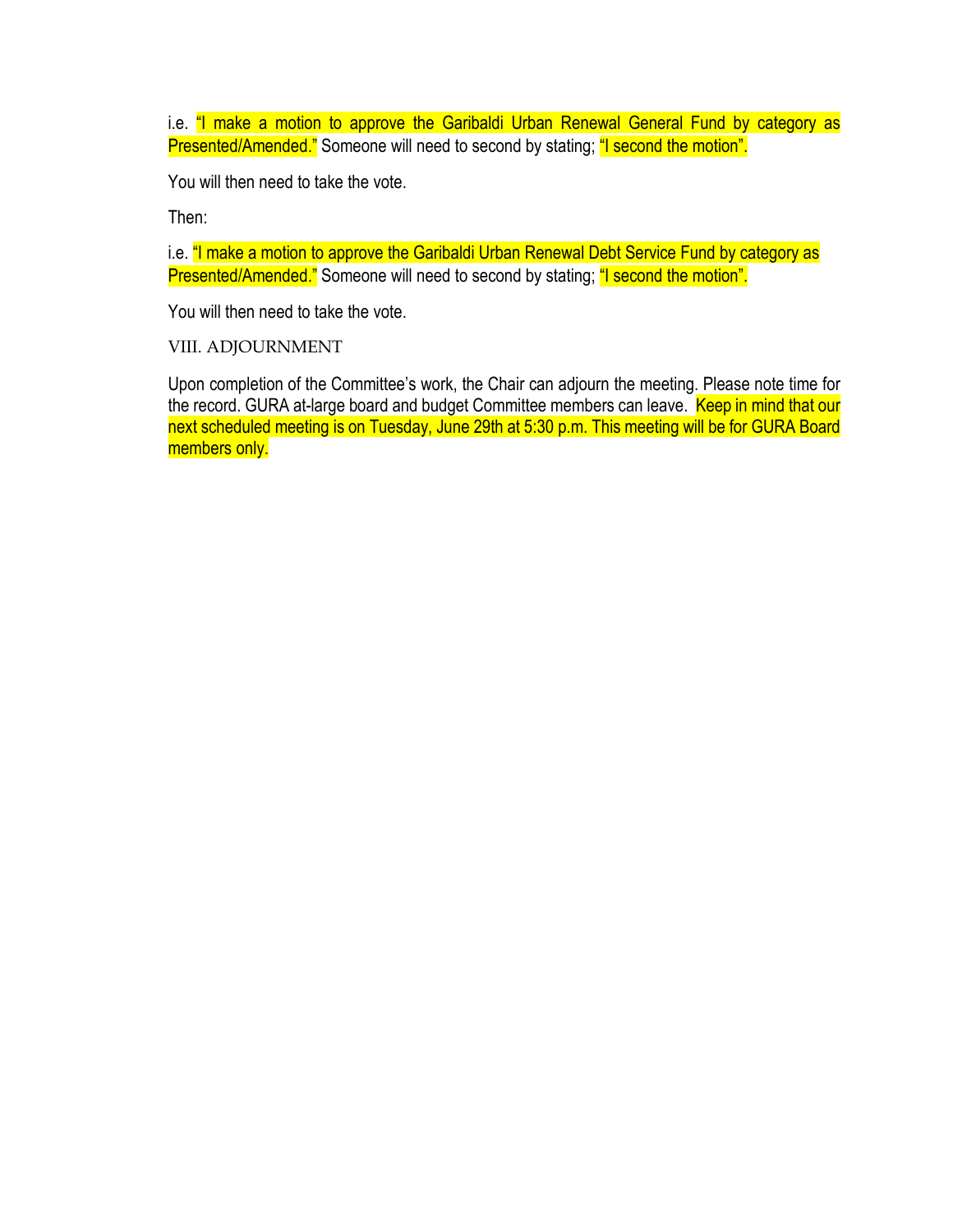i.e. "I make a motion to approve the Garibaldi Urban Renewal General Fund by category as Presented/Amended." Someone will need to second by stating; "I second the motion".

You will then need to take the vote.

Then:

i.e. "I make a motion to approve the Garibaldi Urban Renewal Debt Service Fund by category as Presented/Amended." Someone will need to second by stating; "I second the motion".

You will then need to take the vote.

## VIII. ADJOURNMENT

Upon completion of the Committee's work, the Chair can adjourn the meeting. Please note time for the record. GURA at-large board and budget Committee members can leave. Keep in mind that our next scheduled meeting is on Tuesday, June 29th at 5:30 p.m. This meeting will be for GURA Board members only.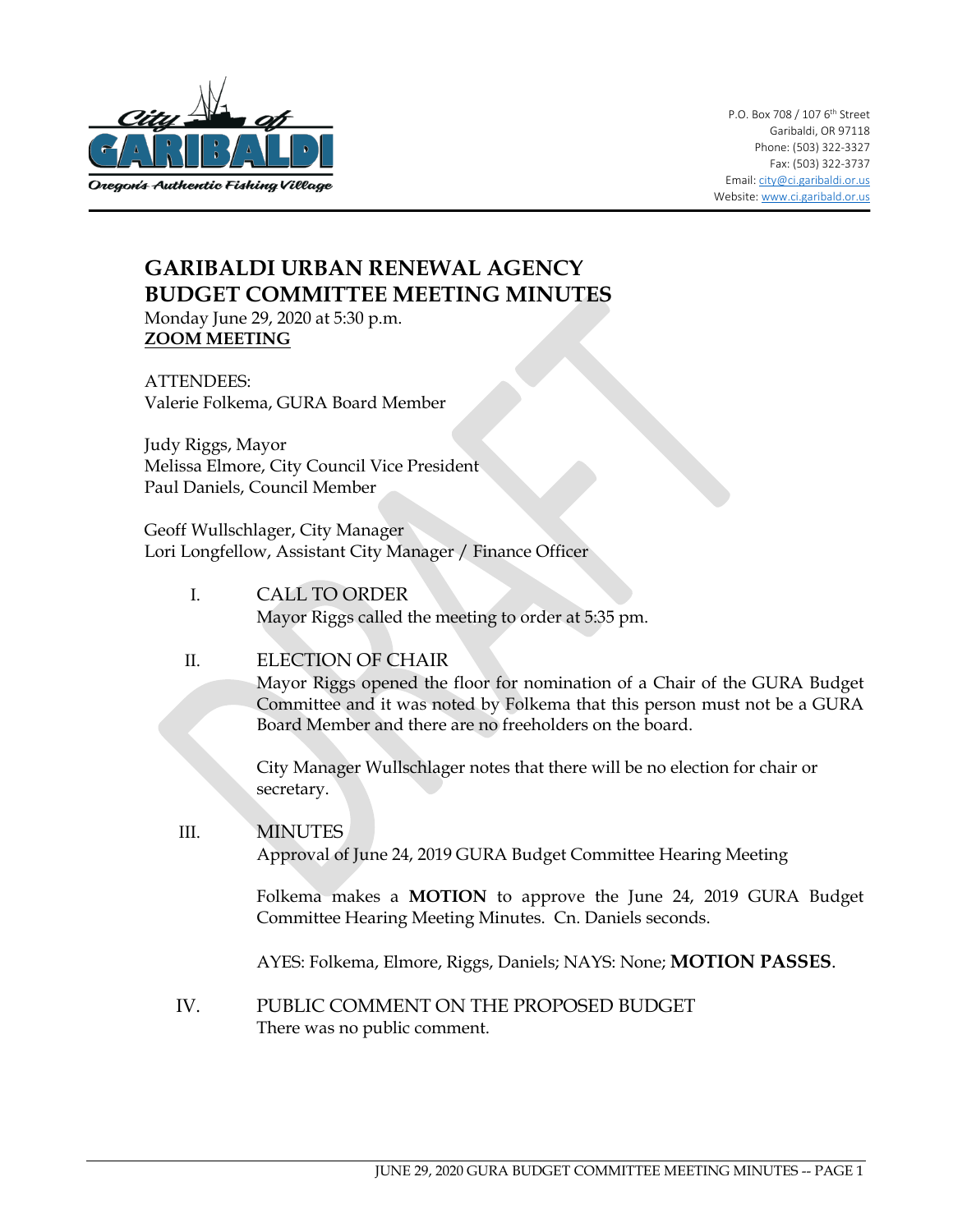P.O. Box 708 / 107 6th Street
Garibaldi, OR 97118
Phone: (503) 322-3327
Fax: (503) 322-3737
Email: city@ci.garibaldi.or.us
Website: www.ci.garibald.or.us

# GARIBALDI URBAN RENEWAL AGENCY BUDGET COMMITTEE MEETING MINUTES

Monday June 29, 2020 at 5:30 p.m.
**ZOOM MEETING**

ATTENDEES:
Valerie Folkema, GURA Board Member

Judy Riggs, Mayor
Melissa Elmore, City Council Vice President
Paul Daniels, Council Member

Geoff Wullschlager, City Manager
Lori Longfellow, Assistant City Manager / Finance Officer

I. CALL TO ORDER
Mayor Riggs called the meeting to order at 5:35 pm.

II. ELECTION OF CHAIR
Mayor Riggs opened the floor for nomination of a Chair of the GURA Budget Committee and it was noted by Folkema that this person must not be a GURA Board Member and there are no freeholders on the board.

City Manager Wullschlager notes that there will be no election for chair or secretary.

III. MINUTES
Approval of June 24, 2019 GURA Budget Committee Hearing Meeting

Folkema makes a **MOTION** to approve the June 24, 2019 GURA Budget Committee Hearing Meeting Minutes. Cn. Daniels seconds.

AYES: Folkema, Elmore, Riggs, Daniels; NAYS: None; **MOTION PASSES**.

IV. PUBLIC COMMENT ON THE PROPOSED BUDGET
There was no public comment.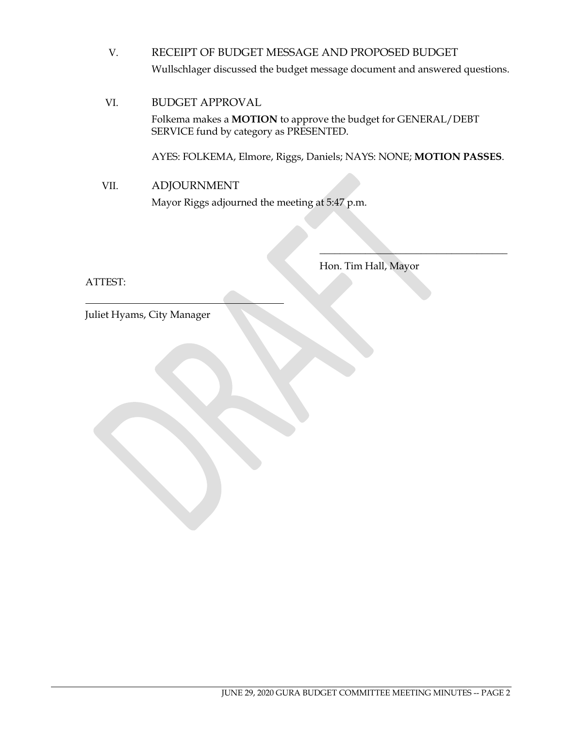V. RECEIPT OF BUDGET MESSAGE AND PROPOSED BUDGET

Wullschlager discussed the budget message document and answered questions.

VI. BUDGET APPROVAL

Folkema makes a **MOTION** to approve the budget for GENERAL/DEBT SERVICE fund by category as PRESENTED.

AYES: FOLKEMA, Elmore, Riggs, Daniels; NAYS: NONE; **MOTION PASSES**.

VII. ADJOURNMENT

Mayor Riggs adjourned the meeting at 5:47 p.m.

\_\_\_\_\_\_\_\_\_\_\_\_\_\_\_\_\_\_\_\_\_\_\_\_\_\_\_\_\_\_\_\_\_\_\_\_\_\_\_\_

Hon. Tim Hall, Mayor

ATTEST:

\_\_\_\_\_\_\_\_\_\_\_\_\_\_\_\_\_\_\_\_\_\_\_\_\_\_\_\_\_\_\_\_\_\_\_\_\_\_\_\_

Juliet Hyams, City Manager

DRAFT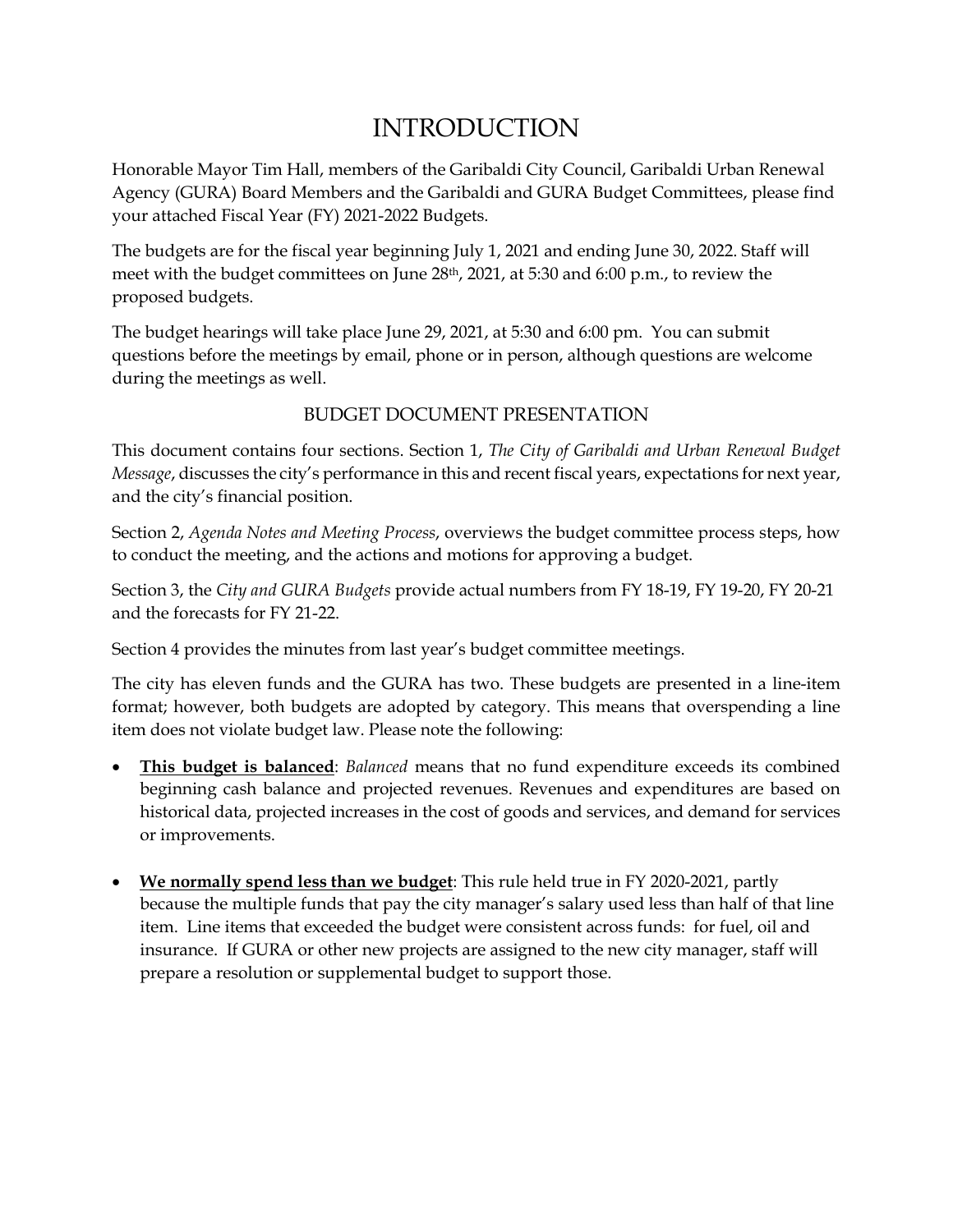# INTRODUCTION

Honorable Mayor Tim Hall, members of the Garibaldi City Council, Garibaldi Urban Renewal Agency (GURA) Board Members and the Garibaldi and GURA Budget Committees, please find your attached Fiscal Year (FY) 2021-2022 Budgets.

The budgets are for the fiscal year beginning July 1, 2021 and ending June 30, 2022. Staff will meet with the budget committees on June 28th, 2021, at 5:30 and 6:00 p.m., to review the proposed budgets.

The budget hearings will take place June 29, 2021, at 5:30 and 6:00 pm. You can submit questions before the meetings by email, phone or in person, although questions are welcome during the meetings as well.

## BUDGET DOCUMENT PRESENTATION

This document contains four sections. Section 1, *The City of Garibaldi and Urban Renewal Budget Message*, discusses the city's performance in this and recent fiscal years, expectations for next year, and the city's financial position.

Section 2, *Agenda Notes and Meeting Process*, overviews the budget committee process steps, how to conduct the meeting, and the actions and motions for approving a budget.

Section 3, the *City and GURA Budgets* provide actual numbers from FY 18-19, FY 19-20, FY 20-21 and the forecasts for FY 21-22.

Section 4 provides the minutes from last year's budget committee meetings.

The city has eleven funds and the GURA has two. These budgets are presented in a line-item format; however, both budgets are adopted by category. This means that overspending a line item does not violate budget law. Please note the following:

- **<u>This budget is balanced</u>**: *Balanced* means that no fund expenditure exceeds its combined beginning cash balance and projected revenues. Revenues and expenditures are based on historical data, projected increases in the cost of goods and services, and demand for services or improvements.

- **<u>We normally spend less than we budget</u>**: This rule held true in FY 2020-2021, partly because the multiple funds that pay the city manager's salary used less than half of that line item. Line items that exceeded the budget were consistent across funds: for fuel, oil and insurance. If GURA or other new projects are assigned to the new city manager, staff will prepare a resolution or supplemental budget to support those.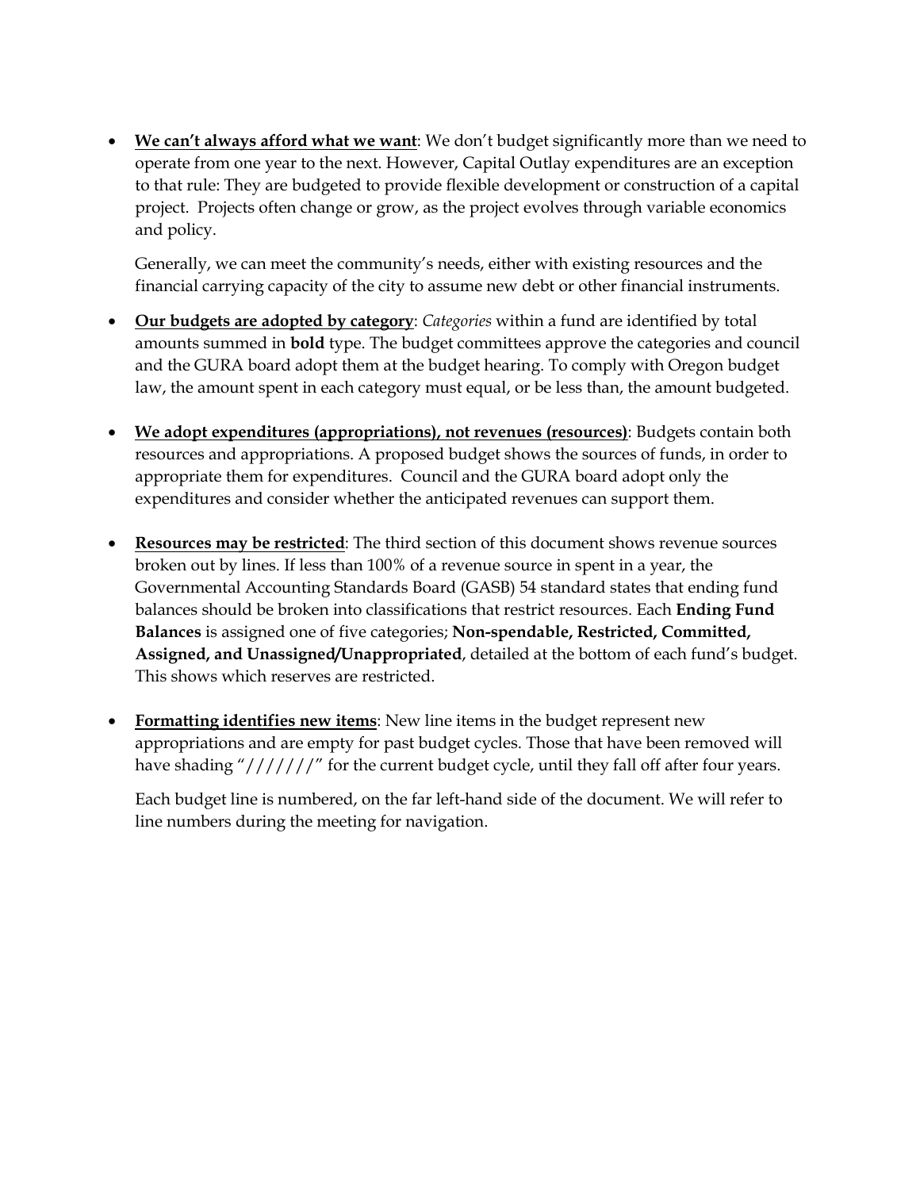- **<u>We can't always afford what we want</u>**: We don't budget significantly more than we need to operate from one year to the next. However, Capital Outlay expenditures are an exception to that rule: They are budgeted to provide flexible development or construction of a capital project. Projects often change or grow, as the project evolves through variable economics and policy.

  Generally, we can meet the community's needs, either with existing resources and the financial carrying capacity of the city to assume new debt or other financial instruments.

- **<u>Our budgets are adopted by category</u>**: *Categories* within a fund are identified by total amounts summed in **bold** type. The budget committees approve the categories and council and the GURA board adopt them at the budget hearing. To comply with Oregon budget law, the amount spent in each category must equal, or be less than, the amount budgeted.

- **<u>We adopt expenditures (appropriations), not revenues (resources)</u>**: Budgets contain both resources and appropriations. A proposed budget shows the sources of funds, in order to appropriate them for expenditures. Council and the GURA board adopt only the expenditures and consider whether the anticipated revenues can support them.

- **<u>Resources may be restricted</u>**: The third section of this document shows revenue sources broken out by lines. If less than 100% of a revenue source in spent in a year, the Governmental Accounting Standards Board (GASB) 54 standard states that ending fund balances should be broken into classifications that restrict resources. Each **Ending Fund Balances** is assigned one of five categories; **Non-spendable, Restricted, Committed, Assigned, and Unassigned/Unappropriated**, detailed at the bottom of each fund's budget. This shows which reserves are restricted.

- **<u>Formatting identifies new items</u>**: New line items in the budget represent new appropriations and are empty for past budget cycles. Those that have been removed will have shading "///////" for the current budget cycle, until they fall off after four years.

  Each budget line is numbered, on the far left-hand side of the document. We will refer to line numbers during the meeting for navigation.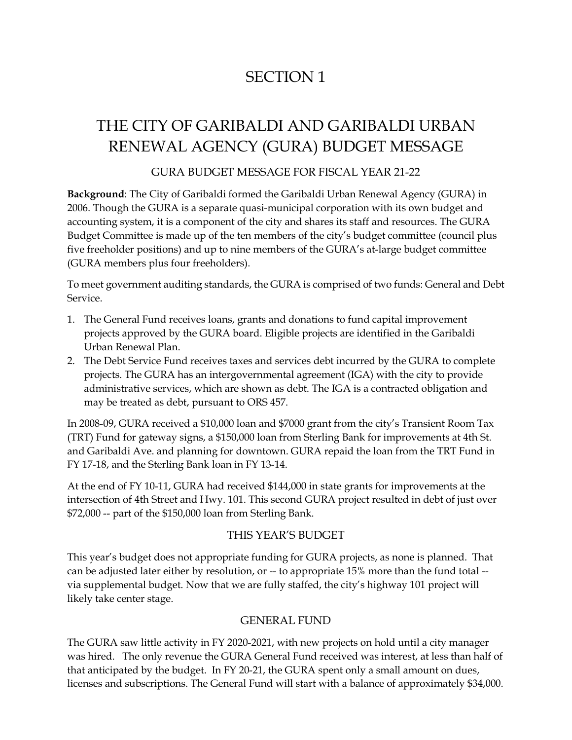# SECTION 1

# THE CITY OF GARIBALDI AND GARIBALDI URBAN RENEWAL AGENCY (GURA) BUDGET MESSAGE

## GURA BUDGET MESSAGE FOR FISCAL YEAR 21-22

**Background**: The City of Garibaldi formed the Garibaldi Urban Renewal Agency (GURA) in 2006. Though the GURA is a separate quasi-municipal corporation with its own budget and accounting system, it is a component of the city and shares its staff and resources. The GURA Budget Committee is made up of the ten members of the city's budget committee (council plus five freeholder positions) and up to nine members of the GURA's at-large budget committee (GURA members plus four freeholders).

To meet government auditing standards, the GURA is comprised of two funds: General and Debt Service.

1. The General Fund receives loans, grants and donations to fund capital improvement projects approved by the GURA board. Eligible projects are identified in the Garibaldi Urban Renewal Plan.
2. The Debt Service Fund receives taxes and services debt incurred by the GURA to complete projects. The GURA has an intergovernmental agreement (IGA) with the city to provide administrative services, which are shown as debt. The IGA is a contracted obligation and may be treated as debt, pursuant to ORS 457.

In 2008-09, GURA received a $10,000 loan and $7000 grant from the city's Transient Room Tax (TRT) Fund for gateway signs, a $150,000 loan from Sterling Bank for improvements at 4th St. and Garibaldi Ave. and planning for downtown. GURA repaid the loan from the TRT Fund in FY 17-18, and the Sterling Bank loan in FY 13-14.

At the end of FY 10-11, GURA had received $144,000 in state grants for improvements at the intersection of 4th Street and Hwy. 101. This second GURA project resulted in debt of just over $72,000 -- part of the $150,000 loan from Sterling Bank.

## THIS YEAR'S BUDGET

This year's budget does not appropriate funding for GURA projects, as none is planned. That can be adjusted later either by resolution, or -- to appropriate 15% more than the fund total -- via supplemental budget. Now that we are fully staffed, the city's highway 101 project will likely take center stage.

## GENERAL FUND

The GURA saw little activity in FY 2020-2021, with new projects on hold until a city manager was hired. The only revenue the GURA General Fund received was interest, at less than half of that anticipated by the budget. In FY 20-21, the GURA spent only a small amount on dues, licenses and subscriptions. The General Fund will start with a balance of approximately $34,000.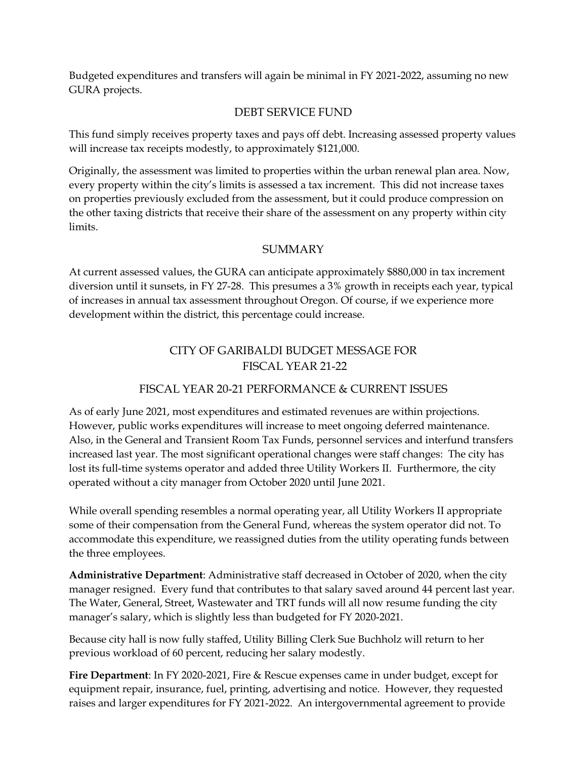Budgeted expenditures and transfers will again be minimal in FY 2021-2022, assuming no new GURA projects.

## DEBT SERVICE FUND

This fund simply receives property taxes and pays off debt. Increasing assessed property values will increase tax receipts modestly, to approximately $121,000.

Originally, the assessment was limited to properties within the urban renewal plan area. Now, every property within the city's limits is assessed a tax increment. This did not increase taxes on properties previously excluded from the assessment, but it could produce compression on the other taxing districts that receive their share of the assessment on any property within city limits.

## SUMMARY

At current assessed values, the GURA can anticipate approximately $880,000 in tax increment diversion until it sunsets, in FY 27-28. This presumes a 3% growth in receipts each year, typical of increases in annual tax assessment throughout Oregon. Of course, if we experience more development within the district, this percentage could increase.

# CITY OF GARIBALDI BUDGET MESSAGE FOR FISCAL YEAR 21-22

## FISCAL YEAR 20-21 PERFORMANCE & CURRENT ISSUES

As of early June 2021, most expenditures and estimated revenues are within projections. However, public works expenditures will increase to meet ongoing deferred maintenance. Also, in the General and Transient Room Tax Funds, personnel services and interfund transfers increased last year. The most significant operational changes were staff changes: The city has lost its full-time systems operator and added three Utility Workers II. Furthermore, the city operated without a city manager from October 2020 until June 2021.

While overall spending resembles a normal operating year, all Utility Workers II appropriate some of their compensation from the General Fund, whereas the system operator did not. To accommodate this expenditure, we reassigned duties from the utility operating funds between the three employees.

**Administrative Department**: Administrative staff decreased in October of 2020, when the city manager resigned. Every fund that contributes to that salary saved around 44 percent last year. The Water, General, Street, Wastewater and TRT funds will all now resume funding the city manager's salary, which is slightly less than budgeted for FY 2020-2021.

Because city hall is now fully staffed, Utility Billing Clerk Sue Buchholz will return to her previous workload of 60 percent, reducing her salary modestly.

**Fire Department**: In FY 2020-2021, Fire & Rescue expenses came in under budget, except for equipment repair, insurance, fuel, printing, advertising and notice. However, they requested raises and larger expenditures for FY 2021-2022. An intergovernmental agreement to provide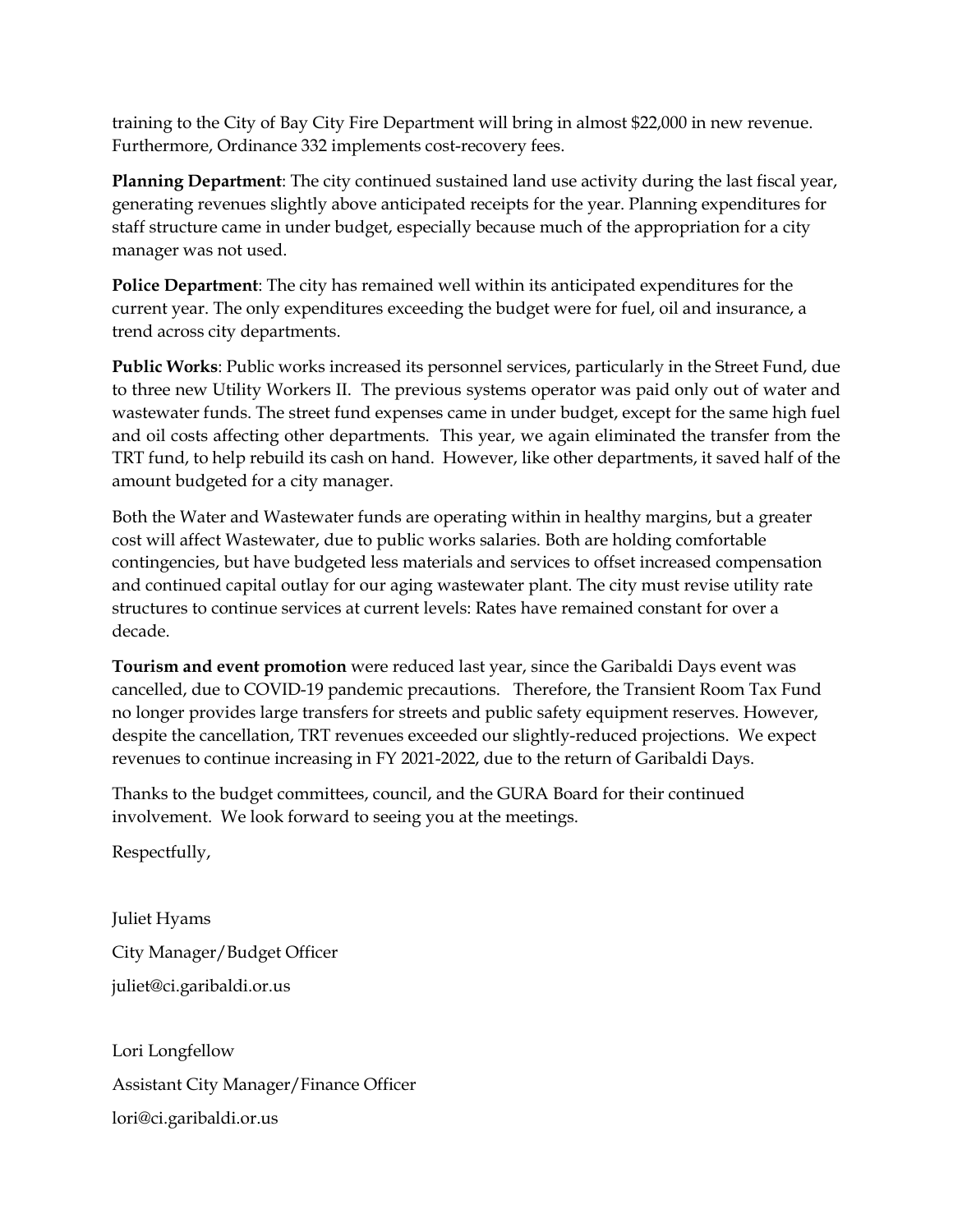training to the City of Bay City Fire Department will bring in almost $22,000 in new revenue. Furthermore, Ordinance 332 implements cost-recovery fees.

**Planning Department**: The city continued sustained land use activity during the last fiscal year, generating revenues slightly above anticipated receipts for the year. Planning expenditures for staff structure came in under budget, especially because much of the appropriation for a city manager was not used.

**Police Department**: The city has remained well within its anticipated expenditures for the current year. The only expenditures exceeding the budget were for fuel, oil and insurance, a trend across city departments.

**Public Works**: Public works increased its personnel services, particularly in the Street Fund, due to three new Utility Workers II. The previous systems operator was paid only out of water and wastewater funds. The street fund expenses came in under budget, except for the same high fuel and oil costs affecting other departments. This year, we again eliminated the transfer from the TRT fund, to help rebuild its cash on hand. However, like other departments, it saved half of the amount budgeted for a city manager.

Both the Water and Wastewater funds are operating within in healthy margins, but a greater cost will affect Wastewater, due to public works salaries. Both are holding comfortable contingencies, but have budgeted less materials and services to offset increased compensation and continued capital outlay for our aging wastewater plant. The city must revise utility rate structures to continue services at current levels: Rates have remained constant for over a decade.

**Tourism and event promotion** were reduced last year, since the Garibaldi Days event was cancelled, due to COVID-19 pandemic precautions. Therefore, the Transient Room Tax Fund no longer provides large transfers for streets and public safety equipment reserves. However, despite the cancellation, TRT revenues exceeded our slightly-reduced projections. We expect revenues to continue increasing in FY 2021-2022, due to the return of Garibaldi Days.

Thanks to the budget committees, council, and the GURA Board for their continued involvement. We look forward to seeing you at the meetings.

Respectfully,

Juliet Hyams

City Manager/Budget Officer

juliet@ci.garibaldi.or.us

Lori Longfellow

Assistant City Manager/Finance Officer

lori@ci.garibaldi.or.us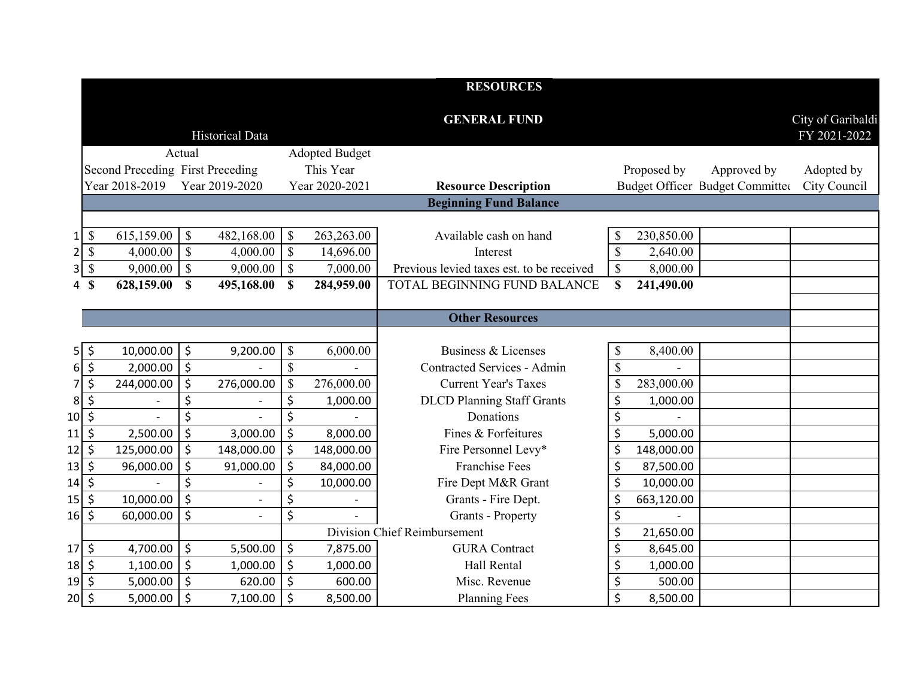# RESOURCES

## GENERAL FUND

City of Garibaldi
FY 2021-2022

| | Historical Data | | | | | | |
|---|---|---|---|---|---|---|---|
| | Actual | | Adopted Budget | | | | |
| | Second Preceding Year 2018-2019 | First Preceding Year 2019-2020 | This Year Year 2020-2021 | **Resource Description** | Proposed by Budget Officer | Approved by Budget Committee | Adopted by City Council |
| | | | | **Beginning Fund Balance** | | | |
| 1 | $ 615,159.00 | $ 482,168.00 | $ 263,263.00 | Available cash on hand | $ 230,850.00 | | |
| 2 | $ 4,000.00 | $ 4,000.00 | $ 14,696.00 | Interest | $ 2,640.00 | | |
| 3 | $ 9,000.00 | $ 9,000.00 | $ 7,000.00 | Previous levied taxes est. to be received | $ 8,000.00 | | |
| 4 | **$ 628,159.00** | **$ 495,168.00** | **$ 284,959.00** | TOTAL BEGINNING FUND BALANCE | **$ 241,490.00** | | |
| | | | | **Other Resources** | | | |
| 5 | $ 10,000.00 | $ 9,200.00 | $ 6,000.00 | Business & Licenses | $ 8,400.00 | | |
| 6 | $ 2,000.00 | $ - | $ - | Contracted Services - Admin | $ - | | |
| 7 | $ 244,000.00 | $ 276,000.00 | $ 276,000.00 | Current Year's Taxes | $ 283,000.00 | | |
| 8 | $ - | $ - | $ 1,000.00 | DLCD Planning Staff Grants | $ 1,000.00 | | |
| 10 | $ - | $ - | $ - | Donations | $ - | | |
| 11 | $ 2,500.00 | $ 3,000.00 | $ 8,000.00 | Fines & Forfeitures | $ 5,000.00 | | |
| 12 | $ 125,000.00 | $ 148,000.00 | $ 148,000.00 | Fire Personnel Levy* | $ 148,000.00 | | |
| 13 | $ 96,000.00 | $ 91,000.00 | $ 84,000.00 | Franchise Fees | $ 87,500.00 | | |
| 14 | $ - | $ - | $ 10,000.00 | Fire Dept M&R Grant | $ 10,000.00 | | |
| 15 | $ 10,000.00 | $ - | $ - | Grants - Fire Dept. | $ 663,120.00 | | |
| 16 | $ 60,000.00 | $ - | $ - | Grants - Property | $ - | | |
| | | | | Division Chief Reimbursement | $ 21,650.00 | | |
| 17 | $ 4,700.00 | $ 5,500.00 | $ 7,875.00 | GURA Contract | $ 8,645.00 | | |
| 18 | $ 1,100.00 | $ 1,000.00 | $ 1,000.00 | Hall Rental | $ 1,000.00 | | |
| 19 | $ 5,000.00 | $ 620.00 | $ 600.00 | Misc. Revenue | $ 500.00 | | |
| 20 | $ 5,000.00 | $ 7,100.00 | $ 8,500.00 | Planning Fees | $ 8,500.00 | | |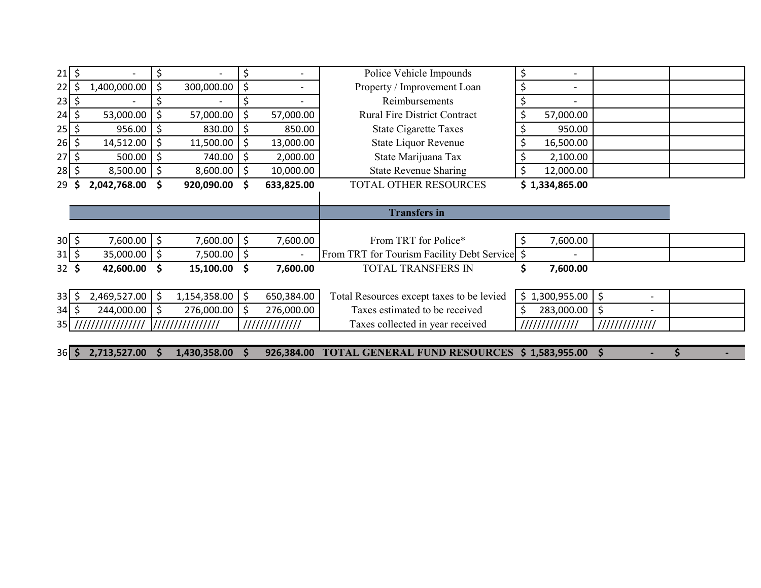| | | | | | | | |
|---|---|---|---|---|---|---|---|
| 21 | $ - | $ - | $ - | Police Vehicle Impounds | $ - | | |
| 22 | $ 1,400,000.00 | $ 300,000.00 | $ - | Property / Improvement Loan | $ - | | |
| 23 | $ - | $ - | $ - | Reimbursements | $ - | | |
| 24 | $ 53,000.00 | $ 57,000.00 | $ 57,000.00 | Rural Fire District Contract | $ 57,000.00 | | |
| 25 | $ 956.00 | $ 830.00 | $ 850.00 | State Cigarette Taxes | $ 950.00 | | |
| 26 | $ 14,512.00 | $ 11,500.00 | $ 13,000.00 | State Liquor Revenue | $ 16,500.00 | | |
| 27 | $ 500.00 | $ 740.00 | $ 2,000.00 | State Marijuana Tax | $ 2,100.00 | | |
| 28 | $ 8,500.00 | $ 8,600.00 | $ 10,000.00 | State Revenue Sharing | $ 12,000.00 | | |
| 29 | **$ 2,042,768.00** | **$ 920,090.00** | **$ 633,825.00** | TOTAL OTHER RESOURCES | **$ 1,334,865.00** | | |
| | | | | **Transfers in** | | | |
| 30 | $ 7,600.00 | $ 7,600.00 | $ 7,600.00 | From TRT for Police* | $ 7,600.00 | | |
| 31 | $ 35,000.00 | $ 7,500.00 | $ - | From TRT for Tourism Facility Debt Service | $ - | | |
| 32 | **$ 42,600.00** | **$ 15,100.00** | **$ 7,600.00** | TOTAL TRANSFERS IN | **$ 7,600.00** | | |
| 33 | $ 2,469,527.00 | $ 1,154,358.00 | $ 650,384.00 | Total Resources except taxes to be levied | $ 1,300,955.00 | $ - | |
| 34 | $ 244,000.00 | $ 276,000.00 | $ 276,000.00 | Taxes estimated to be received | $ 283,000.00 | $ - | |
| 35 | //////////////// | /////////////// | ///////////// | Taxes collected in year received | ///////////// | ///////////// | |
| 36 | **$ 2,713,527.00** | **$ 1,430,358.00** | **$ 926,384.00** | **TOTAL GENERAL FUND RESOURCES** | **$ 1,583,955.00** | **$ -** | **$ -** |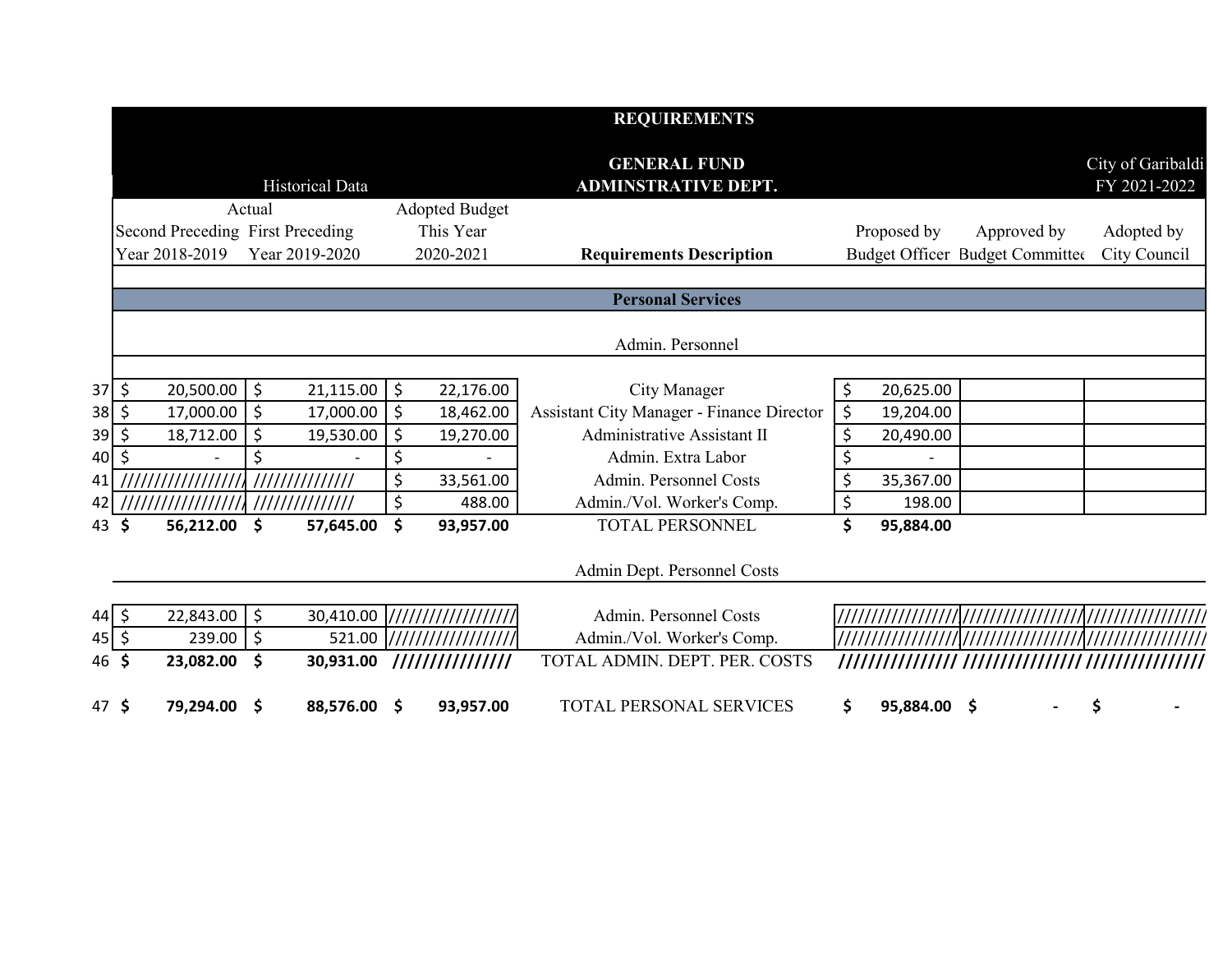| | REQUIREMENTS | | | | | | |
|---|---|---|---|---|---|---|---|
| | | | | GENERAL FUND | | | City of Garibaldi |
| | Historical Data | | | ADMINSTRATIVE DEPT. | | | FY 2021-2022 |
| | Actual | | Adopted Budget | | | | |
| | Second Preceding | First Preceding | This Year | | Proposed by | Approved by | Adopted by |
| | Year 2018-2019 | Year 2019-2020 | 2020-2021 | **Requirements Description** | Budget Officer | Budget Committee | City Council |
| | | | | **Personal Services** | | | |
| | | | | Admin. Personnel | | | |
| 37 | $ 20,500.00 | $ 21,115.00 | $ 22,176.00 | City Manager | $ 20,625.00 | | |
| 38 | $ 17,000.00 | $ 17,000.00 | $ 18,462.00 | Assistant City Manager - Finance Director | $ 19,204.00 | | |
| 39 | $ 18,712.00 | $ 19,530.00 | $ 19,270.00 | Administrative Assistant II | $ 20,490.00 | | |
| 40 | $ - | $ - | $ - | Admin. Extra Labor | $ - | | |
| 41 | ///////////////// | ////////////// | $ 33,561.00 | Admin. Personnel Costs | $ 35,367.00 | | |
| 42 | ///////////////// | ////////////// | $ 488.00 | Admin./Vol. Worker's Comp. | $ 198.00 | | |
| 43 | **$ 56,212.00** | **$ 57,645.00** | **$ 93,957.00** | TOTAL PERSONNEL | **$ 95,884.00** | | |
| | | | | Admin Dept. Personnel Costs | | | |
| 44 | $ 22,843.00 | $ 30,410.00 | ///////////////// | Admin. Personnel Costs | //////////////// | //////////////// | //////////////// |
| 45 | $ 239.00 | $ 521.00 | ///////////////// | Admin./Vol. Worker's Comp. | //////////////// | //////////////// | //////////////// |
| 46 | **$ 23,082.00** | **$ 30,931.00** | /////////////// | TOTAL ADMIN. DEPT. PER. COSTS | /////////////// | /////////////// | /////////////// |
| 47 | **$ 79,294.00** | **$ 88,576.00** | **$ 93,957.00** | TOTAL PERSONAL SERVICES | **$ 95,884.00** | **$ -** | **$ -** |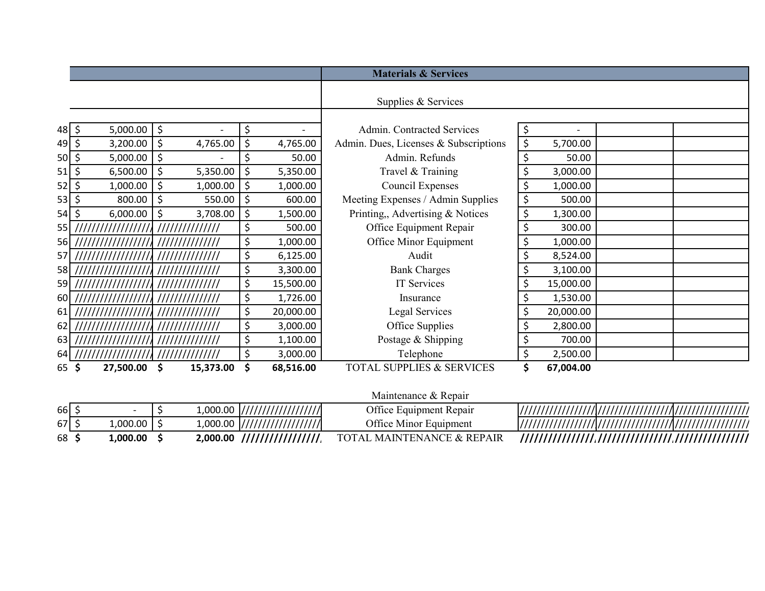| | | | | Materials & Services | | | |
|---|---|---|---|---|---|---|---|
| | | | | Supplies & Services | | | |
| 48 | $ 5,000.00 | $ - | $ - | Admin. Contracted Services | $ - | | |
| 49 | $ 3,200.00 | $ 4,765.00 | $ 4,765.00 | Admin. Dues, Licenses & Subscriptions | $ 5,700.00 | | |
| 50 | $ 5,000.00 | $ - | $ 50.00 | Admin. Refunds | $ 50.00 | | |
| 51 | $ 6,500.00 | $ 5,350.00 | $ 5,350.00 | Travel & Training | $ 3,000.00 | | |
| 52 | $ 1,000.00 | $ 1,000.00 | $ 1,000.00 | Council Expenses | $ 1,000.00 | | |
| 53 | $ 800.00 | $ 550.00 | $ 600.00 | Meeting Expenses / Admin Supplies | $ 500.00 | | |
| 54 | $ 6,000.00 | $ 3,708.00 | $ 1,500.00 | Printing,, Advertising & Notices | $ 1,300.00 | | |
| 55 | ///////////////// | ////////////// | $ 500.00 | Office Equipment Repair | $ 300.00 | | |
| 56 | ///////////////// | ////////////// | $ 1,000.00 | Office Minor Equipment | $ 1,000.00 | | |
| 57 | ///////////////// | ////////////// | $ 6,125.00 | Audit | $ 8,524.00 | | |
| 58 | ///////////////// | ////////////// | $ 3,300.00 | Bank Charges | $ 3,100.00 | | |
| 59 | ///////////////// | ////////////// | $ 15,500.00 | IT Services | $ 15,000.00 | | |
| 60 | ///////////////// | ////////////// | $ 1,726.00 | Insurance | $ 1,530.00 | | |
| 61 | ///////////////// | ////////////// | $ 20,000.00 | Legal Services | $ 20,000.00 | | |
| 62 | ///////////////// | ////////////// | $ 3,000.00 | Office Supplies | $ 2,800.00 | | |
| 63 | ///////////////// | ////////////// | $ 1,100.00 | Postage & Shipping | $ 700.00 | | |
| 64 | ///////////////// | ////////////// | $ 3,000.00 | Telephone | $ 2,500.00 | | |
| 65 | **$ 27,500.00** | **$ 15,373.00** | **$ 68,516.00** | TOTAL SUPPLIES & SERVICES | **$ 67,004.00** | | |
| | | | | Maintenance & Repair | | | |
| 66 | $ - | $ 1,000.00 | ///////////////// | Office Equipment Repair | //////////////// | //////////////// | //////////////// |
| 67 | $ 1,000.00 | $ 1,000.00 | ///////////////// | Office Minor Equipment | //////////////// | //////////////// | //////////////// |
| 68 | **$ 1,000.00** | **$ 2,000.00** | **/////////////////** | TOTAL MAINTENANCE & REPAIR | **////////////////** | **////////////////** | **////////////////** |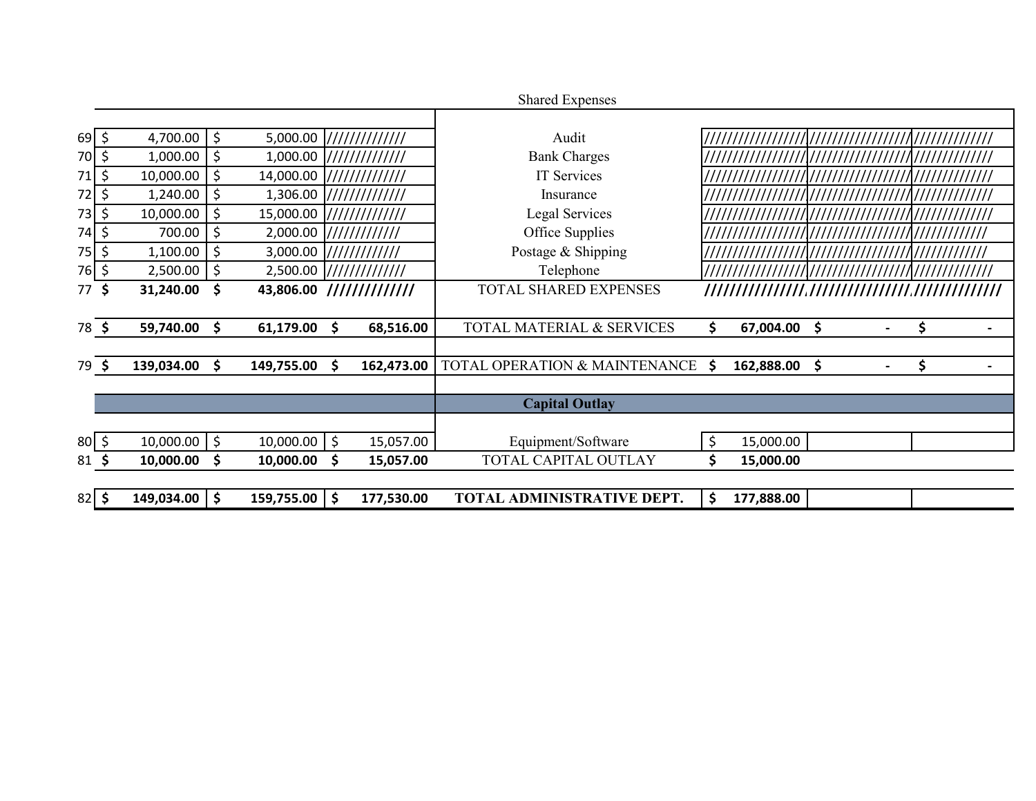| | | | | Shared Expenses | | | |
|---|---|---|---|---|---|---|---|
| 69 | $ 4,700.00 | $ 5,000.00 | ///////////// | Audit | //////////////// | //////////////// | ///////////// |
| 70 | $ 1,000.00 | $ 1,000.00 | ///////////// | Bank Charges | //////////////// | //////////////// | ///////////// |
| 71 | $ 10,000.00 | $ 14,000.00 | ///////////// | IT Services | //////////////// | //////////////// | ///////////// |
| 72 | $ 1,240.00 | $ 1,306.00 | ///////////// | Insurance | //////////////// | //////////////// | ///////////// |
| 73 | $ 10,000.00 | $ 15,000.00 | ///////////// | Legal Services | //////////////// | //////////////// | ///////////// |
| 74 | $ 700.00 | $ 2,000.00 | //////////// | Office Supplies | //////////////// | //////////////// | //////////// |
| 75 | $ 1,100.00 | $ 3,000.00 | //////////// | Postage & Shipping | //////////////// | //////////////// | //////////// |
| 76 | $ 2,500.00 | $ 2,500.00 | ///////////// | Telephone | //////////////// | //////////////// | ///////////// |
| 77 | **$ 31,240.00** | **$ 43,806.00** | **/////////////** | TOTAL SHARED EXPENSES | **///////////////** | **///////////////** | **//////////////** |
| | | | | | | | |
| 78 | **$ 59,740.00** | **$ 61,179.00** | **$ 68,516.00** | TOTAL MATERIAL & SERVICES | **$ 67,004.00** | **$ -** | **$ -** |
| | | | | | | | |
| 79 | **$ 139,034.00** | **$ 149,755.00** | **$ 162,473.00** | TOTAL OPERATION & MAINTENANCE | **$ 162,888.00** | **$ -** | **$ -** |
| | | | | | | | |
| | | | | **Capital Outlay** | | | |
| | | | | | | | |
| 80 | $ 10,000.00 | $ 10,000.00 | $ 15,057.00 | Equipment/Software | $ 15,000.00 | | |
| 81 | **$ 10,000.00** | **$ 10,000.00** | **$ 15,057.00** | TOTAL CAPITAL OUTLAY | **$ 15,000.00** | | |
| | | | | | | | |
| 82 | **$ 149,034.00** | **$ 159,755.00** | **$ 177,530.00** | **TOTAL ADMINISTRATIVE DEPT.** | **$ 177,888.00** | | |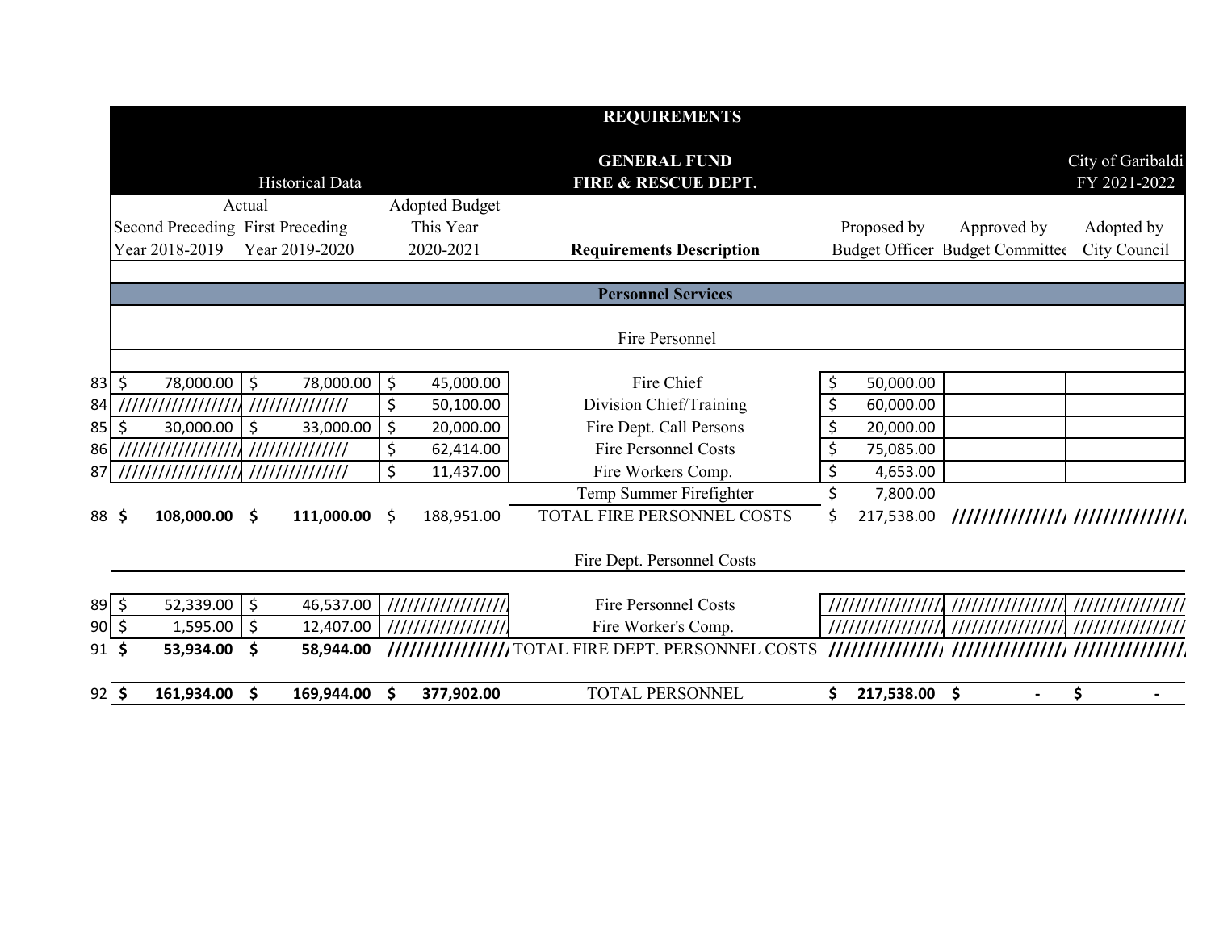| | REQUIREMENTS | | | | | | |
|---|---|---|---|---|---|---|---|
| | | | | GENERAL FUND | | | City of Garibaldi |
| | Historical Data | | | FIRE & RESCUE DEPT. | | | FY 2021-2022 |
| | Actual | | Adopted Budget | | | | |
| | Second Preceding | First Preceding | This Year | | Proposed by | Approved by | Adopted by |
| | Year 2018-2019 | Year 2019-2020 | 2020-2021 | **Requirements Description** | Budget Officer | Budget Committee | City Council |
| | | | | **Personnel Services** | | | |
| | | | | Fire Personnel | | | |
| 83 | $ 78,000.00 | $ 78,000.00 | $ 45,000.00 | Fire Chief | $ 50,000.00 | | |
| 84 | ////////////////// | ////////////// | $ 50,100.00 | Division Chief/Training | $ 60,000.00 | | |
| 85 | $ 30,000.00 | $ 33,000.00 | $ 20,000.00 | Fire Dept. Call Persons | $ 20,000.00 | | |
| 86 | ////////////////// | ////////////// | $ 62,414.00 | Fire Personnel Costs | $ 75,085.00 | | |
| 87 | ////////////////// | ////////////// | $ 11,437.00 | Fire Workers Comp. | $ 4,653.00 | | |
| | | | | Temp Summer Firefighter | $ 7,800.00 | | |
| 88 | **$ 108,000.00** | **$ 111,000.00** | $ 188,951.00 | TOTAL FIRE PERSONNEL COSTS | $ 217,538.00 | /////////////// | /////////////// |
| | | | | Fire Dept. Personnel Costs | | | |
| 89 | $ 52,339.00 | $ 46,537.00 | ///////////////// | Fire Personnel Costs | //////////////// | //////////////// | //////////////// |
| 90 | $ 1,595.00 | $ 12,407.00 | ///////////////// | Fire Worker's Comp. | //////////////// | //////////////// | //////////////// |
| 91 | **$ 53,934.00** | **$ 58,944.00** | ///////////////// | TOTAL FIRE DEPT. PERSONNEL COSTS | /////////////// | /////////////// | /////////////// |
| 92 | **$ 161,934.00** | **$ 169,944.00** | **$ 377,902.00** | TOTAL PERSONNEL | **$ 217,538.00** | **$ -** | **$ -** |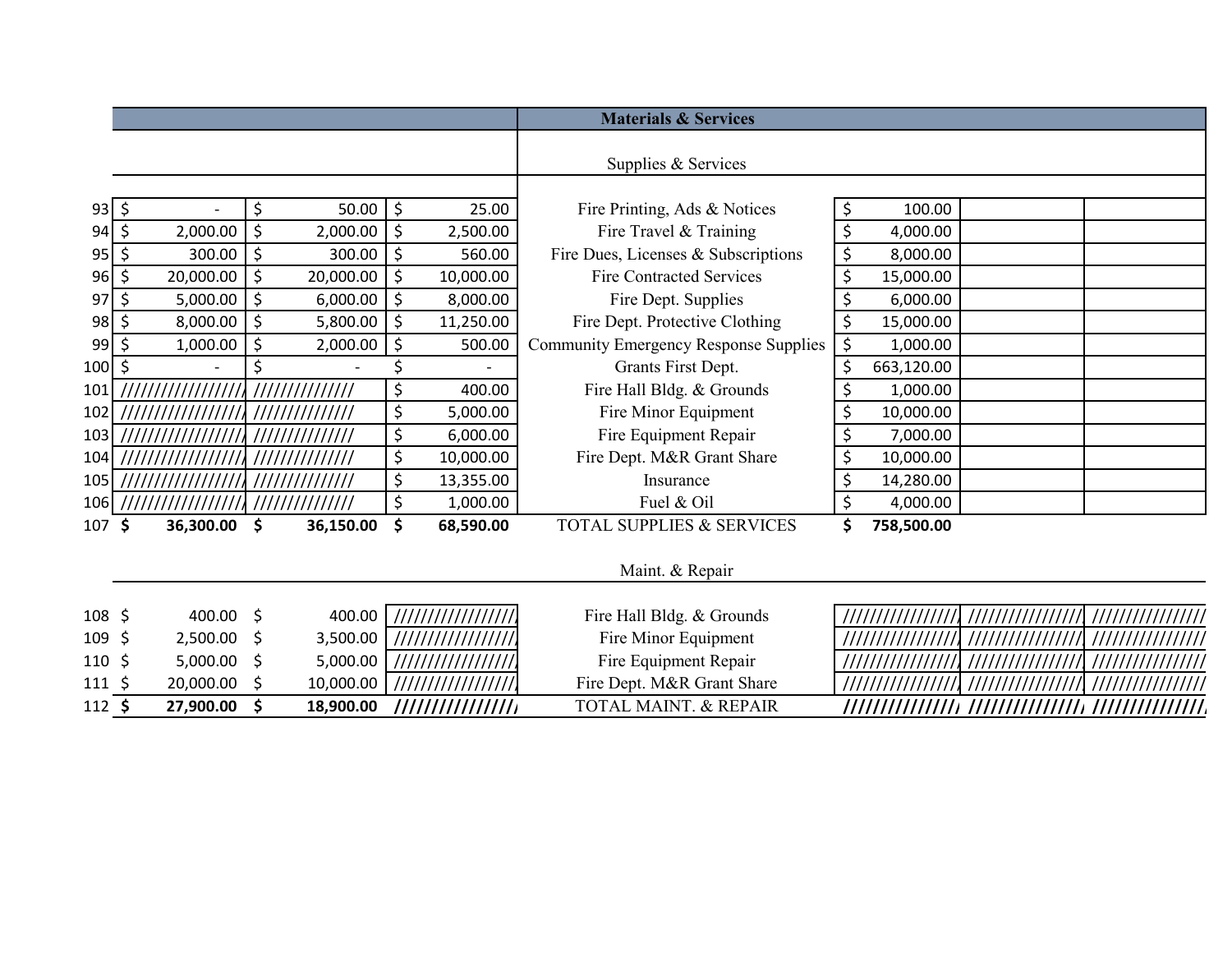| | | | | Materials & Services | | | |
|---|---|---|---|---|---|---|---|
| | | | | Supplies & Services | | | |
| 93 | $ - | $ 50.00 | $ 25.00 | Fire Printing, Ads & Notices | $ 100.00 | | |
| 94 | $ 2,000.00 | $ 2,000.00 | $ 2,500.00 | Fire Travel & Training | $ 4,000.00 | | |
| 95 | $ 300.00 | $ 300.00 | $ 560.00 | Fire Dues, Licenses & Subscriptions | $ 8,000.00 | | |
| 96 | $ 20,000.00 | $ 20,000.00 | $ 10,000.00 | Fire Contracted Services | $ 15,000.00 | | |
| 97 | $ 5,000.00 | $ 6,000.00 | $ 8,000.00 | Fire Dept. Supplies | $ 6,000.00 | | |
| 98 | $ 8,000.00 | $ 5,800.00 | $ 11,250.00 | Fire Dept. Protective Clothing | $ 15,000.00 | | |
| 99 | $ 1,000.00 | $ 2,000.00 | $ 500.00 | Community Emergency Response Supplies | $ 1,000.00 | | |
| 100 | $ - | $ - | $ - | Grants First Dept. | $ 663,120.00 | | |
| 101 | ///////////////// | ////////////// | $ 400.00 | Fire Hall Bldg. & Grounds | $ 1,000.00 | | |
| 102 | ///////////////// | ////////////// | $ 5,000.00 | Fire Minor Equipment | $ 10,000.00 | | |
| 103 | ///////////////// | ////////////// | $ 6,000.00 | Fire Equipment Repair | $ 7,000.00 | | |
| 104 | ///////////////// | ////////////// | $ 10,000.00 | Fire Dept. M&R Grant Share | $ 10,000.00 | | |
| 105 | ///////////////// | ////////////// | $ 13,355.00 | Insurance | $ 14,280.00 | | |
| 106 | ///////////////// | ////////////// | $ 1,000.00 | Fuel & Oil | $ 4,000.00 | | |
| 107 | **$ 36,300.00** | **$ 36,150.00** | **$ 68,590.00** | TOTAL SUPPLIES & SERVICES | **$ 758,500.00** | | |
| | | | | Maint. & Repair | | | |
| 108 | $ 400.00 | $ 400.00 | //////////////// | Fire Hall Bldg. & Grounds | //////////////// | //////////////// | //////////////// |
| 109 | $ 2,500.00 | $ 3,500.00 | //////////////// | Fire Minor Equipment | //////////////// | //////////////// | //////////////// |
| 110 | $ 5,000.00 | $ 5,000.00 | //////////////// | Fire Equipment Repair | //////////////// | //////////////// | //////////////// |
| 111 | $ 20,000.00 | $ 10,000.00 | //////////////// | Fire Dept. M&R Grant Share | //////////////// | //////////////// | //////////////// |
| 112 | **$ 27,900.00** | **$ 18,900.00** | **////////////////** | TOTAL MAINT. & REPAIR | **////////////////** | **////////////////** | **////////////////** |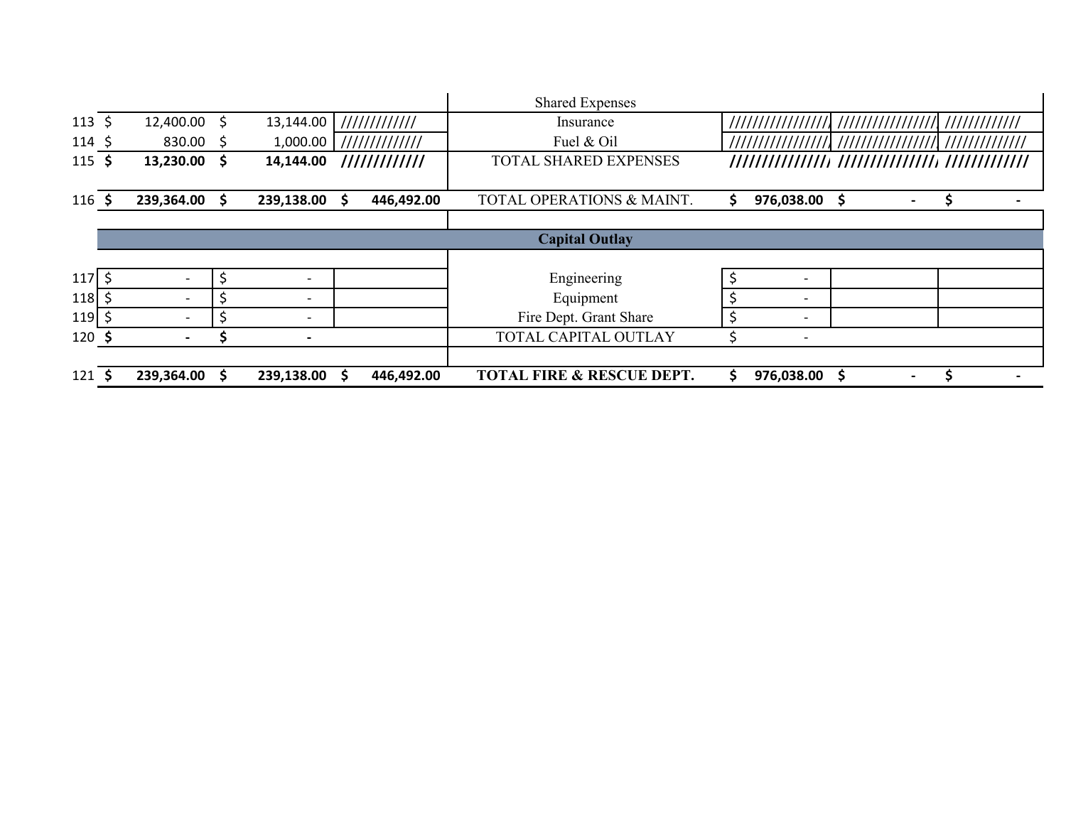| | | | | | | | |
|---|---|---|---|---|---|---|---|
| | | | | Shared Expenses | | | |
| 113 | $ 12,400.00 | $ 13,144.00 | ///////////// | Insurance | //////////////// | //////////////// | //////////// |
| 114 | $ 830.00 | $ 1,000.00 | ///////////// | Fuel & Oil | //////////////// | //////////////// | ///////////// |
| 115 | **$ 13,230.00** | **$ 14,144.00** | **/////////////** | TOTAL SHARED EXPENSES | **///////////////** | **///////////////** | **/////////////** |
| 116 | **$ 239,364.00** | **$ 239,138.00** | **$ 446,492.00** | TOTAL OPERATIONS & MAINT. | **$ 976,038.00** | **$ -** | **$ -** |
| | | | | **Capital Outlay** | | | |
| 117 | $ - | $ - | | Engineering | $ - | | |
| 118 | $ - | $ - | | Equipment | $ - | | |
| 119 | $ - | $ - | | Fire Dept. Grant Share | $ - | | |
| 120 | **$ -** | **$ -** | | TOTAL CAPITAL OUTLAY | $ - | | |
| 121 | **$ 239,364.00** | **$ 239,138.00** | **$ 446,492.00** | **TOTAL FIRE & RESCUE DEPT.** | **$ 976,038.00** | **$ -** | **$ -** |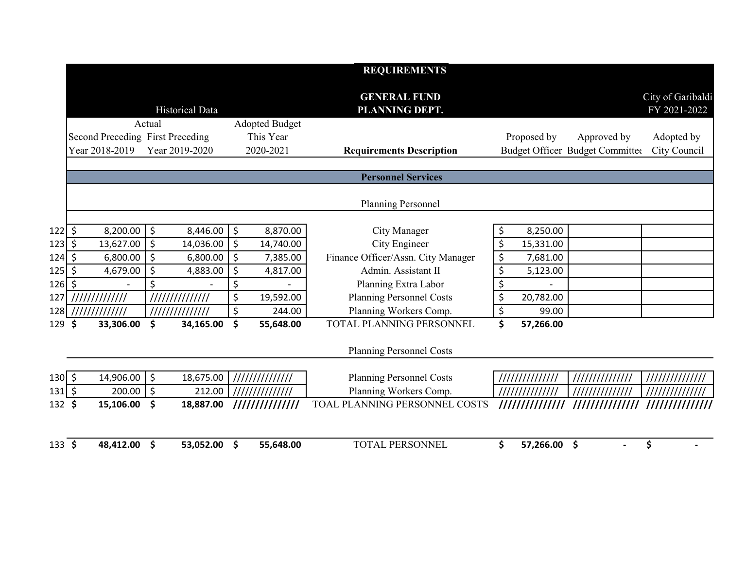| | Historical Data | | | REQUIREMENTS<br>GENERAL FUND<br>PLANNING DEPT. | | | City of Garibaldi<br>FY 2021-2022 |
|---|---|---|---|---|---|---|---|
| | Actual | | Adopted Budget | | | | |
| | Second Preceding Year 2018-2019 | First Preceding Year 2019-2020 | This Year 2020-2021 | Requirements Description | Proposed by Budget Officer | Approved by Budget Committee | Adopted by City Council |
| | | | | **Personnel Services** | | | |
| | | | | Planning Personnel | | | |
| 122 | $ 8,200.00 | $ 8,446.00 | $ 8,870.00 | City Manager | $ 8,250.00 | | |
| 123 | $ 13,627.00 | $ 14,036.00 | $ 14,740.00 | City Engineer | $ 15,331.00 | | |
| 124 | $ 6,800.00 | $ 6,800.00 | $ 7,385.00 | Finance Officer/Assn. City Manager | $ 7,681.00 | | |
| 125 | $ 4,679.00 | $ 4,883.00 | $ 4,817.00 | Admin. Assistant II | $ 5,123.00 | | |
| 126 | $ - | $ - | $ - | Planning Extra Labor | $ - | | |
| 127 | ////////////// | ////////////// | $ 19,592.00 | Planning Personnel Costs | $ 20,782.00 | | |
| 128 | ////////////// | ////////////// | $ 244.00 | Planning Workers Comp. | $ 99.00 | | |
| 129 | **$ 33,306.00** | **$ 34,165.00** | **$ 55,648.00** | TOTAL PLANNING PERSONNEL | **$ 57,266.00** | | |
| | | | | Planning Personnel Costs | | | |
| 130 | $ 14,906.00 | $ 18,675.00 | ////////////// | Planning Personnel Costs | ////////////// | ////////////// | ////////////// |
| 131 | $ 200.00 | $ 212.00 | ////////////// | Planning Workers Comp. | ////////////// | ////////////// | ////////////// |
| 132 | **$ 15,106.00** | **$ 18,887.00** | ////////////// | TOAL PLANNING PERSONNEL COSTS | ////////////// | ////////////// | ////////////// |
| 133 | **$ 48,412.00** | **$ 53,052.00** | **$ 55,648.00** | TOTAL PERSONNEL | **$ 57,266.00** | **$ -** | **$ -** |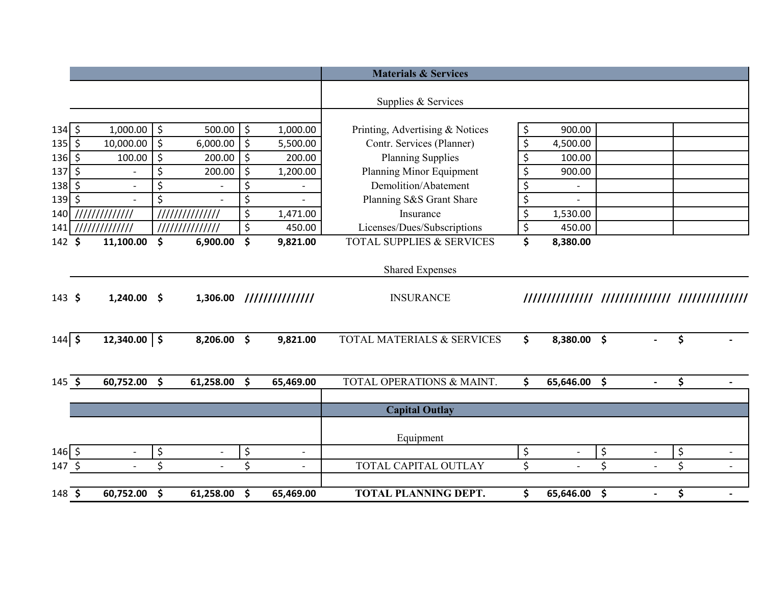| | | | | | | | |
|---|---|---|---|---|---|---|---|
| | | | | **Materials & Services** | | | |
| | | | | Supplies & Services | | | |
| 134 | $ 1,000.00 | $ 500.00 | $ 1,000.00 | Printing, Advertising & Notices | $ 900.00 | | |
| 135 | $ 10,000.00 | $ 6,000.00 | $ 5,500.00 | Contr. Services (Planner) | $ 4,500.00 | | |
| 136 | $ 100.00 | $ 200.00 | $ 200.00 | Planning Supplies | $ 100.00 | | |
| 137 | $ - | $ 200.00 | $ 1,200.00 | Planning Minor Equipment | $ 900.00 | | |
| 138 | $ - | $ - | $ - | Demolition/Abatement | $ - | | |
| 139 | $ - | $ - | $ - | Planning S&S Grant Share | $ - | | |
| 140 | ///////////// | ////////////// | $ 1,471.00 | Insurance | $ 1,530.00 | | |
| 141 | ///////////// | ////////////// | $ 450.00 | Licenses/Dues/Subscriptions | $ 450.00 | | |
| 142 | **$ 11,100.00** | **$ 6,900.00** | **$ 9,821.00** | TOTAL SUPPLIES & SERVICES | **$ 8,380.00** | | |
| | | | | Shared Expenses | | | |
| 143 | **$ 1,240.00** | **$ 1,306.00** | ////////////// | INSURANCE | ////////////// | ////////////// | ////////////// |
| 144 | **$ 12,340.00** | **$ 8,206.00** | **$ 9,821.00** | TOTAL MATERIALS & SERVICES | **$ 8,380.00** | **$ -** | **$ -** |
| 145 | **$ 60,752.00** | **$ 61,258.00** | **$ 65,469.00** | TOTAL OPERATIONS & MAINT. | **$ 65,646.00** | **$ -** | **$ -** |
| | | | | **Capital Outlay** | | | |
| | | | | Equipment | | | |
| 146 | $ - | $ - | $ - | | $ - | $ - | $ - |
| 147 | $ - | $ - | $ - | TOTAL CAPITAL OUTLAY | $ - | $ - | $ - |
| 148 | **$ 60,752.00** | **$ 61,258.00** | **$ 65,469.00** | **TOTAL PLANNING DEPT.** | **$ 65,646.00** | **$ -** | **$ -** |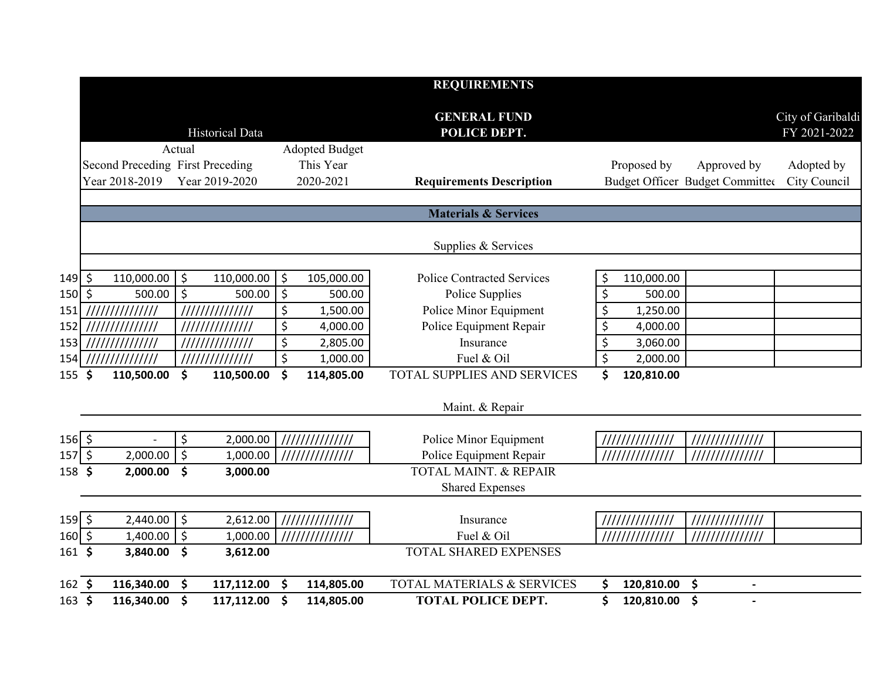# REQUIREMENTS

## GENERAL FUND
## POLICE DEPT.

City of Garibaldi
FY 2021-2022

| | Historical Data | | | | | | |
|---|---|---|---|---|---|---|---|
| | Actual | | Adopted Budget | | | | |
| | Second Preceding Year 2018-2019 | First Preceding Year 2019-2020 | This Year 2020-2021 | **Requirements Description** | Proposed by Budget Officer | Approved by Budget Committee | Adopted by City Council |
| | | | | **Materials & Services** | | | |
| | | | | Supplies & Services | | | |
| 149 | $ 110,000.00 | $ 110,000.00 | $ 105,000.00 | Police Contracted Services | $ 110,000.00 | | |
| 150 | $ 500.00 | $ 500.00 | $ 500.00 | Police Supplies | $ 500.00 | | |
| 151 | ////////////// | ////////////// | $ 1,500.00 | Police Minor Equipment | $ 1,250.00 | | |
| 152 | ////////////// | ////////////// | $ 4,000.00 | Police Equipment Repair | $ 4,000.00 | | |
| 153 | ////////////// | ////////////// | $ 2,805.00 | Insurance | $ 3,060.00 | | |
| 154 | ////////////// | ////////////// | $ 1,000.00 | Fuel & Oil | $ 2,000.00 | | |
| 155 | **$ 110,500.00** | **$ 110,500.00** | **$ 114,805.00** | TOTAL SUPPLIES AND SERVICES | **$ 120,810.00** | | |
| | | | | Maint. & Repair | | | |
| 156 | $ - | $ 2,000.00 | ////////////// | Police Minor Equipment | ////////////// | ////////////// | |
| 157 | $ 2,000.00 | $ 1,000.00 | ////////////// | Police Equipment Repair | ////////////// | ////////////// | |
| 158 | **$ 2,000.00** | **$ 3,000.00** | | TOTAL MAINT. & REPAIR | | | |
| | | | | Shared Expenses | | | |
| 159 | $ 2,440.00 | $ 2,612.00 | ////////////// | Insurance | ////////////// | ////////////// | |
| 160 | $ 1,400.00 | $ 1,000.00 | ////////////// | Fuel & Oil | ////////////// | ////////////// | |
| 161 | **$ 3,840.00** | **$ 3,612.00** | | TOTAL SHARED EXPENSES | | | |
| 162 | **$ 116,340.00** | **$ 117,112.00** | **$ 114,805.00** | TOTAL MATERIALS & SERVICES | **$ 120,810.00** | **$ -** | |
| 163 | **$ 116,340.00** | **$ 117,112.00** | **$ 114,805.00** | **TOTAL POLICE DEPT.** | **$ 120,810.00** | **$ -** | |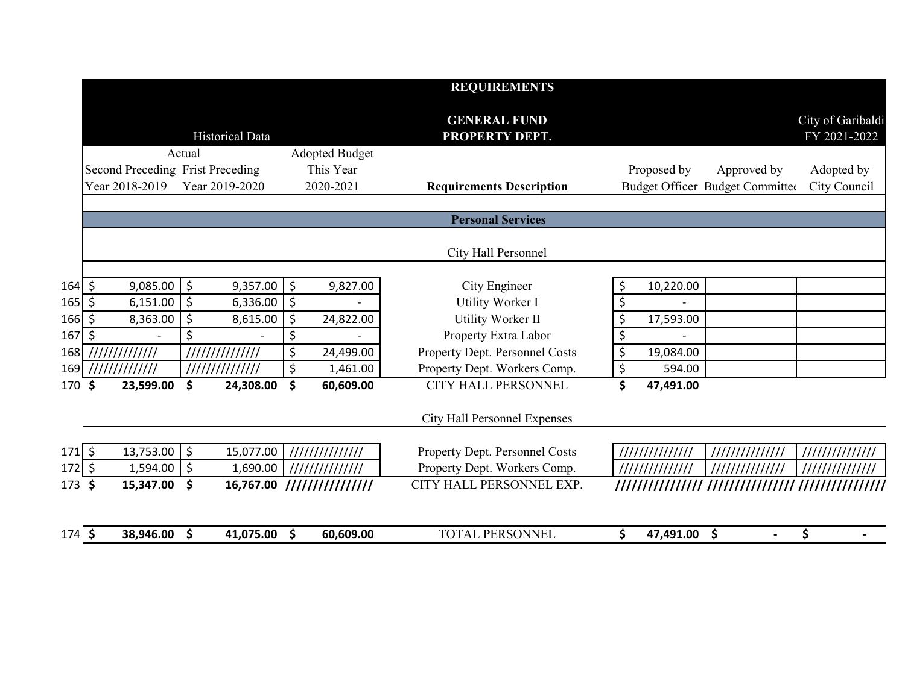| | **REQUIREMENTS** | | | | | | |
|---|---|---|---|---|---|---|---|
| | **GENERAL FUND** | | | | | | City of Garibaldi |
| | Historical Data | | **PROPERTY DEPT.** | | | | FY 2021-2022 |
| | Actual | | | | | | |
| | Second Preceding Year 2018-2019 | Frist Preceding Year 2019-2020 | Adopted Budget This Year 2020-2021 | **Requirements Description** | Proposed by Budget Officer | Approved by Budget Committee | Adopted by City Council |
| | | | | **Personal Services** | | | |
| | | | | City Hall Personnel | | | |
| 164 | $ 9,085.00 | $ 9,357.00 | $ 9,827.00 | City Engineer | $ 10,220.00 | | |
| 165 | $ 6,151.00 | $ 6,336.00 | $ - | Utility Worker I | $ - | | |
| 166 | $ 8,363.00 | $ 8,615.00 | $ 24,822.00 | Utility Worker II | $ 17,593.00 | | |
| 167 | $ - | $ - | $ - | Property Extra Labor | $ - | | |
| 168 | ///////////// | ////////////// | $ 24,499.00 | Property Dept. Personnel Costs | $ 19,084.00 | | |
| 169 | ///////////// | ////////////// | $ 1,461.00 | Property Dept. Workers Comp. | $ 594.00 | | |
| 170 | **$ 23,599.00** | **$ 24,308.00** | **$ 60,609.00** | CITY HALL PERSONNEL | **$ 47,491.00** | | |
| | | | | City Hall Personnel Expenses | | | |
| 171 | $ 13,753.00 | $ 15,077.00 | ////////////// | Property Dept. Personnel Costs | ////////////// | ////////////// | ////////////// |
| 172 | $ 1,594.00 | $ 1,690.00 | ////////////// | Property Dept. Workers Comp. | ////////////// | ////////////// | ////////////// |
| 173 | **$ 15,347.00** | **$ 16,767.00** | **///////////////** | CITY HALL PERSONNEL EXP. | **///////////////** | **///////////////** | **///////////////** |
| 174 | **$ 38,946.00** | **$ 41,075.00** | **$ 60,609.00** | TOTAL PERSONNEL | **$ 47,491.00** | **$ -** | **$ -** |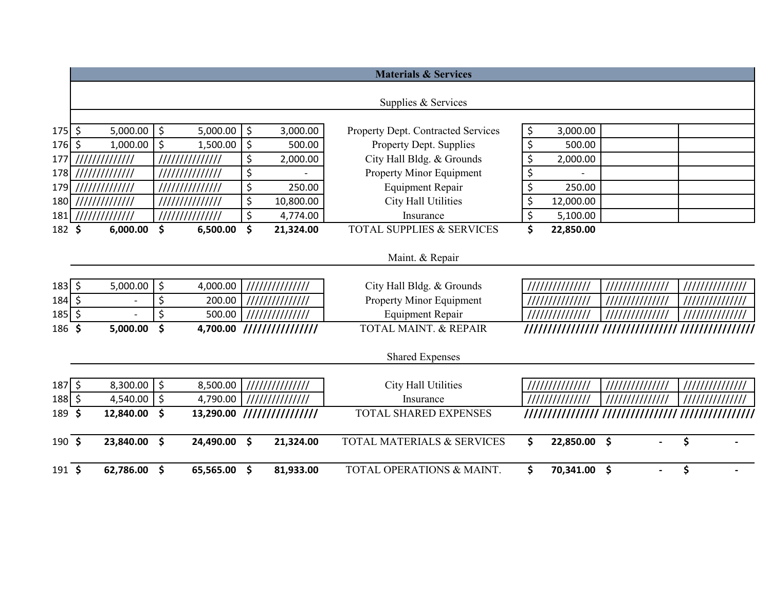## Materials & Services

| | | | | | | | |
|---|---|---|---|---|---|---|---|
| | | | | **Supplies & Services** | | | |
| 175 | $ 5,000.00 | $ 5,000.00 | $ 3,000.00 | Property Dept. Contracted Services | $ 3,000.00 | | |
| 176 | $ 1,000.00 | $ 1,500.00 | $ 500.00 | Property Dept. Supplies | $ 500.00 | | |
| 177 | ////////////// | ////////////// | $ 2,000.00 | City Hall Bldg. & Grounds | $ 2,000.00 | | |
| 178 | ////////////// | ////////////// | $ - | Property Minor Equipment | $ - | | |
| 179 | ////////////// | ////////////// | $ 250.00 | Equipment Repair | $ 250.00 | | |
| 180 | ////////////// | ////////////// | $ 10,800.00 | City Hall Utilities | $ 12,000.00 | | |
| 181 | ////////////// | ////////////// | $ 4,774.00 | Insurance | $ 5,100.00 | | |
| 182 | **$ 6,000.00** | **$ 6,500.00** | **$ 21,324.00** | TOTAL SUPPLIES & SERVICES | **$ 22,850.00** | | |
| | | | | **Maint. & Repair** | | | |
| 183 | $ 5,000.00 | $ 4,000.00 | ////////////// | City Hall Bldg. & Grounds | ////////////// | ////////////// | ////////////// |
| 184 | $ - | $ 200.00 | ////////////// | Property Minor Equipment | ////////////// | ////////////// | ////////////// |
| 185 | $ - | $ 500.00 | ////////////// | Equipment Repair | ////////////// | ////////////// | ////////////// |
| 186 | **$ 5,000.00** | **$ 4,700.00** | **//////////////** | TOTAL MAINT. & REPAIR | **//////////////** | **//////////////** | **//////////////** |
| | | | | **Shared Expenses** | | | |
| 187 | $ 8,300.00 | $ 8,500.00 | ////////////// | City Hall Utilities | ////////////// | ////////////// | ////////////// |
| 188 | $ 4,540.00 | $ 4,790.00 | ////////////// | Insurance | ////////////// | ////////////// | ////////////// |
| 189 | **$ 12,840.00** | **$ 13,290.00** | **//////////////** | TOTAL SHARED EXPENSES | **//////////////** | **//////////////** | **//////////////** |
| 190 | **$ 23,840.00** | **$ 24,490.00** | **$ 21,324.00** | TOTAL MATERIALS & SERVICES | **$ 22,850.00** | **$ -** | **$ -** |
| 191 | **$ 62,786.00** | **$ 65,565.00** | **$ 81,933.00** | TOTAL OPERATIONS & MAINT. | **$ 70,341.00** | **$ -** | **$ -** |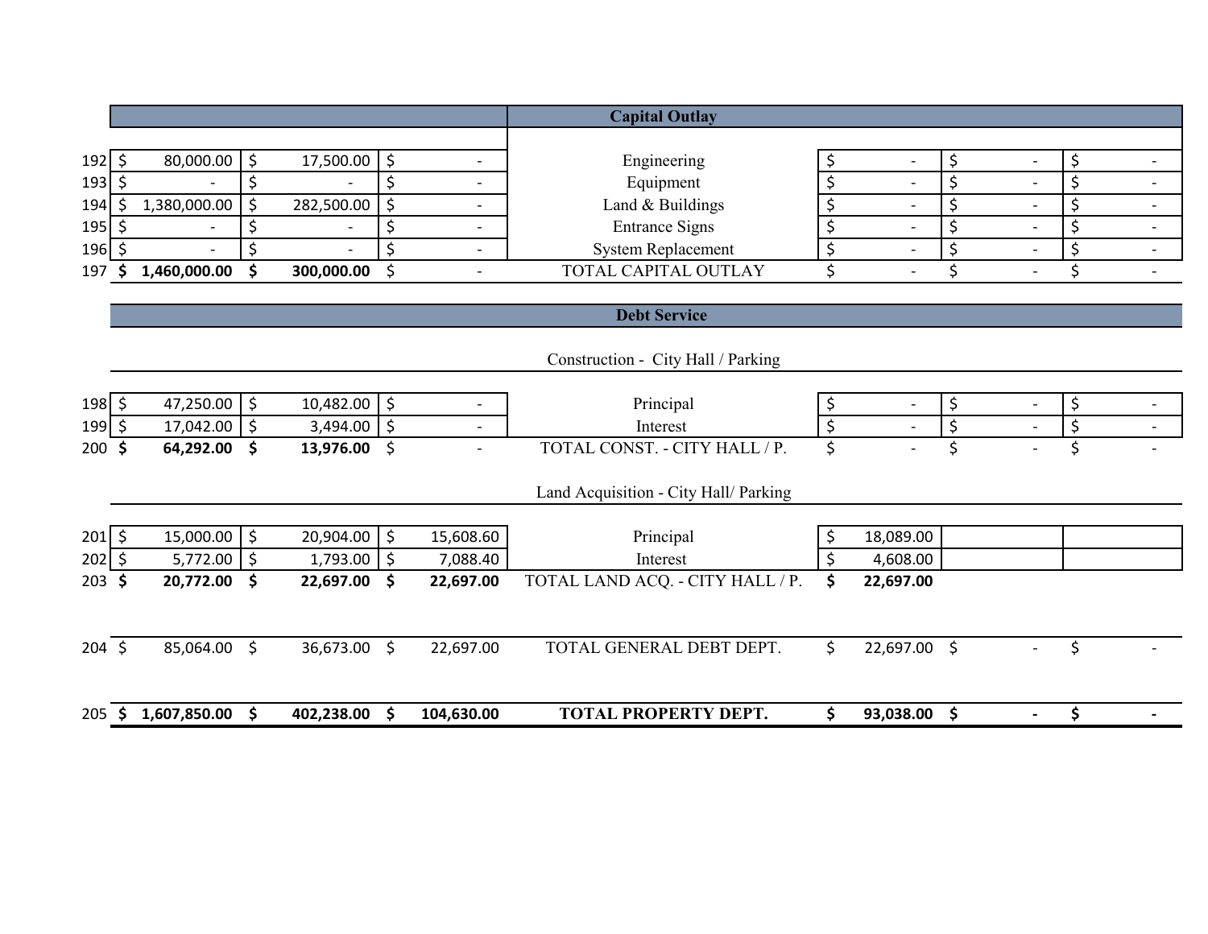| | | | | | | | |
|---|---|---|---|---|---|---|---|
| | | | | **Capital Outlay** | | | |
| 192 | $ 80,000.00 | $ 17,500.00 | $ - | Engineering | $ - | $ - | $ - |
| 193 | $ - | $ - | $ - | Equipment | $ - | $ - | $ - |
| 194 | $ 1,380,000.00 | $ 282,500.00 | $ - | Land & Buildings | $ - | $ - | $ - |
| 195 | $ - | $ - | $ - | Entrance Signs | $ - | $ - | $ - |
| 196 | $ - | $ - | $ - | System Replacement | $ - | $ - | $ - |
| 197 | **$ 1,460,000.00** | **$ 300,000.00** | $ - | TOTAL CAPITAL OUTLAY | $ - | $ - | $ - |
| | | | | **Debt Service** | | | |
| | | | | Construction - City Hall / Parking | | | |
| 198 | $ 47,250.00 | $ 10,482.00 | $ - | Principal | $ - | $ - | $ - |
| 199 | $ 17,042.00 | $ 3,494.00 | $ - | Interest | $ - | $ - | $ - |
| 200 | **$ 64,292.00** | **$ 13,976.00** | $ - | TOTAL CONST. - CITY HALL / P. | $ - | $ - | $ - |
| | | | | Land Acquisition - City Hall/ Parking | | | |
| 201 | $ 15,000.00 | $ 20,904.00 | $ 15,608.60 | Principal | $ 18,089.00 | | |
| 202 | $ 5,772.00 | $ 1,793.00 | $ 7,088.40 | Interest | $ 4,608.00 | | |
| 203 | **$ 20,772.00** | **$ 22,697.00** | **$ 22,697.00** | TOTAL LAND ACQ. - CITY HALL / P. | **$ 22,697.00** | | |
| 204 | $ 85,064.00 | $ 36,673.00 | $ 22,697.00 | TOTAL GENERAL DEBT DEPT. | $ 22,697.00 | $ - | $ - |
| 205 | **$ 1,607,850.00** | **$ 402,238.00** | **$ 104,630.00** | **TOTAL PROPERTY DEPT.** | **$ 93,038.00** | **$ -** | **$ -** |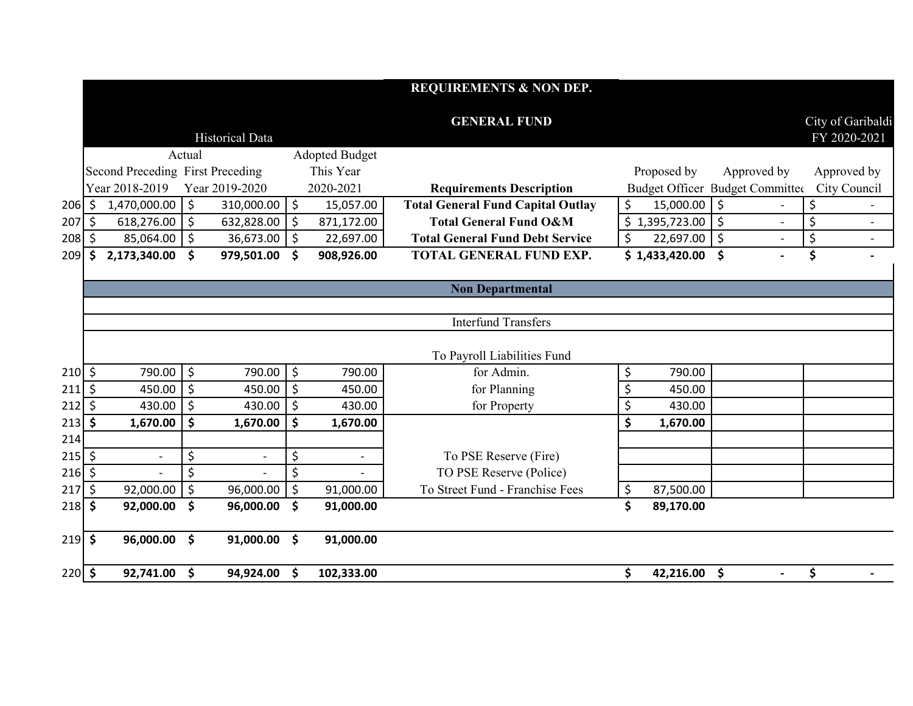| | REQUIREMENTS & NON DEP. | | | | | | |
|---|---|---|---|---|---|---|---|
| | GENERAL FUND | | | | | | City of Garibaldi |
| | Historical Data | | | | | | FY 2020-2021 |
| | Actual | | Adopted Budget | | | | |
| | Second Preceding Year 2018-2019 | First Preceding Year 2019-2020 | This Year 2020-2021 | Requirements Description | Proposed by Budget Officer | Approved by Budget Committee | Approved by City Council |
| 206 | $ 1,470,000.00 | $ 310,000.00 | $ 15,057.00 | **Total General Fund Capital Outlay** | $ 15,000.00 | $ - | $ - |
| 207 | $ 618,276.00 | $ 632,828.00 | $ 871,172.00 | **Total General Fund O&M** | $ 1,395,723.00 | $ - | $ - |
| 208 | $ 85,064.00 | $ 36,673.00 | $ 22,697.00 | **Total General Fund Debt Service** | $ 22,697.00 | $ - | $ - |
| 209 | **$ 2,173,340.00** | **$ 979,501.00** | **$ 908,926.00** | **TOTAL GENERAL FUND EXP.** | **$ 1,433,420.00** | **$ -** | **$ -** |
| | | | | **Non Departmental** | | | |
| | | | | Interfund Transfers | | | |
| | | | | To Payroll Liabilities Fund | | | |
| 210 | $ 790.00 | $ 790.00 | $ 790.00 | for Admin. | $ 790.00 | | |
| 211 | $ 450.00 | $ 450.00 | $ 450.00 | for Planning | $ 450.00 | | |
| 212 | $ 430.00 | $ 430.00 | $ 430.00 | for Property | $ 430.00 | | |
| 213 | **$ 1,670.00** | **$ 1,670.00** | **$ 1,670.00** | | **$ 1,670.00** | | |
| 214 | | | | | | | |
| 215 | $ - | $ - | $ - | To PSE Reserve (Fire) | | | |
| 216 | $ - | $ - | $ - | TO PSE Reserve (Police) | | | |
| 217 | $ 92,000.00 | $ 96,000.00 | $ 91,000.00 | To Street Fund - Franchise Fees | $ 87,500.00 | | |
| 218 | **$ 92,000.00** | **$ 96,000.00** | **$ 91,000.00** | | **$ 89,170.00** | | |
| 219 | **$ 96,000.00** | **$ 91,000.00** | **$ 91,000.00** | | | | |
| 220 | **$ 92,741.00** | **$ 94,924.00** | **$ 102,333.00** | | **$ 42,216.00** | **$ -** | **$ -** |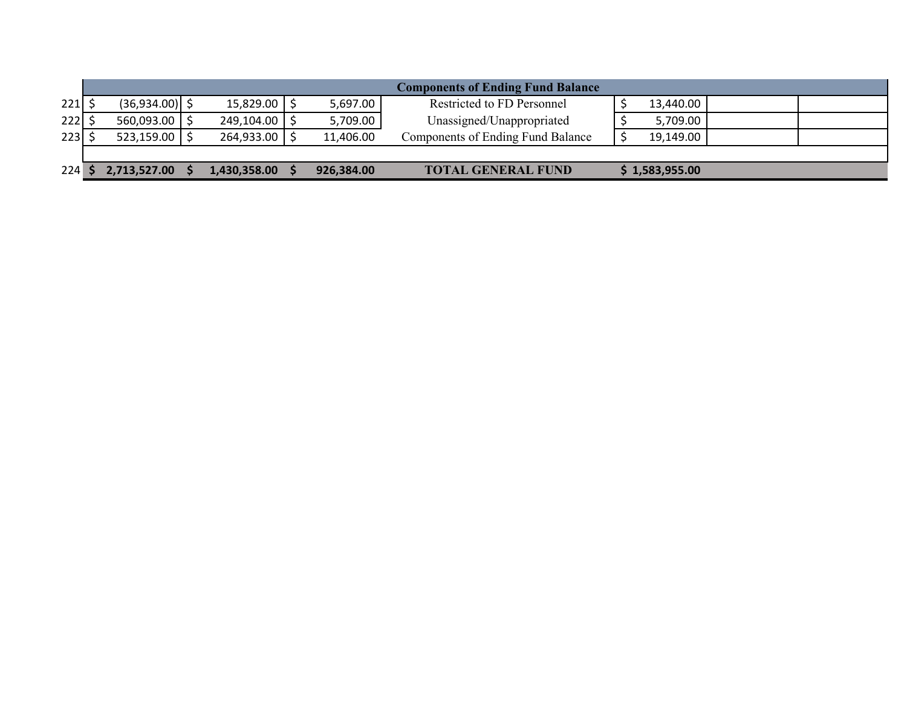| | | | | Components of Ending Fund Balance | | | |
|---|---|---|---|---|---|---|---|
| 221 | $ (36,934.00) | $ 15,829.00 | $ 5,697.00 | Restricted to FD Personnel | $ 13,440.00 | | |
| 222 | $ 560,093.00 | $ 249,104.00 | $ 5,709.00 | Unassigned/Unappropriated | $ 5,709.00 | | |
| 223 | $ 523,159.00 | $ 264,933.00 | $ 11,406.00 | Components of Ending Fund Balance | $ 19,149.00 | | |
| | | | | | | | |
| 224 | **$ 2,713,527.00** | **$ 1,430,358.00** | **$ 926,384.00** | **TOTAL GENERAL FUND** | **$ 1,583,955.00** | | |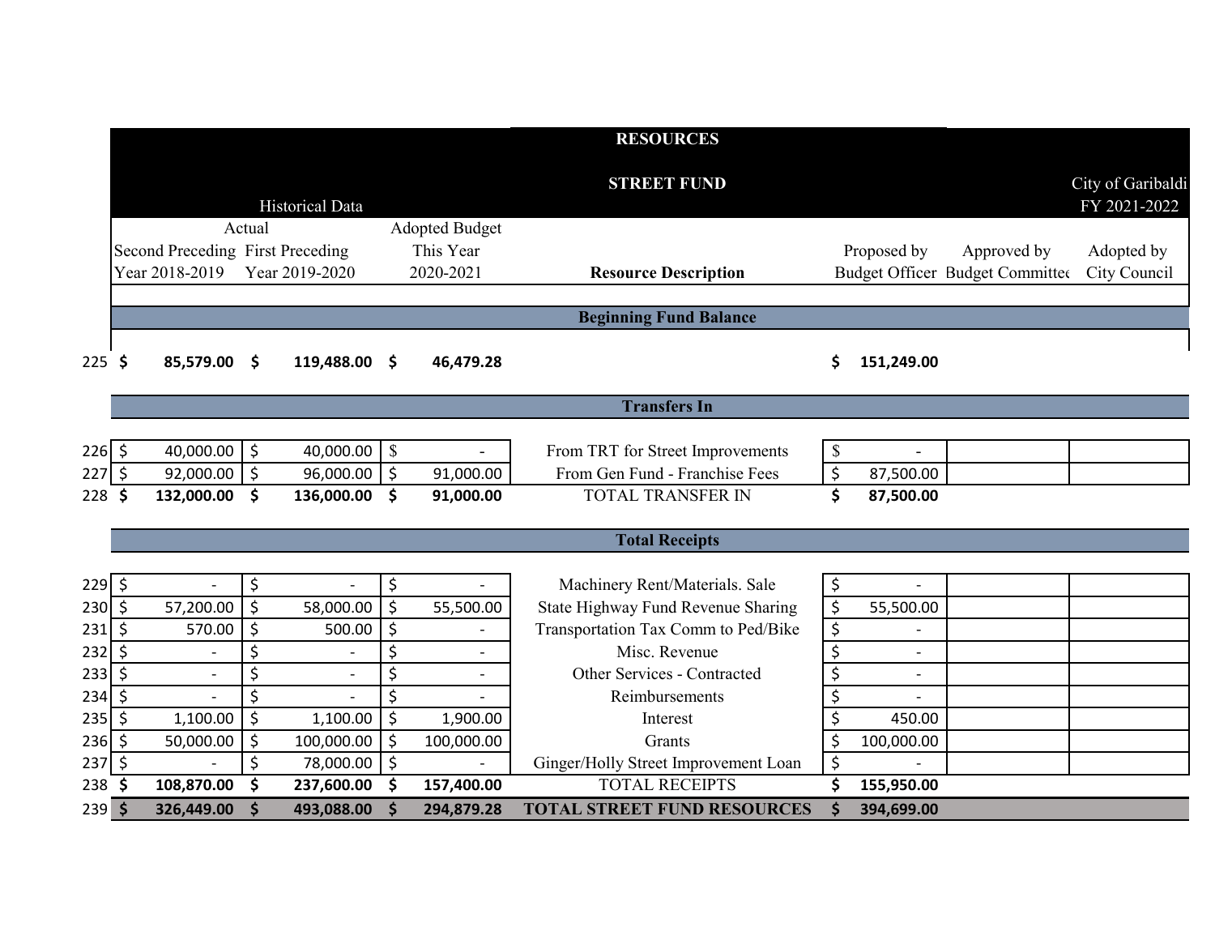# RESOURCES

## STREET FUND

City of Garibaldi
FY 2021-2022

| | Historical Data | | | | | | |
|---|---|---|---|---|---|---|---|
| | Actual | | Adopted Budget | | | | |
| | Second Preceding Year 2018-2019 | First Preceding Year 2019-2020 | This Year 2020-2021 | Resource Description | Proposed by Budget Officer | Approved by Budget Committee | Adopted by City Council |
| | | | | **Beginning Fund Balance** | | | |
| 225 | **$ 85,579.00** | **$ 119,488.00** | **$ 46,479.28** | | **$ 151,249.00** | | |
| | | | | **Transfers In** | | | |
| 226 | $ 40,000.00 | $ 40,000.00 | $ - | From TRT for Street Improvements | $ - | | |
| 227 | $ 92,000.00 | $ 96,000.00 | $ 91,000.00 | From Gen Fund - Franchise Fees | $ 87,500.00 | | |
| 228 | **$ 132,000.00** | **$ 136,000.00** | **$ 91,000.00** | TOTAL TRANSFER IN | **$ 87,500.00** | | |
| | | | | **Total Receipts** | | | |
| 229 | $ - | $ - | $ - | Machinery Rent/Materials. Sale | $ - | | |
| 230 | $ 57,200.00 | $ 58,000.00 | $ 55,500.00 | State Highway Fund Revenue Sharing | $ 55,500.00 | | |
| 231 | $ 570.00 | $ 500.00 | $ - | Transportation Tax Comm to Ped/Bike | $ - | | |
| 232 | $ - | $ - | $ - | Misc. Revenue | $ - | | |
| 233 | $ - | $ - | $ - | Other Services - Contracted | $ - | | |
| 234 | $ - | $ - | $ - | Reimbursements | $ - | | |
| 235 | $ 1,100.00 | $ 1,100.00 | $ 1,900.00 | Interest | $ 450.00 | | |
| 236 | $ 50,000.00 | $ 100,000.00 | $ 100,000.00 | Grants | $ 100,000.00 | | |
| 237 | $ - | $ 78,000.00 | $ - | Ginger/Holly Street Improvement Loan | $ - | | |
| 238 | **$ 108,870.00** | **$ 237,600.00** | **$ 157,400.00** | TOTAL RECEIPTS | **$ 155,950.00** | | |
| 239 | **$ 326,449.00** | **$ 493,088.00** | **$ 294,879.28** | **TOTAL STREET FUND RESOURCES** | **$ 394,699.00** | | |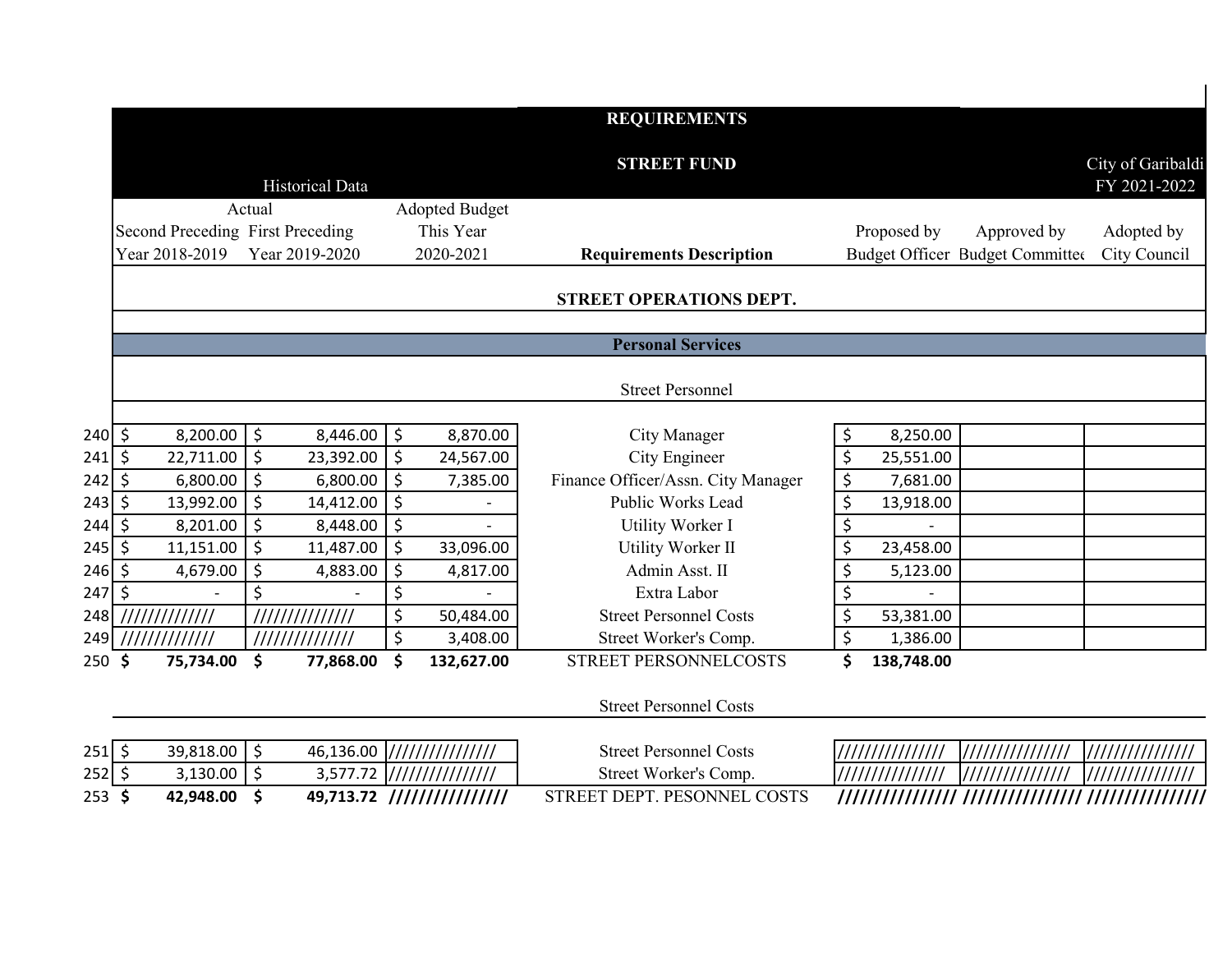| | REQUIREMENTS | | | | | | |
|---|---|---|---|---|---|---|---|
| | STREET FUND | | | | | | City of Garibaldi |
| | Historical Data | | | | | | FY 2021-2022 |
| | Actual | | Adopted Budget | | | | |
| | Second Preceding Year 2018-2019 | First Preceding Year 2019-2020 | This Year 2020-2021 | **Requirements Description** | Proposed by Budget Officer | Approved by Budget Committee | Adopted by City Council |
| | | | | **STREET OPERATIONS DEPT.** | | | |
| | | | | **Personal Services** | | | |
| | | | | Street Personnel | | | |
| 240 | $ 8,200.00 | $ 8,446.00 | $ 8,870.00 | City Manager | $ 8,250.00 | | |
| 241 | $ 22,711.00 | $ 23,392.00 | $ 24,567.00 | City Engineer | $ 25,551.00 | | |
| 242 | $ 6,800.00 | $ 6,800.00 | $ 7,385.00 | Finance Officer/Assn. City Manager | $ 7,681.00 | | |
| 243 | $ 13,992.00 | $ 14,412.00 | $ - | Public Works Lead | $ 13,918.00 | | |
| 244 | $ 8,201.00 | $ 8,448.00 | $ - | Utility Worker I | $ - | | |
| 245 | $ 11,151.00 | $ 11,487.00 | $ 33,096.00 | Utility Worker II | $ 23,458.00 | | |
| 246 | $ 4,679.00 | $ 4,883.00 | $ 4,817.00 | Admin Asst. II | $ 5,123.00 | | |
| 247 | $ - | $ - | $ - | Extra Labor | $ - | | |
| 248 | ///////////// | ////////////// | $ 50,484.00 | Street Personnel Costs | $ 53,381.00 | | |
| 249 | ///////////// | ////////////// | $ 3,408.00 | Street Worker's Comp. | $ 1,386.00 | | |
| 250 | **$ 75,734.00** | **$ 77,868.00** | **$ 132,627.00** | STREET PERSONNELCOSTS | **$ 138,748.00** | | |
| | | | | Street Personnel Costs | | | |
| 251 | $ 39,818.00 | $ 46,136.00 | /////////////// | Street Personnel Costs | /////////////// | /////////////// | /////////////// |
| 252 | $ 3,130.00 | $ 3,577.72 | /////////////// | Street Worker's Comp. | /////////////// | /////////////// | /////////////// |
| 253 | **$ 42,948.00** | **$ 49,713.72** | **///////////////** | STREET DEPT. PESONNEL COSTS | **///////////////** | **///////////////** | **///////////////** |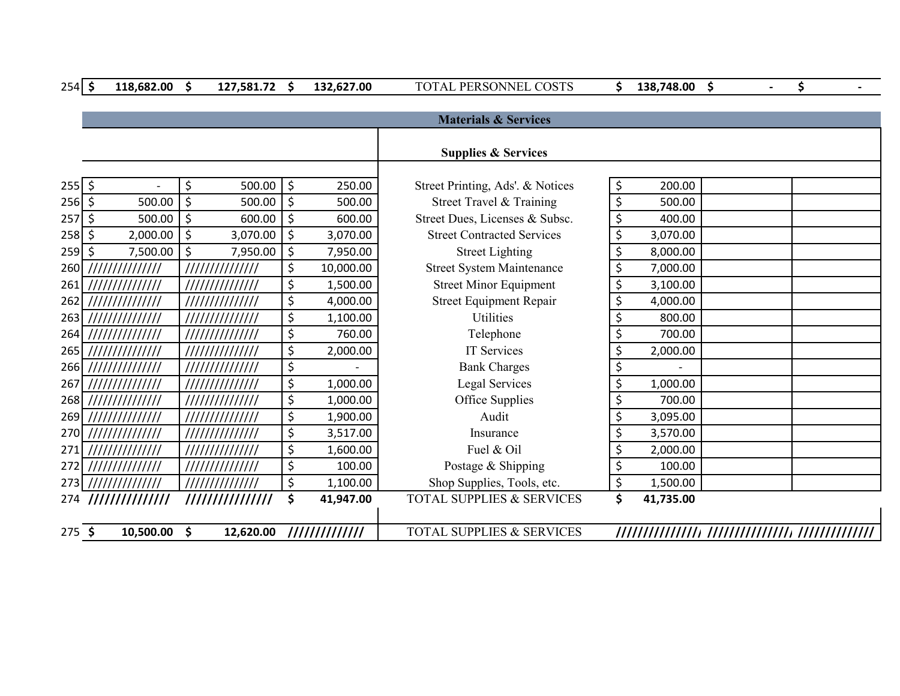| Line | | | | Description | | | |
|---|---|---|---|---|---|---|---|
| 254 | $ 118,682.00 | $ 127,581.72 | $ 132,627.00 | TOTAL PERSONNEL COSTS | $ 138,748.00 | $ - | $ - |
| | | | | **Materials & Services** | | | |
| | | | | **Supplies & Services** | | | |
| 255 | $ - | $ 500.00 | $ 250.00 | Street Printing, Ads'. & Notices | $ 200.00 | | |
| 256 | $ 500.00 | $ 500.00 | $ 500.00 | Street Travel & Training | $ 500.00 | | |
| 257 | $ 500.00 | $ 600.00 | $ 600.00 | Street Dues, Licenses & Subsc. | $ 400.00 | | |
| 258 | $ 2,000.00 | $ 3,070.00 | $ 3,070.00 | Street Contracted Services | $ 3,070.00 | | |
| 259 | $ 7,500.00 | $ 7,950.00 | $ 7,950.00 | Street Lighting | $ 8,000.00 | | |
| 260 | ////////////// | ////////////// | $ 10,000.00 | Street System Maintenance | $ 7,000.00 | | |
| 261 | ////////////// | ////////////// | $ 1,500.00 | Street Minor Equipment | $ 3,100.00 | | |
| 262 | ////////////// | ////////////// | $ 4,000.00 | Street Equipment Repair | $ 4,000.00 | | |
| 263 | ////////////// | ////////////// | $ 1,100.00 | Utilities | $ 800.00 | | |
| 264 | ////////////// | ////////////// | $ 760.00 | Telephone | $ 700.00 | | |
| 265 | ////////////// | ////////////// | $ 2,000.00 | IT Services | $ 2,000.00 | | |
| 266 | ////////////// | ////////////// | $ - | Bank Charges | $ - | | |
| 267 | ////////////// | ////////////// | $ 1,000.00 | Legal Services | $ 1,000.00 | | |
| 268 | ////////////// | ////////////// | $ 1,000.00 | Office Supplies | $ 700.00 | | |
| 269 | ////////////// | ////////////// | $ 1,900.00 | Audit | $ 3,095.00 | | |
| 270 | ////////////// | ////////////// | $ 3,517.00 | Insurance | $ 3,570.00 | | |
| 271 | ////////////// | ////////////// | $ 1,600.00 | Fuel & Oil | $ 2,000.00 | | |
| 272 | ////////////// | ////////////// | $ 100.00 | Postage & Shipping | $ 100.00 | | |
| 273 | ////////////// | ////////////// | $ 1,100.00 | Shop Supplies, Tools, etc. | $ 1,500.00 | | |
| 274 | ////////////// | /////////////// | $ 41,947.00 | TOTAL SUPPLIES & SERVICES | $ 41,735.00 | | |
| 275 | $ 10,500.00 | $ 12,620.00 | ///////////// | TOTAL SUPPLIES & SERVICES | ////////////// | ////////////// | ///////////// |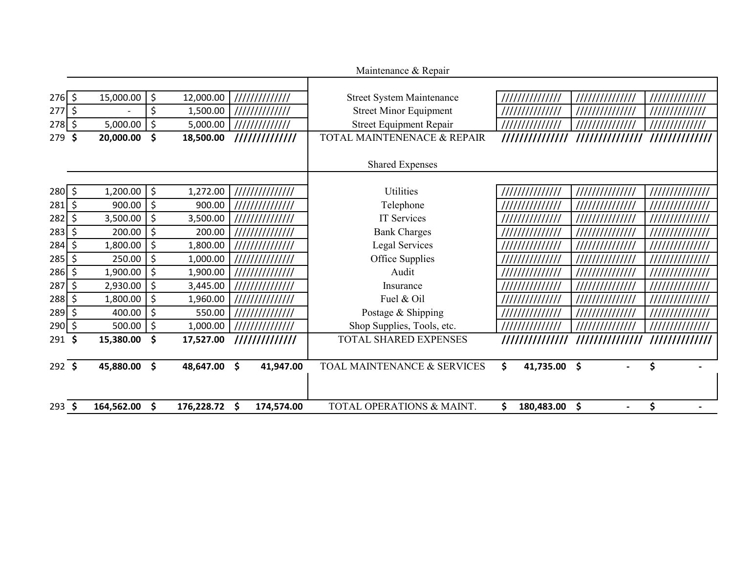| | | | | | | | |
|---|---|---|---|---|---|---|---|
| | | | | Maintenance & Repair | | | |
| 276 | $ 15,000.00 | $ 12,000.00 | ///////////// | Street System Maintenance | ////////////// | ////////////// | ///////////// |
| 277 | $ - | $ 1,500.00 | ///////////// | Street Minor Equipment | ////////////// | ////////////// | ///////////// |
| 278 | $ 5,000.00 | $ 5,000.00 | ///////////// | Street Equipment Repair | ////////////// | ////////////// | ///////////// |
| 279 | **$ 20,000.00** | **$ 18,500.00** | **/////////////** | TOTAL MAINTENENACE & REPAIR | **//////////////** | **//////////////** | **/////////////** |
| | | | | Shared Expenses | | | |
| 280 | $ 1,200.00 | $ 1,272.00 | ////////////// | Utilities | ////////////// | ////////////// | ////////////// |
| 281 | $ 900.00 | $ 900.00 | ////////////// | Telephone | ////////////// | ////////////// | ////////////// |
| 282 | $ 3,500.00 | $ 3,500.00 | ////////////// | IT Services | ////////////// | ////////////// | ////////////// |
| 283 | $ 200.00 | $ 200.00 | ////////////// | Bank Charges | ////////////// | ////////////// | ////////////// |
| 284 | $ 1,800.00 | $ 1,800.00 | ////////////// | Legal Services | ////////////// | ////////////// | ////////////// |
| 285 | $ 250.00 | $ 1,000.00 | ////////////// | Office Supplies | ////////////// | ////////////// | ////////////// |
| 286 | $ 1,900.00 | $ 1,900.00 | ////////////// | Audit | ////////////// | ////////////// | ////////////// |
| 287 | $ 2,930.00 | $ 3,445.00 | ////////////// | Insurance | ////////////// | ////////////// | ////////////// |
| 288 | $ 1,800.00 | $ 1,960.00 | ////////////// | Fuel & Oil | ////////////// | ////////////// | ////////////// |
| 289 | $ 400.00 | $ 550.00 | ////////////// | Postage & Shipping | ////////////// | ////////////// | ////////////// |
| 290 | $ 500.00 | $ 1,000.00 | ////////////// | Shop Supplies, Tools, etc. | ////////////// | ////////////// | ////////////// |
| 291 | **$ 15,380.00** | **$ 17,527.00** | **/////////////** | TOTAL SHARED EXPENSES | **//////////////** | **//////////////** | **/////////////** |
| 292 | **$ 45,880.00** | **$ 48,647.00** | **$ 41,947.00** | TOAL MAINTENANCE & SERVICES | **$ 41,735.00** | **$ -** | **$ -** |
| 293 | **$ 164,562.00** | **$ 176,228.72** | **$ 174,574.00** | TOTAL OPERATIONS & MAINT. | **$ 180,483.00** | **$ -** | **$ -** |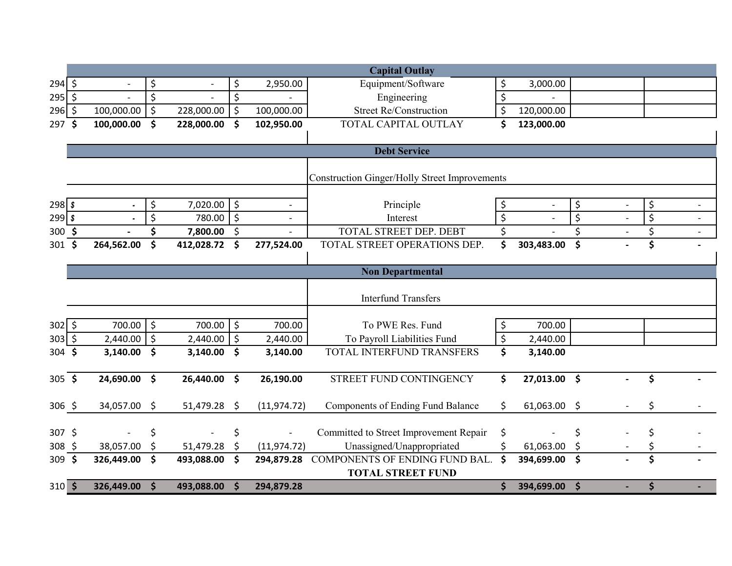| | | | | | | | |
|---|---|---|---|---|---|---|---|
| | | | | **Capital Outlay** | | | |
| 294 | $ - | $ - | $ 2,950.00 | Equipment/Software | $ 3,000.00 | | |
| 295 | $ - | $ - | $ - | Engineering | $ - | | |
| 296 | $ 100,000.00 | $ 228,000.00 | $ 100,000.00 | Street Re/Construction | $ 120,000.00 | | |
| 297 | **$ 100,000.00** | **$ 228,000.00** | **$ 102,950.00** | TOTAL CAPITAL OUTLAY | **$ 123,000.00** | | |
| | | | | **Debt Service** | | | |
| | | | | Construction Ginger/Holly Street Improvements | | | |
| 298 | $ - | $ 7,020.00 | $ - | Principle | $ - | $ - | $ - |
| 299 | $ - | $ 780.00 | $ - | Interest | $ - | $ - | $ - |
| 300 | **$ -** | **$ 7,800.00** | $ - | TOTAL STREET DEP. DEBT | $ - | $ - | $ - |
| 301 | **$ 264,562.00** | **$ 412,028.72** | **$ 277,524.00** | TOTAL STREET OPERATIONS DEP. | **$ 303,483.00** | **$ -** | **$ -** |
| | | | | **Non Departmental** | | | |
| | | | | Interfund Transfers | | | |
| 302 | $ 700.00 | $ 700.00 | $ 700.00 | To PWE Res. Fund | $ 700.00 | | |
| 303 | $ 2,440.00 | $ 2,440.00 | $ 2,440.00 | To Payroll Liabilities Fund | $ 2,440.00 | | |
| 304 | **$ 3,140.00** | **$ 3,140.00** | **$ 3,140.00** | TOTAL INTERFUND TRANSFERS | **$ 3,140.00** | | |
| 305 | **$ 24,690.00** | **$ 26,440.00** | **$ 26,190.00** | STREET FUND CONTINGENCY | **$ 27,013.00** | **$ -** | **$ -** |
| 306 | $ 34,057.00 | $ 51,479.28 | $ (11,974.72) | Components of Ending Fund Balance | $ 61,063.00 | $ - | $ - |
| 307 | $ - | $ - | $ - | Committed to Street Improvement Repair | $ - | $ - | $ - |
| 308 | $ 38,057.00 | $ 51,479.28 | $ (11,974.72) | Unassigned/Unappropriated | $ 61,063.00 | $ - | $ - |
| 309 | **$ 326,449.00** | **$ 493,088.00** | **$ 294,879.28** | COMPONENTS OF ENDING FUND BAL. | **$ 394,699.00** | **$ -** | **$ -** |
| 310 | **$ 326,449.00** | **$ 493,088.00** | **$ 294,879.28** | **TOTAL STREET FUND** | **$ 394,699.00** | **$ -** | **$ -** |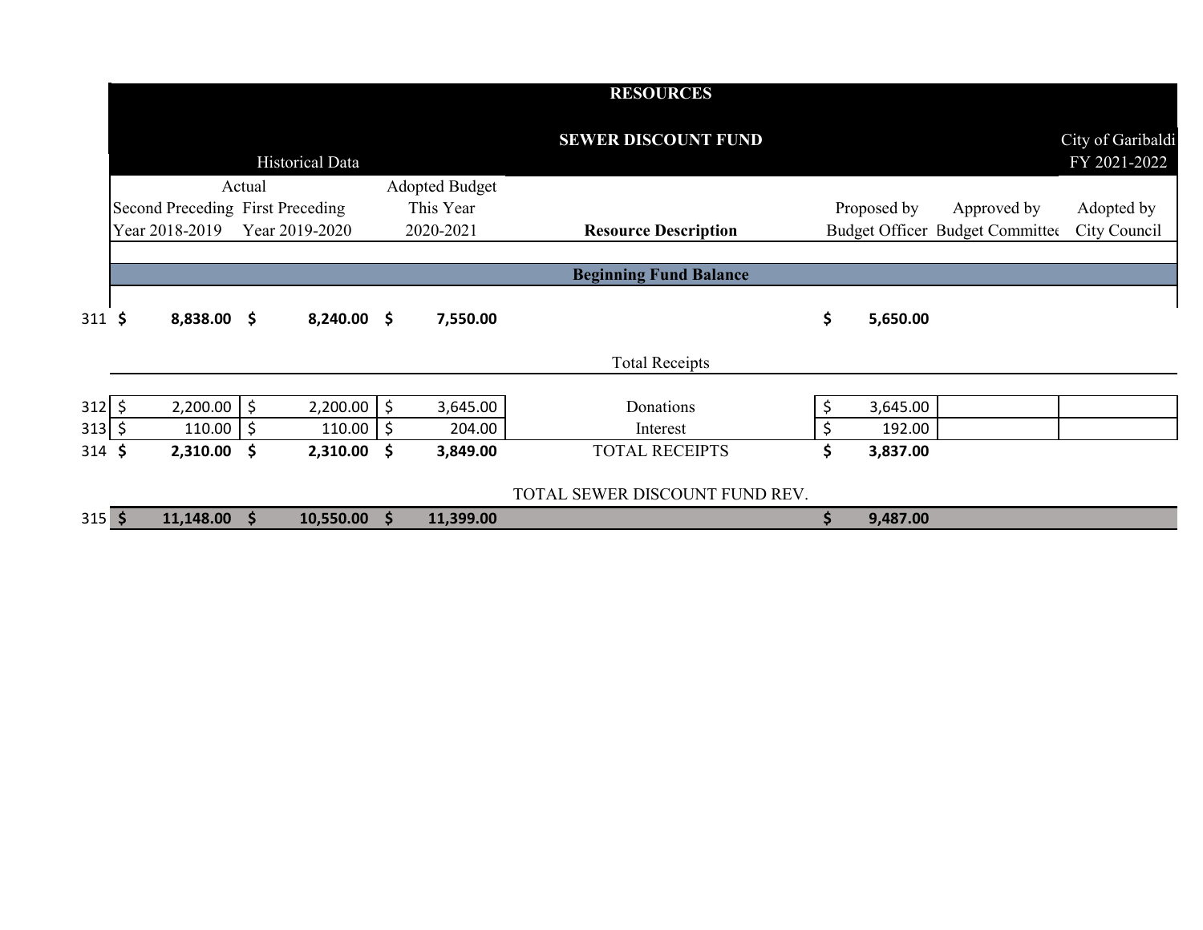# RESOURCES

## SEWER DISCOUNT FUND

City of Garibaldi
FY 2021-2022

| | Historical Data | | | | | | |
|---|---|---|---|---|---|---|---|
| | Actual | | Adopted Budget | | | | |
| | Second Preceding Year 2018-2019 | First Preceding Year 2019-2020 | This Year 2020-2021 | **Resource Description** | Proposed by Budget Officer | Approved by Budget Committee | Adopted by City Council |
| | | | | **Beginning Fund Balance** | | | |
| 311 | **$ 8,838.00** | **$ 8,240.00** | **$ 7,550.00** | | **$ 5,650.00** | | |
| | | | | Total Receipts | | | |
| 312 | $ 2,200.00 | $ 2,200.00 | $ 3,645.00 | Donations | $ 3,645.00 | | |
| 313 | $ 110.00 | $ 110.00 | $ 204.00 | Interest | $ 192.00 | | |
| 314 | **$ 2,310.00** | **$ 2,310.00** | **$ 3,849.00** | TOTAL RECEIPTS | **$ 3,837.00** | | |
| | | | | TOTAL SEWER DISCOUNT FUND REV. | | | |
| 315 | **$ 11,148.00** | **$ 10,550.00** | **$ 11,399.00** | | **$ 9,487.00** | | |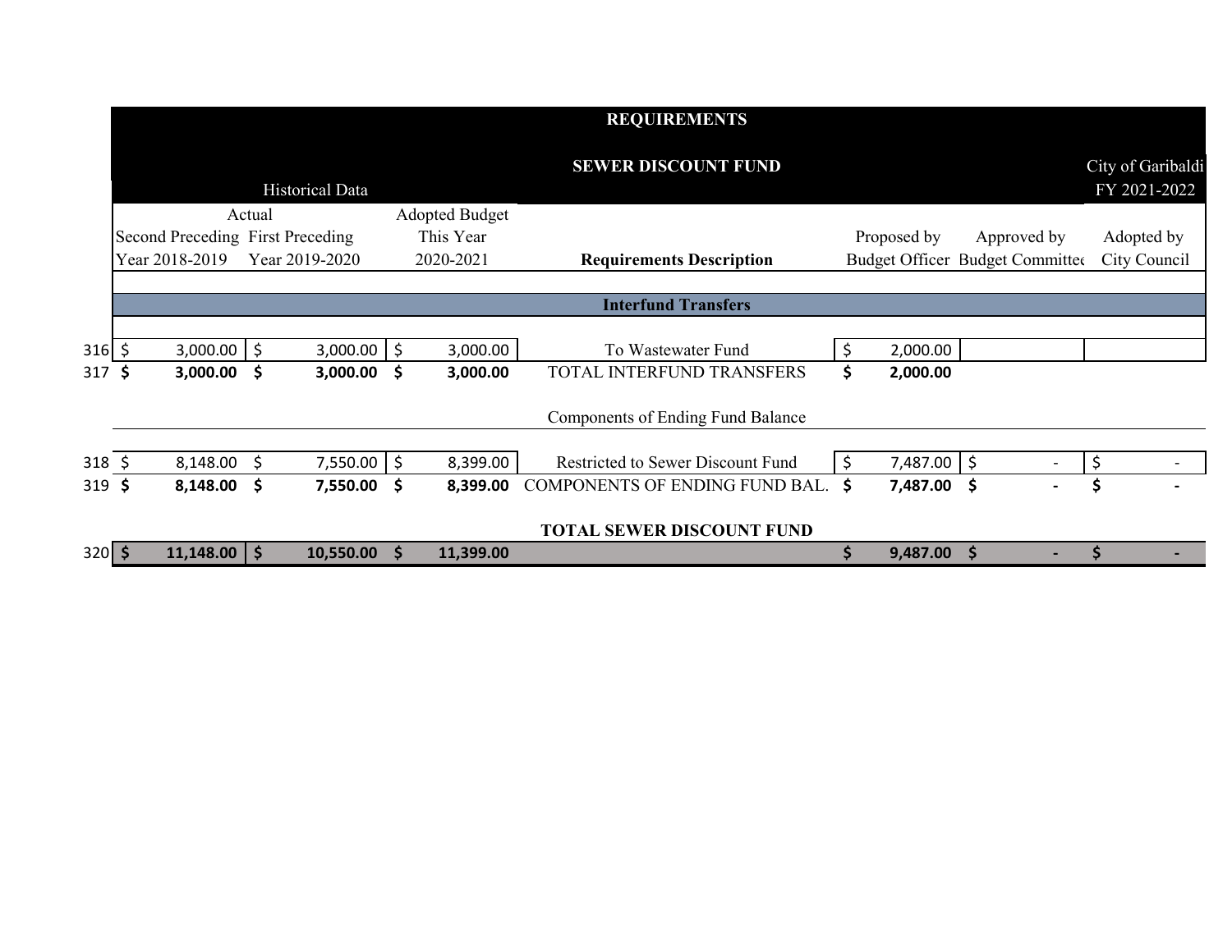# REQUIREMENTS

## SEWER DISCOUNT FUND

City of Garibaldi
FY 2021-2022

| | Historical Data | | | | | | |
|---|---|---|---|---|---|---|---|
| | Actual | | Adopted Budget | | | | |
| | Second Preceding Year 2018-2019 | First Preceding Year 2019-2020 | This Year 2020-2021 | **Requirements Description** | Proposed by Budget Officer | Approved by Budget Committee | Adopted by City Council |
| | | | | **Interfund Transfers** | | | |
| 316 | $ 3,000.00 | $ 3,000.00 | $ 3,000.00 | To Wastewater Fund | $ 2,000.00 | | |
| 317 | **$ 3,000.00** | **$ 3,000.00** | **$ 3,000.00** | TOTAL INTERFUND TRANSFERS | **$ 2,000.00** | | |
| | | | | Components of Ending Fund Balance | | | |
| 318 | $ 8,148.00 | $ 7,550.00 | $ 8,399.00 | Restricted to Sewer Discount Fund | $ 7,487.00 | $ - | $ - |
| 319 | **$ 8,148.00** | **$ 7,550.00** | **$ 8,399.00** | COMPONENTS OF ENDING FUND BAL. | **$ 7,487.00** | **$ -** | **$ -** |
| | | | | **TOTAL SEWER DISCOUNT FUND** | | | |
| 320 | **$ 11,148.00** | **$ 10,550.00** | **$ 11,399.00** | | **$ 9,487.00** | **$ -** | **$ -** |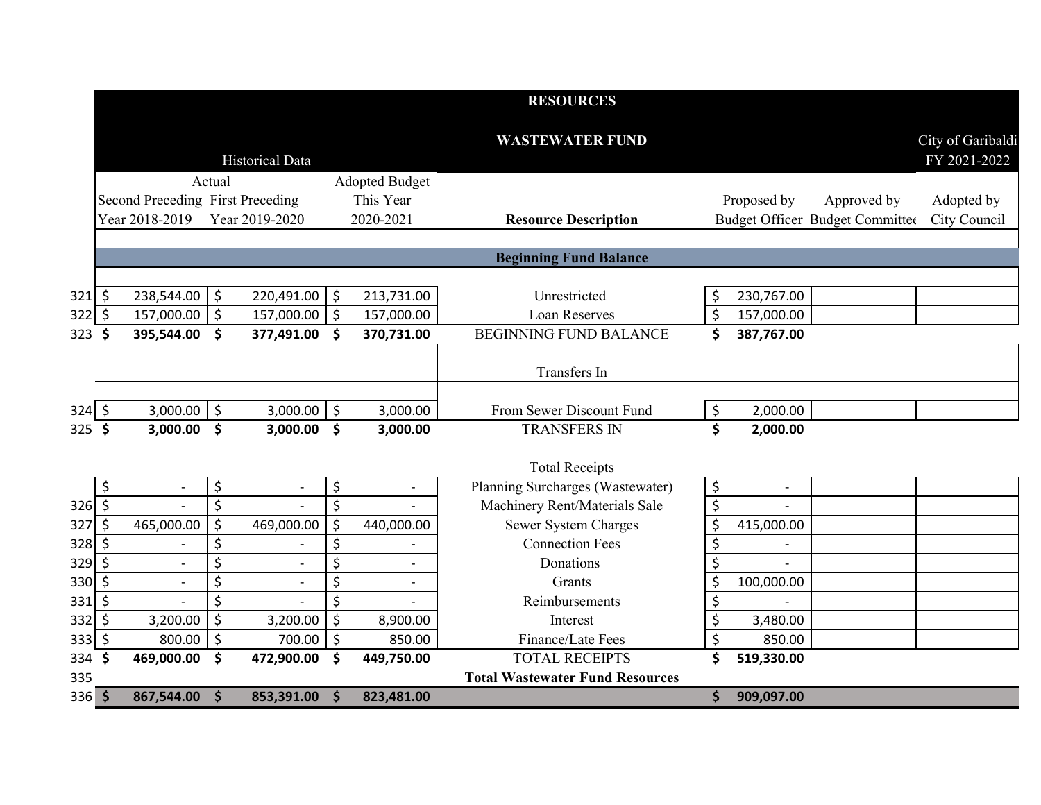# RESOURCES

## WASTEWATER FUND

City of Garibaldi
FY 2021-2022

| | Historical Data | | | | | | |
|---|---|---|---|---|---|---|---|
| | Actual | | Adopted Budget | | | | |
| | Second Preceding Year 2018-2019 | First Preceding Year 2019-2020 | This Year 2020-2021 | **Resource Description** | Proposed by Budget Officer | Approved by Budget Committee | Adopted by City Council |
| | | | | **Beginning Fund Balance** | | | |
| 321 | $ 238,544.00 | $ 220,491.00 | $ 213,731.00 | Unrestricted | $ 230,767.00 | | |
| 322 | $ 157,000.00 | $ 157,000.00 | $ 157,000.00 | Loan Reserves | $ 157,000.00 | | |
| 323 | **$ 395,544.00** | **$ 377,491.00** | **$ 370,731.00** | BEGINNING FUND BALANCE | **$ 387,767.00** | | |
| | | | | Transfers In | | | |
| 324 | $ 3,000.00 | $ 3,000.00 | $ 3,000.00 | From Sewer Discount Fund | $ 2,000.00 | | |
| 325 | **$ 3,000.00** | **$ 3,000.00** | **$ 3,000.00** | TRANSFERS IN | **$ 2,000.00** | | |
| | | | | Total Receipts | | | |
| | $ - | $ - | $ - | Planning Surcharges (Wastewater) | $ - | | |
| 326 | $ - | $ - | $ - | Machinery Rent/Materials Sale | $ - | | |
| 327 | $ 465,000.00 | $ 469,000.00 | $ 440,000.00 | Sewer System Charges | $ 415,000.00 | | |
| 328 | $ - | $ - | $ - | Connection Fees | $ - | | |
| 329 | $ - | $ - | $ - | Donations | $ - | | |
| 330 | $ - | $ - | $ - | Grants | $ 100,000.00 | | |
| 331 | $ - | $ - | $ - | Reimbursements | $ - | | |
| 332 | $ 3,200.00 | $ 3,200.00 | $ 8,900.00 | Interest | $ 3,480.00 | | |
| 333 | $ 800.00 | $ 700.00 | $ 850.00 | Finance/Late Fees | $ 850.00 | | |
| 334 | **$ 469,000.00** | **$ 472,900.00** | **$ 449,750.00** | TOTAL RECEIPTS | **$ 519,330.00** | | |
| 335 | | | | **Total Wastewater Fund Resources** | | | |
| 336 | **$ 867,544.00** | **$ 853,391.00** | **$ 823,481.00** | | **$ 909,097.00** | | |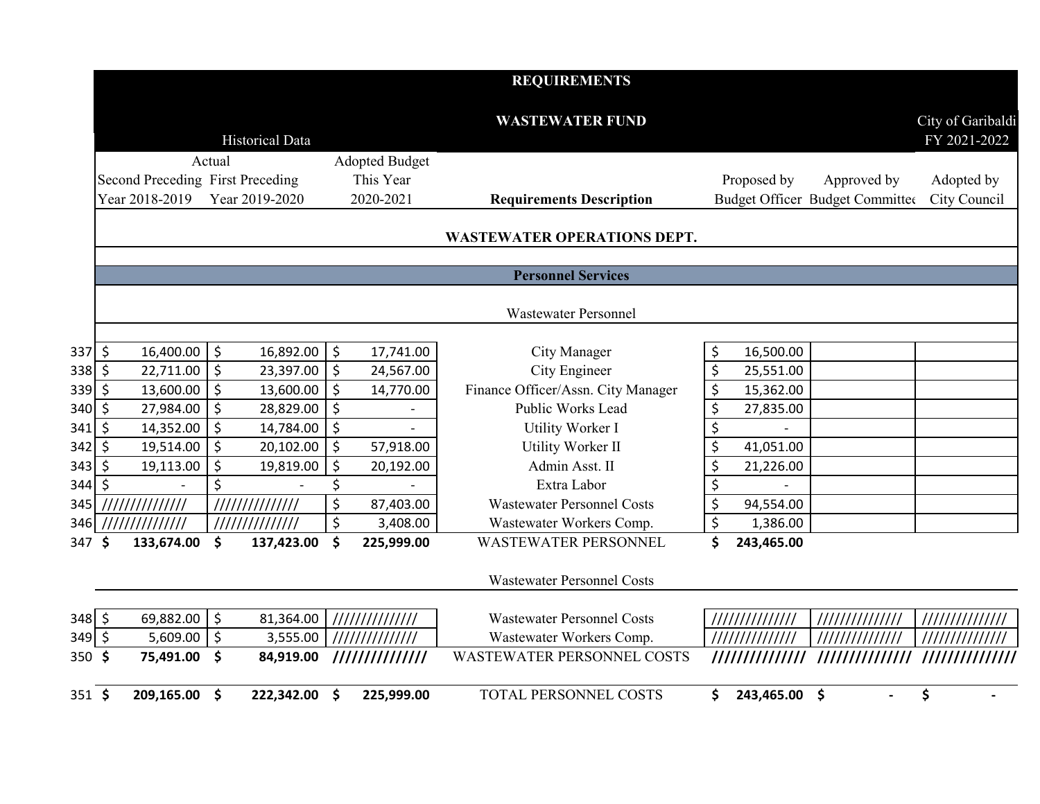# REQUIREMENTS

## WASTEWATER FUND

City of Garibaldi
FY 2021-2022

| | Historical Data | | | | | | |
|---|---|---|---|---|---|---|---|
| | Actual | | Adopted Budget | | | | |
| | Second Preceding Year 2018-2019 | First Preceding Year 2019-2020 | This Year 2020-2021 | Requirements Description | Proposed by Budget Officer | Approved by Budget Committee | Adopted by City Council |
| | | | | **WASTEWATER OPERATIONS DEPT.** | | | |
| | | | | **Personnel Services** | | | |
| | | | | Wastewater Personnel | | | |
| 337 | $ 16,400.00 | $ 16,892.00 | $ 17,741.00 | City Manager | $ 16,500.00 | | |
| 338 | $ 22,711.00 | $ 23,397.00 | $ 24,567.00 | City Engineer | $ 25,551.00 | | |
| 339 | $ 13,600.00 | $ 13,600.00 | $ 14,770.00 | Finance Officer/Assn. City Manager | $ 15,362.00 | | |
| 340 | $ 27,984.00 | $ 28,829.00 | $ - | Public Works Lead | $ 27,835.00 | | |
| 341 | $ 14,352.00 | $ 14,784.00 | $ - | Utility Worker I | $ - | | |
| 342 | $ 19,514.00 | $ 20,102.00 | $ 57,918.00 | Utility Worker II | $ 41,051.00 | | |
| 343 | $ 19,113.00 | $ 19,819.00 | $ 20,192.00 | Admin Asst. II | $ 21,226.00 | | |
| 344 | $ - | $ - | $ - | Extra Labor | $ - | | |
| 345 | ////////////// | ////////////// | $ 87,403.00 | Wastewater Personnel Costs | $ 94,554.00 | | |
| 346 | ////////////// | ////////////// | $ 3,408.00 | Wastewater Workers Comp. | $ 1,386.00 | | |
| 347 | **$ 133,674.00** | **$ 137,423.00** | **$ 225,999.00** | WASTEWATER PERSONNEL | **$ 243,465.00** | | |
| | | | | Wastewater Personnel Costs | | | |
| 348 | $ 69,882.00 | $ 81,364.00 | ////////////// | Wastewater Personnel Costs | ////////////// | ////////////// | ////////////// |
| 349 | $ 5,609.00 | $ 3,555.00 | ////////////// | Wastewater Workers Comp. | ////////////// | ////////////// | ////////////// |
| 350 | **$ 75,491.00** | **$ 84,919.00** | ////////////// | WASTEWATER PERSONNEL COSTS | ////////////// | ////////////// | ////////////// |
| 351 | **$ 209,165.00** | **$ 222,342.00** | **$ 225,999.00** | TOTAL PERSONNEL COSTS | **$ 243,465.00** | **$ -** | **$ -** |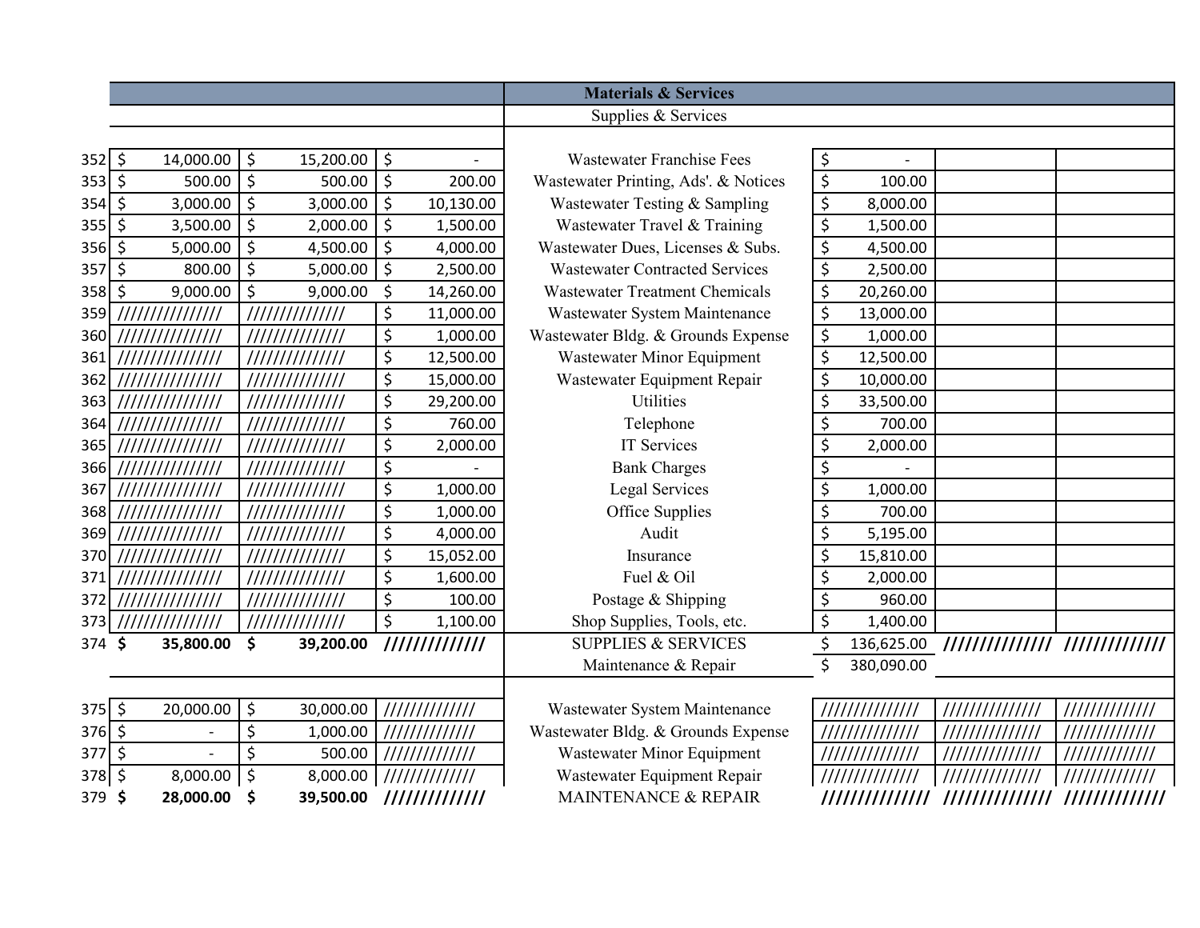| | | | | Materials & Services | | | |
|---|---|---|---|---|---|---|---|
| | | | | Supplies & Services | | | |
| 352 | $ 14,000.00 | $ 15,200.00 | $ - | Wastewater Franchise Fees | $ - | | |
| 353 | $ 500.00 | $ 500.00 | $ 200.00 | Wastewater Printing, Ads'. & Notices | $ 100.00 | | |
| 354 | $ 3,000.00 | $ 3,000.00 | $ 10,130.00 | Wastewater Testing & Sampling | $ 8,000.00 | | |
| 355 | $ 3,500.00 | $ 2,000.00 | $ 1,500.00 | Wastewater Travel & Training | $ 1,500.00 | | |
| 356 | $ 5,000.00 | $ 4,500.00 | $ 4,000.00 | Wastewater Dues, Licenses & Subs. | $ 4,500.00 | | |
| 357 | $ 800.00 | $ 5,000.00 | $ 2,500.00 | Wastewater Contracted Services | $ 2,500.00 | | |
| 358 | $ 9,000.00 | $ 9,000.00 | $ 14,260.00 | Wastewater Treatment Chemicals | $ 20,260.00 | | |
| 359 | /////////////// | ////////////// | $ 11,000.00 | Wastewater System Maintenance | $ 13,000.00 | | |
| 360 | /////////////// | ////////////// | $ 1,000.00 | Wastewater Bldg. & Grounds Expense | $ 1,000.00 | | |
| 361 | /////////////// | ////////////// | $ 12,500.00 | Wastewater Minor Equipment | $ 12,500.00 | | |
| 362 | /////////////// | ////////////// | $ 15,000.00 | Wastewater Equipment Repair | $ 10,000.00 | | |
| 363 | /////////////// | ////////////// | $ 29,200.00 | Utilities | $ 33,500.00 | | |
| 364 | /////////////// | ////////////// | $ 760.00 | Telephone | $ 700.00 | | |
| 365 | /////////////// | ////////////// | $ 2,000.00 | IT Services | $ 2,000.00 | | |
| 366 | /////////////// | ////////////// | $ - | Bank Charges | $ - | | |
| 367 | /////////////// | ////////////// | $ 1,000.00 | Legal Services | $ 1,000.00 | | |
| 368 | /////////////// | ////////////// | $ 1,000.00 | Office Supplies | $ 700.00 | | |
| 369 | /////////////// | ////////////// | $ 4,000.00 | Audit | $ 5,195.00 | | |
| 370 | /////////////// | ////////////// | $ 15,052.00 | Insurance | $ 15,810.00 | | |
| 371 | /////////////// | ////////////// | $ 1,600.00 | Fuel & Oil | $ 2,000.00 | | |
| 372 | /////////////// | ////////////// | $ 100.00 | Postage & Shipping | $ 960.00 | | |
| 373 | /////////////// | ////////////// | $ 1,100.00 | Shop Supplies, Tools, etc. | $ 1,400.00 | | |
| 374 | **$ 35,800.00** | **$ 39,200.00** | **//////////////** | SUPPLIES & SERVICES | $ 136,625.00 | **//////////////** | **//////////////** |
| | | | | Maintenance & Repair | $ 380,090.00 | | |
| 375 | $ 20,000.00 | $ 30,000.00 | ////////////// | Wastewater System Maintenance | ////////////// | ////////////// | ////////////// |
| 376 | $ - | $ 1,000.00 | ////////////// | Wastewater Bldg. & Grounds Expense | ////////////// | ////////////// | ////////////// |
| 377 | $ - | $ 500.00 | ////////////// | Wastewater Minor Equipment | ////////////// | ////////////// | ////////////// |
| 378 | $ 8,000.00 | $ 8,000.00 | ////////////// | Wastewater Equipment Repair | ////////////// | ////////////// | ////////////// |
| 379 | **$ 28,000.00** | **$ 39,500.00** | **//////////////** | MAINTENANCE & REPAIR | **//////////////** | **//////////////** | **//////////////** |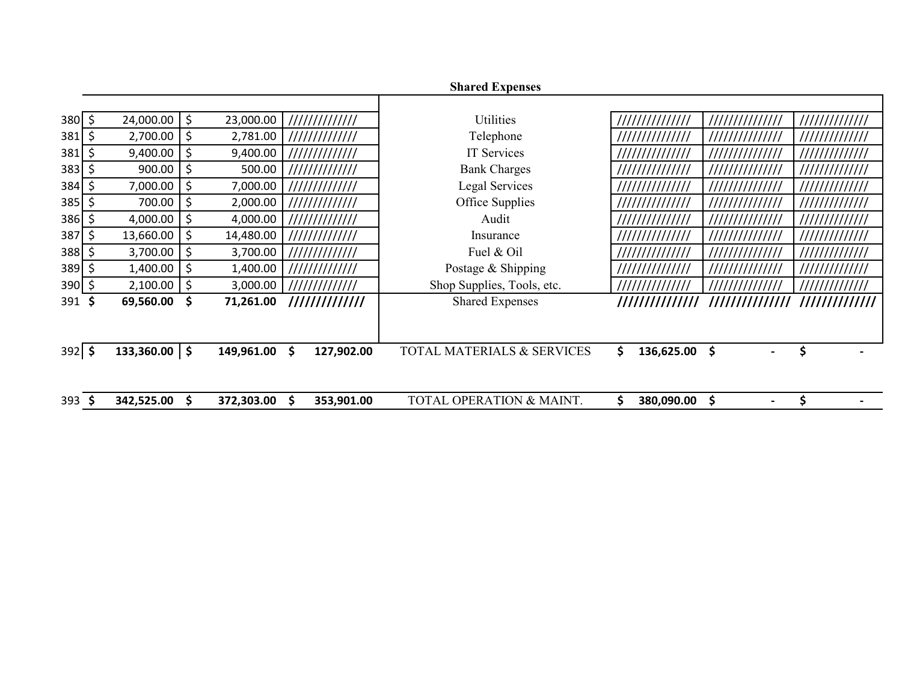## Shared Expenses

| | | | | | | | |
|---|---|---|---|---|---|---|---|
| 380 | $ 24,000.00 | $ 23,000.00 | ///////////// | Utilities | ////////////// | ////////////// | ///////////// |
| 381 | $ 2,700.00 | $ 2,781.00 | ///////////// | Telephone | ////////////// | ////////////// | ///////////// |
| 381 | $ 9,400.00 | $ 9,400.00 | ///////////// | IT Services | ////////////// | ////////////// | ///////////// |
| 383 | $ 900.00 | $ 500.00 | ///////////// | Bank Charges | ////////////// | ////////////// | ///////////// |
| 384 | $ 7,000.00 | $ 7,000.00 | ///////////// | Legal Services | ////////////// | ////////////// | ///////////// |
| 385 | $ 700.00 | $ 2,000.00 | ///////////// | Office Supplies | ////////////// | ////////////// | ///////////// |
| 386 | $ 4,000.00 | $ 4,000.00 | ///////////// | Audit | ////////////// | ////////////// | ///////////// |
| 387 | $ 13,660.00 | $ 14,480.00 | ///////////// | Insurance | ////////////// | ////////////// | ///////////// |
| 388 | $ 3,700.00 | $ 3,700.00 | ///////////// | Fuel & Oil | ////////////// | ////////////// | ///////////// |
| 389 | $ 1,400.00 | $ 1,400.00 | ///////////// | Postage & Shipping | ////////////// | ////////////// | ///////////// |
| 390 | $ 2,100.00 | $ 3,000.00 | ///////////// | Shop Supplies, Tools, etc. | ////////////// | ////////////// | ///////////// |
| 391 | **$ 69,560.00** | **$ 71,261.00** | **/////////////** | Shared Expenses | **//////////////** | **//////////////** | **/////////////** |
| 392 | **$ 133,360.00** | **$ 149,961.00** | **$ 127,902.00** | TOTAL MATERIALS & SERVICES | **$ 136,625.00** | **$ -** | **$ -** |
| 393 | **$ 342,525.00** | **$ 372,303.00** | **$ 353,901.00** | TOTAL OPERATION & MAINT. | **$ 380,090.00** | **$ -** | **$ -** |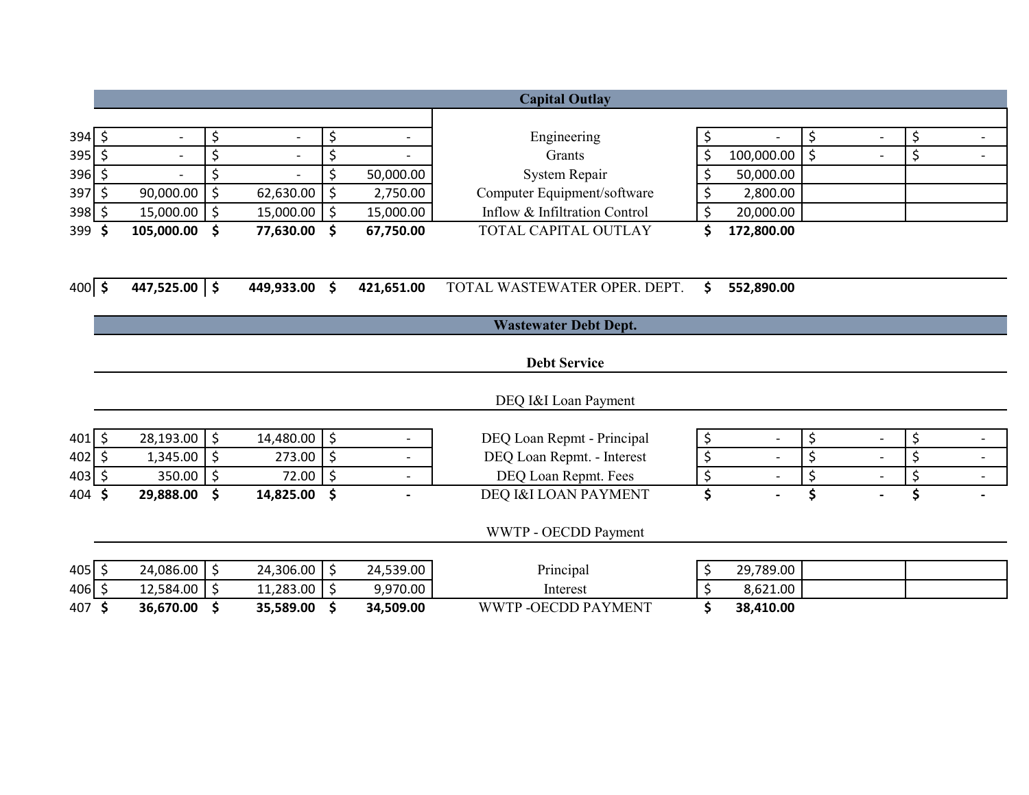| | | | | | | | |
|---|---|---|---|---|---|---|---|
| | | | | **Capital Outlay** | | | |
| 394 | $ - | $ - | $ - | Engineering | $ - | $ - | $ - |
| 395 | $ - | $ - | $ - | Grants | $ 100,000.00 | $ - | $ - |
| 396 | $ - | $ - | $ 50,000.00 | System Repair | $ 50,000.00 | | |
| 397 | $ 90,000.00 | $ 62,630.00 | $ 2,750.00 | Computer Equipment/software | $ 2,800.00 | | |
| 398 | $ 15,000.00 | $ 15,000.00 | $ 15,000.00 | Inflow & Infiltration Control | $ 20,000.00 | | |
| 399 | **$ 105,000.00** | **$ 77,630.00** | **$ 67,750.00** | TOTAL CAPITAL OUTLAY | **$ 172,800.00** | | |
| | | | | | | | |
| 400 | **$ 447,525.00** | **$ 449,933.00** | **$ 421,651.00** | TOTAL WASTEWATER OPER. DEPT. | **$ 552,890.00** | | |
| | | | | **Wastewater Debt Dept.** | | | |
| | | | | **Debt Service** | | | |
| | | | | DEQ I&I Loan Payment | | | |
| 401 | $ 28,193.00 | $ 14,480.00 | $ - | DEQ Loan Repmt - Principal | $ - | $ - | $ - |
| 402 | $ 1,345.00 | $ 273.00 | $ - | DEQ Loan Repmt. - Interest | $ - | $ - | $ - |
| 403 | $ 350.00 | $ 72.00 | $ - | DEQ Loan Repmt. Fees | $ - | $ - | $ - |
| 404 | **$ 29,888.00** | **$ 14,825.00** | **$ -** | DEQ I&I LOAN PAYMENT | **$ -** | **$ -** | **$ -** |
| | | | | WWTP - OECDD Payment | | | |
| 405 | $ 24,086.00 | $ 24,306.00 | $ 24,539.00 | Principal | $ 29,789.00 | | |
| 406 | $ 12,584.00 | $ 11,283.00 | $ 9,970.00 | Interest | $ 8,621.00 | | |
| 407 | **$ 36,670.00** | **$ 35,589.00** | **$ 34,509.00** | WWTP -OECDD PAYMENT | **$ 38,410.00** | | |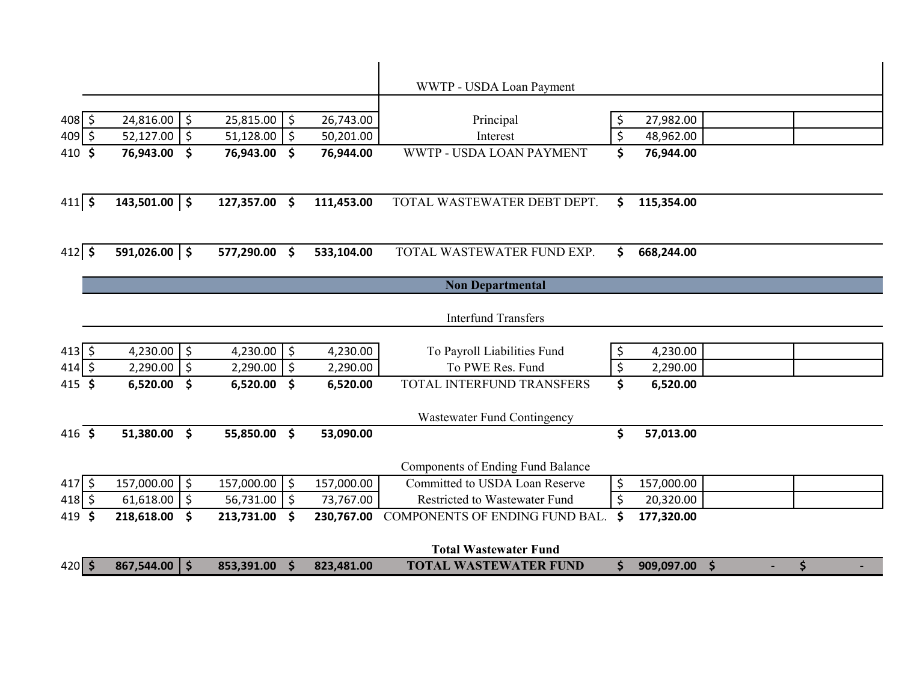| | | | | | | | |
|---|---|---|---|---|---|---|---|
| | | | | WWTP - USDA Loan Payment | | | |
| 408 | $ 24,816.00 | $ 25,815.00 | $ 26,743.00 | Principal | $ 27,982.00 | | |
| 409 | $ 52,127.00 | $ 51,128.00 | $ 50,201.00 | Interest | $ 48,962.00 | | |
| 410 | **$ 76,943.00** | **$ 76,943.00** | **$ 76,944.00** | WWTP - USDA LOAN PAYMENT | **$ 76,944.00** | | |
| 411 | **$ 143,501.00** | **$ 127,357.00** | **$ 111,453.00** | TOTAL WASTEWATER DEBT DEPT. | **$ 115,354.00** | | |
| 412 | **$ 591,026.00** | **$ 577,290.00** | **$ 533,104.00** | TOTAL WASTEWATER FUND EXP. | **$ 668,244.00** | | |
| | | | | **Non Departmental** | | | |
| | | | | Interfund Transfers | | | |
| 413 | $ 4,230.00 | $ 4,230.00 | $ 4,230.00 | To Payroll Liabilities Fund | $ 4,230.00 | | |
| 414 | $ 2,290.00 | $ 2,290.00 | $ 2,290.00 | To PWE Res. Fund | $ 2,290.00 | | |
| 415 | **$ 6,520.00** | **$ 6,520.00** | **$ 6,520.00** | TOTAL INTERFUND TRANSFERS | **$ 6,520.00** | | |
| | | | | Wastewater Fund Contingency | | | |
| 416 | **$ 51,380.00** | **$ 55,850.00** | **$ 53,090.00** | | **$ 57,013.00** | | |
| | | | | Components of Ending Fund Balance | | | |
| 417 | $ 157,000.00 | $ 157,000.00 | $ 157,000.00 | Committed to USDA Loan Reserve | $ 157,000.00 | | |
| 418 | $ 61,618.00 | $ 56,731.00 | $ 73,767.00 | Restricted to Wastewater Fund | $ 20,320.00 | | |
| 419 | **$ 218,618.00** | **$ 213,731.00** | **$ 230,767.00** | COMPONENTS OF ENDING FUND BAL. | **$ 177,320.00** | | |
| | | | | **Total Wastewater Fund** | | | |
| 420 | **$ 867,544.00** | **$ 853,391.00** | **$ 823,481.00** | **TOTAL WASTEWATER FUND** | **$ 909,097.00** | **$ -** | **$ -** |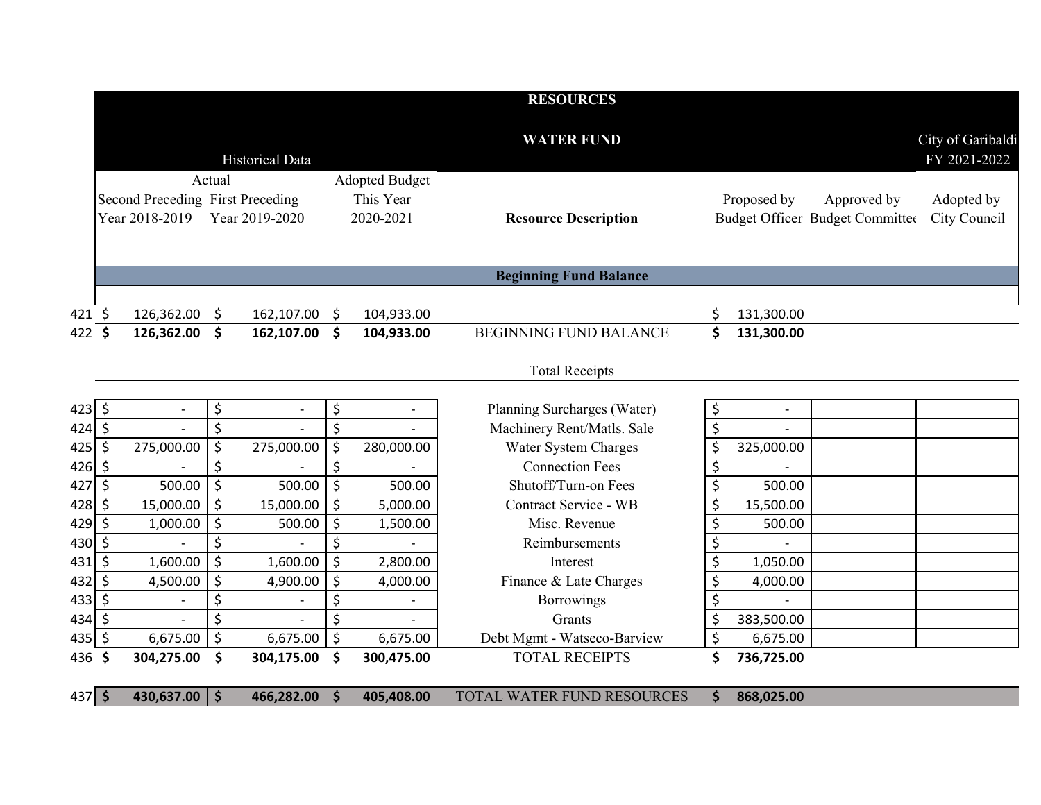# RESOURCES

## WATER FUND

City of Garibaldi
FY 2021-2022

| | Historical Data | | | | | | |
|---|---|---|---|---|---|---|---|
| | Actual | | | | | | |
| Line | Second Preceding Year 2018-2019 | First Preceding Year 2019-2020 | Adopted Budget This Year 2020-2021 | Resource Description | Proposed by Budget Officer | Approved by Budget Committee | Adopted by City Council |
| | | | | **Beginning Fund Balance** | | | |
| 421 | $ 126,362.00 | $ 162,107.00 | $ 104,933.00 | | $ 131,300.00 | | |
| 422 | **$ 126,362.00** | **$ 162,107.00** | **$ 104,933.00** | BEGINNING FUND BALANCE | **$ 131,300.00** | | |
| | | | | Total Receipts | | | |
| 423 | $ - | $ - | $ - | Planning Surcharges (Water) | $ - | | |
| 424 | $ - | $ - | $ - | Machinery Rent/Matls. Sale | $ - | | |
| 425 | $ 275,000.00 | $ 275,000.00 | $ 280,000.00 | Water System Charges | $ 325,000.00 | | |
| 426 | $ - | $ - | $ - | Connection Fees | $ - | | |
| 427 | $ 500.00 | $ 500.00 | $ 500.00 | Shutoff/Turn-on Fees | $ 500.00 | | |
| 428 | $ 15,000.00 | $ 15,000.00 | $ 5,000.00 | Contract Service - WB | $ 15,500.00 | | |
| 429 | $ 1,000.00 | $ 500.00 | $ 1,500.00 | Misc. Revenue | $ 500.00 | | |
| 430 | $ - | $ - | $ - | Reimbursements | $ - | | |
| 431 | $ 1,600.00 | $ 1,600.00 | $ 2,800.00 | Interest | $ 1,050.00 | | |
| 432 | $ 4,500.00 | $ 4,900.00 | $ 4,000.00 | Finance & Late Charges | $ 4,000.00 | | |
| 433 | $ - | $ - | $ - | Borrowings | $ - | | |
| 434 | $ - | $ - | $ - | Grants | $ 383,500.00 | | |
| 435 | $ 6,675.00 | $ 6,675.00 | $ 6,675.00 | Debt Mgmt - Watseco-Barview | $ 6,675.00 | | |
| 436 | **$ 304,275.00** | **$ 304,175.00** | **$ 300,475.00** | TOTAL RECEIPTS | **$ 736,725.00** | | |
| 437 | **$ 430,637.00** | **$ 466,282.00** | **$ 405,408.00** | TOTAL WATER FUND RESOURCES | **$ 868,025.00** | | |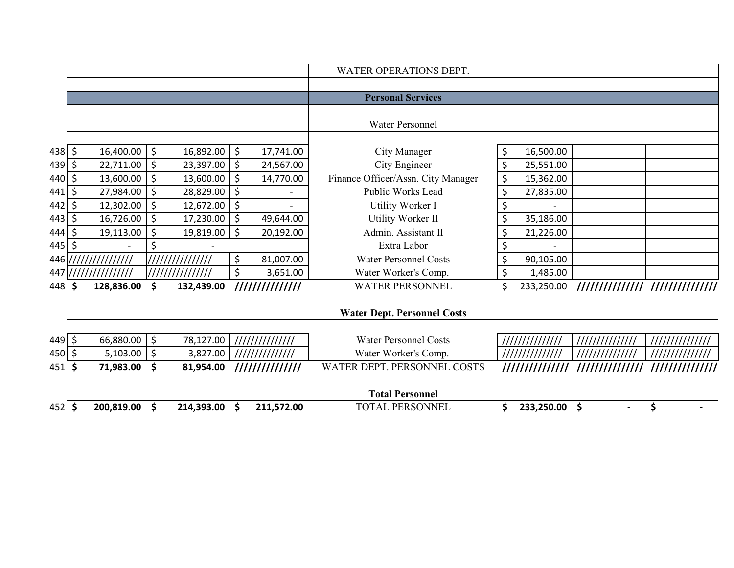| | | | | | | | |
|---|---|---|---|---|---|---|---|
| | | | | WATER OPERATIONS DEPT. | | | |
| | | | | **Personal Services** | | | |
| | | | | Water Personnel | | | |
| 438 | $ 16,400.00 | $ 16,892.00 | $ 17,741.00 | City Manager | $ 16,500.00 | | |
| 439 | $ 22,711.00 | $ 23,397.00 | $ 24,567.00 | City Engineer | $ 25,551.00 | | |
| 440 | $ 13,600.00 | $ 13,600.00 | $ 14,770.00 | Finance Officer/Assn. City Manager | $ 15,362.00 | | |
| 441 | $ 27,984.00 | $ 28,829.00 | $ - | Public Works Lead | $ 27,835.00 | | |
| 442 | $ 12,302.00 | $ 12,672.00 | $ - | Utility Worker I | $ - | | |
| 443 | $ 16,726.00 | $ 17,230.00 | $ 49,644.00 | Utility Worker II | $ 35,186.00 | | |
| 444 | $ 19,113.00 | $ 19,819.00 | $ 20,192.00 | Admin. Assistant II | $ 21,226.00 | | |
| 445 | $ - | $ - | | Extra Labor | $ - | | |
| 446 | /////////////// | /////////////// | $ 81,007.00 | Water Personnel Costs | $ 90,105.00 | | |
| 447 | /////////////// | /////////////// | $ 3,651.00 | Water Worker's Comp. | $ 1,485.00 | | |
| 448 | **$ 128,836.00** | **$ 132,439.00** | /////////////// | WATER PERSONNEL | $ 233,250.00 | /////////////// | /////////////// |
| | | | | **Water Dept. Personnel Costs** | | | |
| 449 | $ 66,880.00 | $ 78,127.00 | /////////////// | Water Personnel Costs | /////////////// | /////////////// | /////////////// |
| 450 | $ 5,103.00 | $ 3,827.00 | /////////////// | Water Worker's Comp. | /////////////// | /////////////// | /////////////// |
| 451 | **$ 71,983.00** | **$ 81,954.00** | /////////////// | WATER DEPT. PERSONNEL COSTS | /////////////// | /////////////// | /////////////// |
| | | | | **Total Personnel** | | | |
| 452 | **$ 200,819.00** | **$ 214,393.00** | **$ 211,572.00** | TOTAL PERSONNEL | **$ 233,250.00** | **$ -** | **$ -** |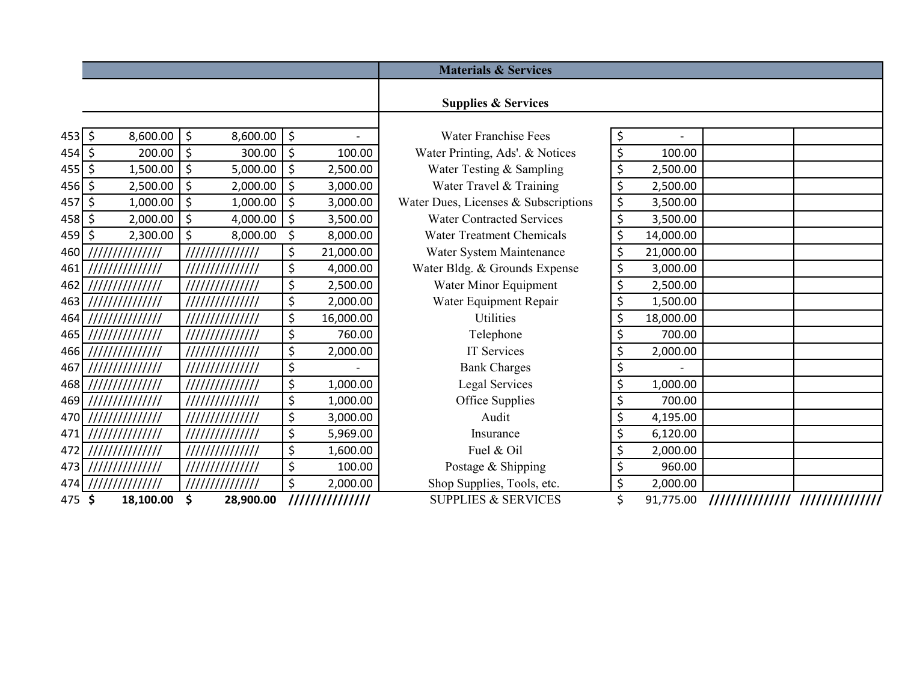| | | | | Materials & Services | | | |
|---|---|---|---|---|---|---|---|
| | | | | **Supplies & Services** | | | |
| 453 | $ 8,600.00 | $ 8,600.00 | $ - | Water Franchise Fees | $ - | | |
| 454 | $ 200.00 | $ 300.00 | $ 100.00 | Water Printing, Ads'. & Notices | $ 100.00 | | |
| 455 | $ 1,500.00 | $ 5,000.00 | $ 2,500.00 | Water Testing & Sampling | $ 2,500.00 | | |
| 456 | $ 2,500.00 | $ 2,000.00 | $ 3,000.00 | Water Travel & Training | $ 2,500.00 | | |
| 457 | $ 1,000.00 | $ 1,000.00 | $ 3,000.00 | Water Dues, Licenses & Subscriptions | $ 3,500.00 | | |
| 458 | $ 2,000.00 | $ 4,000.00 | $ 3,500.00 | Water Contracted Services | $ 3,500.00 | | |
| 459 | $ 2,300.00 | $ 8,000.00 | $ 8,000.00 | Water Treatment Chemicals | $ 14,000.00 | | |
| 460 | ////////////// | ////////////// | $ 21,000.00 | Water System Maintenance | $ 21,000.00 | | |
| 461 | ////////////// | ////////////// | $ 4,000.00 | Water Bldg. & Grounds Expense | $ 3,000.00 | | |
| 462 | ////////////// | ////////////// | $ 2,500.00 | Water Minor Equipment | $ 2,500.00 | | |
| 463 | ////////////// | ////////////// | $ 2,000.00 | Water Equipment Repair | $ 1,500.00 | | |
| 464 | ////////////// | ////////////// | $ 16,000.00 | Utilities | $ 18,000.00 | | |
| 465 | ////////////// | ////////////// | $ 760.00 | Telephone | $ 700.00 | | |
| 466 | ////////////// | ////////////// | $ 2,000.00 | IT Services | $ 2,000.00 | | |
| 467 | ////////////// | ////////////// | $ - | Bank Charges | $ - | | |
| 468 | ////////////// | ////////////// | $ 1,000.00 | Legal Services | $ 1,000.00 | | |
| 469 | ////////////// | ////////////// | $ 1,000.00 | Office Supplies | $ 700.00 | | |
| 470 | ////////////// | ////////////// | $ 3,000.00 | Audit | $ 4,195.00 | | |
| 471 | ////////////// | ////////////// | $ 5,969.00 | Insurance | $ 6,120.00 | | |
| 472 | ////////////// | ////////////// | $ 1,600.00 | Fuel & Oil | $ 2,000.00 | | |
| 473 | ////////////// | ////////////// | $ 100.00 | Postage & Shipping | $ 960.00 | | |
| 474 | ////////////// | ////////////// | $ 2,000.00 | Shop Supplies, Tools, etc. | $ 2,000.00 | | |
| 475 | **$ 18,100.00** | **$ 28,900.00** | ////////////// | SUPPLIES & SERVICES | $ 91,775.00 | ////////////// | ////////////// |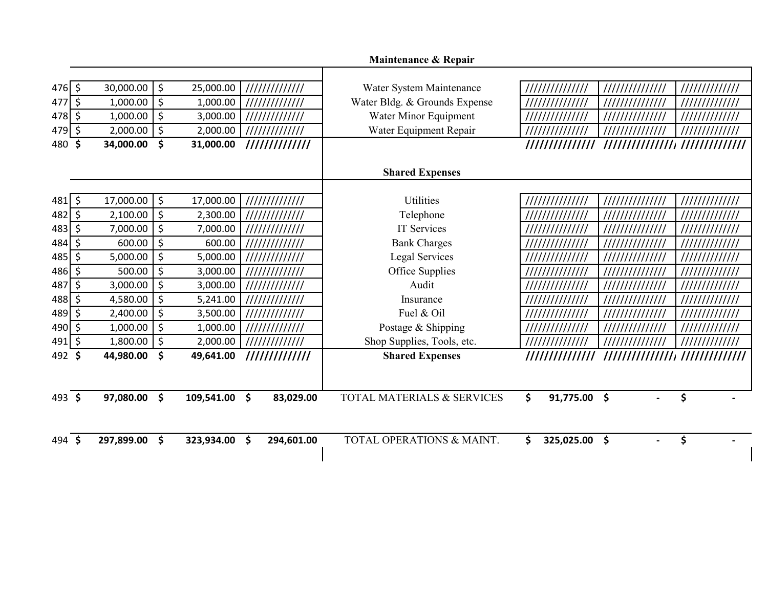| | | | | Maintenance & Repair | | | |
|---|---|---|---|---|---|---|---|
| 476 | $ 30,000.00 | $ 25,000.00 | ////////////// | Water System Maintenance | ////////////// | ////////////// | ////////////// |
| 477 | $ 1,000.00 | $ 1,000.00 | ////////////// | Water Bldg. & Grounds Expense | ////////////// | ////////////// | ////////////// |
| 478 | $ 1,000.00 | $ 3,000.00 | ////////////// | Water Minor Equipment | ////////////// | ////////////// | ////////////// |
| 479 | $ 2,000.00 | $ 2,000.00 | ////////////// | Water Equipment Repair | ////////////// | ////////////// | ////////////// |
| 480 | **$ 34,000.00** | **$ 31,000.00** | **//////////////** | | **//////////////** | **//////////////** | **//////////////** |
| | | | | **Shared Expenses** | | | |
| 481 | $ 17,000.00 | $ 17,000.00 | ////////////// | Utilities | ////////////// | ////////////// | ////////////// |
| 482 | $ 2,100.00 | $ 2,300.00 | ////////////// | Telephone | ////////////// | ////////////// | ////////////// |
| 483 | $ 7,000.00 | $ 7,000.00 | ////////////// | IT Services | ////////////// | ////////////// | ////////////// |
| 484 | $ 600.00 | $ 600.00 | ////////////// | Bank Charges | ////////////// | ////////////// | ////////////// |
| 485 | $ 5,000.00 | $ 5,000.00 | ////////////// | Legal Services | ////////////// | ////////////// | ////////////// |
| 486 | $ 500.00 | $ 3,000.00 | ////////////// | Office Supplies | ////////////// | ////////////// | ////////////// |
| 487 | $ 3,000.00 | $ 3,000.00 | ////////////// | Audit | ////////////// | ////////////// | ////////////// |
| 488 | $ 4,580.00 | $ 5,241.00 | ////////////// | Insurance | ////////////// | ////////////// | ////////////// |
| 489 | $ 2,400.00 | $ 3,500.00 | ////////////// | Fuel & Oil | ////////////// | ////////////// | ////////////// |
| 490 | $ 1,000.00 | $ 1,000.00 | ////////////// | Postage & Shipping | ////////////// | ////////////// | ////////////// |
| 491 | $ 1,800.00 | $ 2,000.00 | ////////////// | Shop Supplies, Tools, etc. | ////////////// | ////////////// | ////////////// |
| 492 | **$ 44,980.00** | **$ 49,641.00** | **//////////////** | **Shared Expenses** | **//////////////** | **//////////////** | **//////////////** |
| 493 | **$ 97,080.00** | **$ 109,541.00** | **$ 83,029.00** | TOTAL MATERIALS & SERVICES | **$ 91,775.00** | **$ -** | **$ -** |
| 494 | **$ 297,899.00** | **$ 323,934.00** | **$ 294,601.00** | TOTAL OPERATIONS & MAINT. | **$ 325,025.00** | **$ -** | **$ -** |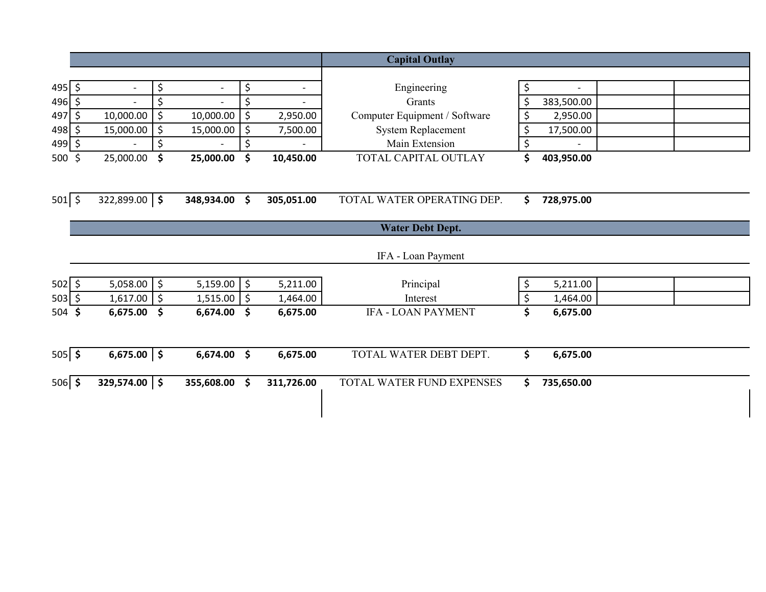| | | | | | | | |
|---|---|---|---|---|---|---|---|
| | | | | **Capital Outlay** | | | |
| 495 | $ - | $ - | $ - | Engineering | $ - | | |
| 496 | $ - | $ - | $ - | Grants | $ 383,500.00 | | |
| 497 | $ 10,000.00 | $ 10,000.00 | $ 2,950.00 | Computer Equipment / Software | $ 2,950.00 | | |
| 498 | $ 15,000.00 | $ 15,000.00 | $ 7,500.00 | System Replacement | $ 17,500.00 | | |
| 499 | $ - | $ - | $ - | Main Extension | $ - | | |
| 500 | $ 25,000.00 | **$ 25,000.00** | **$ 10,450.00** | TOTAL CAPITAL OUTLAY | **$ 403,950.00** | | |
| | | | | | | | |
| 501 | $ 322,899.00 | **$ 348,934.00** | **$ 305,051.00** | TOTAL WATER OPERATING DEP. | **$ 728,975.00** | | |
| | | | | **Water Debt Dept.** | | | |
| | | | | IFA - Loan Payment | | | |
| 502 | $ 5,058.00 | $ 5,159.00 | $ 5,211.00 | Principal | $ 5,211.00 | | |
| 503 | $ 1,617.00 | $ 1,515.00 | $ 1,464.00 | Interest | $ 1,464.00 | | |
| 504 | **$ 6,675.00** | **$ 6,674.00** | **$ 6,675.00** | IFA - LOAN PAYMENT | **$ 6,675.00** | | |
| | | | | | | | |
| 505 | **$ 6,675.00** | **$ 6,674.00** | **$ 6,675.00** | TOTAL WATER DEBT DEPT. | **$ 6,675.00** | | |
| 506 | **$ 329,574.00** | **$ 355,608.00** | **$ 311,726.00** | TOTAL WATER FUND EXPENSES | **$ 735,650.00** | | |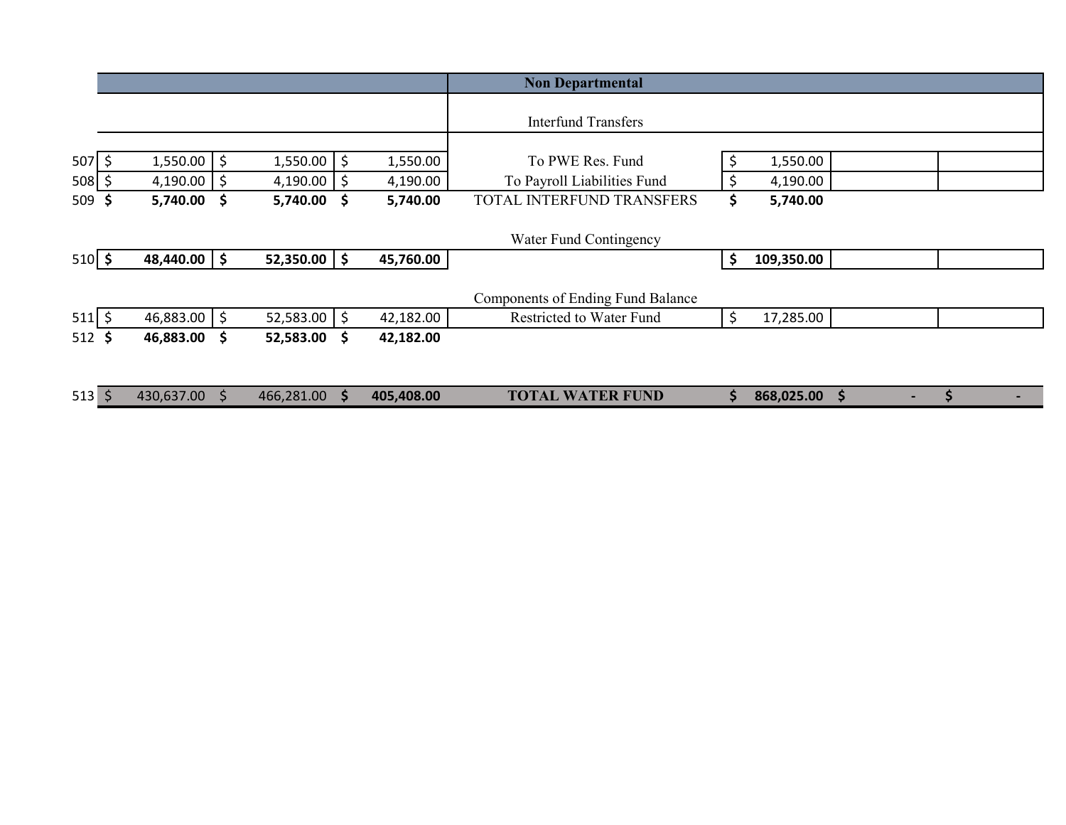| | | | | Non Departmental | | | |
|---|---|---|---|---|---|---|---|
| | | | | Interfund Transfers | | | |
| 507 | $ 1,550.00 | $ 1,550.00 | $ 1,550.00 | To PWE Res. Fund | $ 1,550.00 | | |
| 508 | $ 4,190.00 | $ 4,190.00 | $ 4,190.00 | To Payroll Liabilities Fund | $ 4,190.00 | | |
| 509 | **$ 5,740.00** | **$ 5,740.00** | **$ 5,740.00** | TOTAL INTERFUND TRANSFERS | **$ 5,740.00** | | |
| | | | | Water Fund Contingency | | | |
| 510 | **$ 48,440.00** | **$ 52,350.00** | **$ 45,760.00** | | **$ 109,350.00** | | |
| | | | | Components of Ending Fund Balance | | | |
| 511 | $ 46,883.00 | $ 52,583.00 | $ 42,182.00 | Restricted to Water Fund | $ 17,285.00 | | |
| 512 | **$ 46,883.00** | **$ 52,583.00** | **$ 42,182.00** | | | | |
| 513 | $ 430,637.00 | $ 466,281.00 | **$ 405,408.00** | **TOTAL WATER FUND** | **$ 868,025.00** | **$ -** | **$ -** |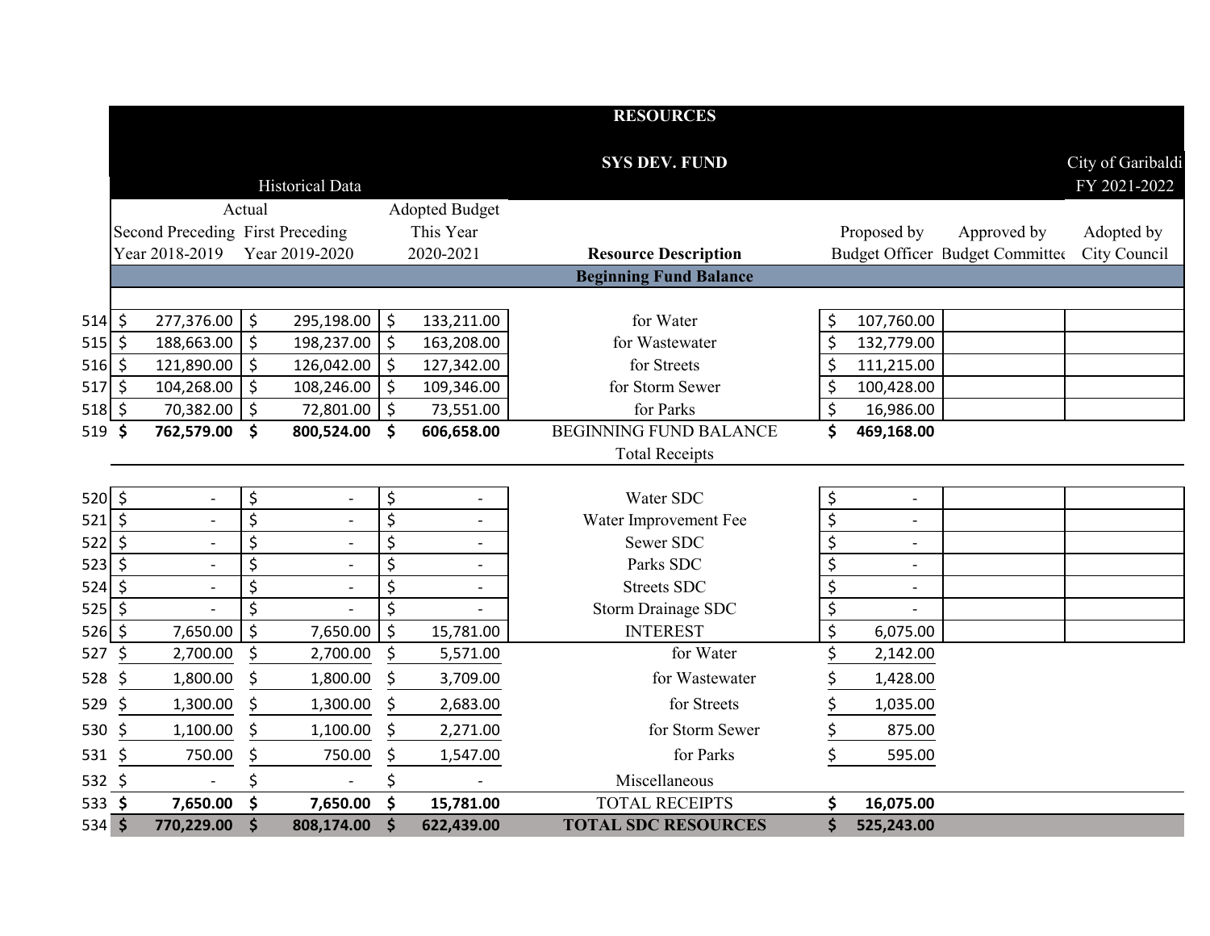## RESOURCES

## SYS DEV. FUND

City of Garibaldi
FY 2021-2022

| | Historical Data | | | | | | |
|---|---|---|---|---|---|---|---|
| | Actual | | Adopted Budget | | | | |
| | Second Preceding Year 2018-2019 | First Preceding Year 2019-2020 | This Year 2020-2021 | Resource Description | Proposed by Budget Officer | Approved by Budget Committee | Adopted by City Council |
| | | | | **Beginning Fund Balance** | | | |
| 514 | $ 277,376.00 | $ 295,198.00 | $ 133,211.00 | for Water | $ 107,760.00 | | |
| 515 | $ 188,663.00 | $ 198,237.00 | $ 163,208.00 | for Wastewater | $ 132,779.00 | | |
| 516 | $ 121,890.00 | $ 126,042.00 | $ 127,342.00 | for Streets | $ 111,215.00 | | |
| 517 | $ 104,268.00 | $ 108,246.00 | $ 109,346.00 | for Storm Sewer | $ 100,428.00 | | |
| 518 | $ 70,382.00 | $ 72,801.00 | $ 73,551.00 | for Parks | $ 16,986.00 | | |
| 519 | **$ 762,579.00** | **$ 800,524.00** | **$ 606,658.00** | BEGINNING FUND BALANCE | **$ 469,168.00** | | |
| | | | | Total Receipts | | | |
| 520 | $ - | $ - | $ - | Water SDC | $ - | | |
| 521 | $ - | $ - | $ - | Water Improvement Fee | $ - | | |
| 522 | $ - | $ - | $ - | Sewer SDC | $ - | | |
| 523 | $ - | $ - | $ - | Parks SDC | $ - | | |
| 524 | $ - | $ - | $ - | Streets SDC | $ - | | |
| 525 | $ - | $ - | $ - | Storm Drainage SDC | $ - | | |
| 526 | $ 7,650.00 | $ 7,650.00 | $ 15,781.00 | INTEREST | $ 6,075.00 | | |
| 527 | $ 2,700.00 | $ 2,700.00 | $ 5,571.00 | for Water | $ 2,142.00 | | |
| 528 | $ 1,800.00 | $ 1,800.00 | $ 3,709.00 | for Wastewater | $ 1,428.00 | | |
| 529 | $ 1,300.00 | $ 1,300.00 | $ 2,683.00 | for Streets | $ 1,035.00 | | |
| 530 | $ 1,100.00 | $ 1,100.00 | $ 2,271.00 | for Storm Sewer | $ 875.00 | | |
| 531 | $ 750.00 | $ 750.00 | $ 1,547.00 | for Parks | $ 595.00 | | |
| 532 | $ - | $ - | $ - | Miscellaneous | | | |
| 533 | **$ 7,650.00** | **$ 7,650.00** | **$ 15,781.00** | TOTAL RECEIPTS | **$ 16,075.00** | | |
| 534 | **$ 770,229.00** | **$ 808,174.00** | **$ 622,439.00** | **TOTAL SDC RESOURCES** | **$ 525,243.00** | | |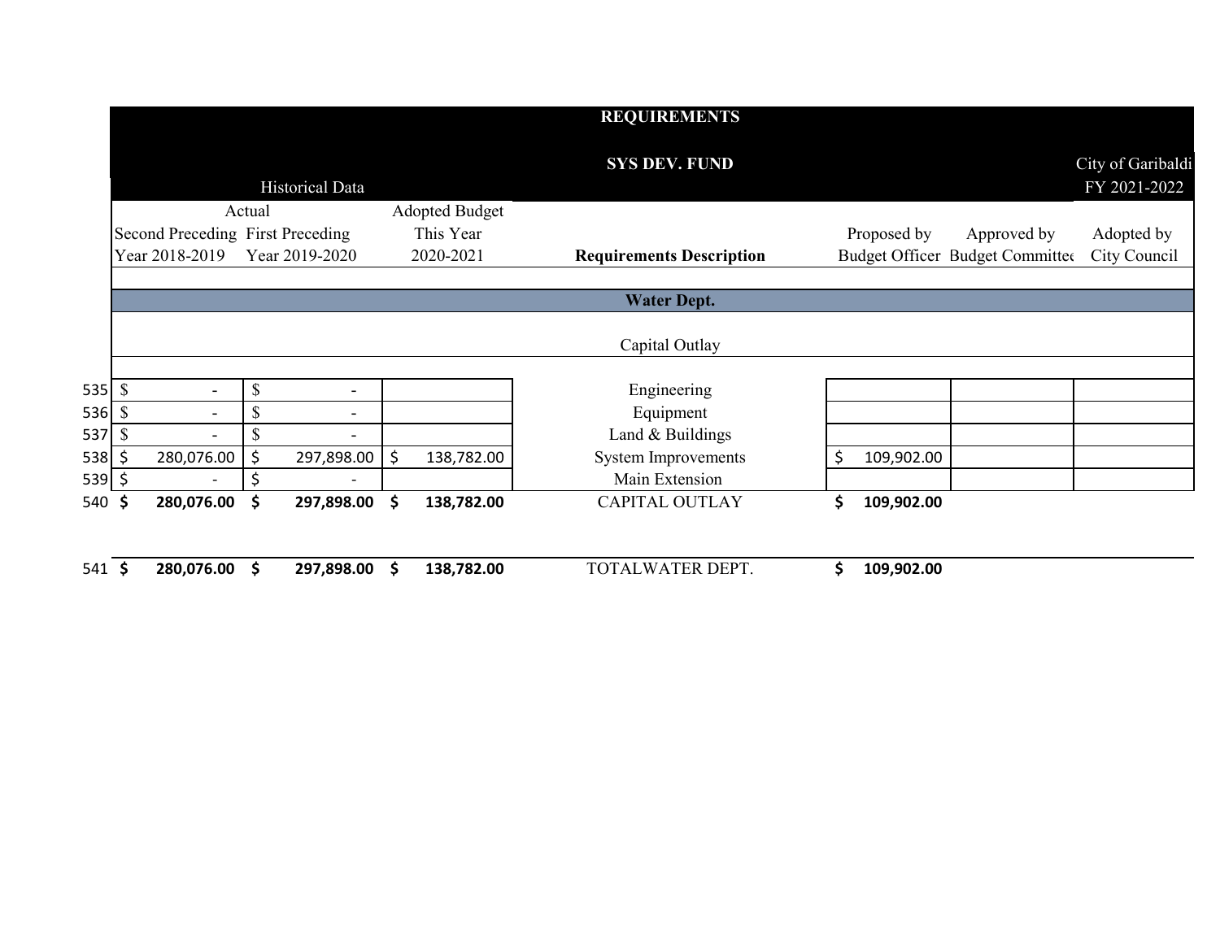# REQUIREMENTS

## SYS DEV. FUND

City of Garibaldi
FY 2021-2022

| | Historical Data | | | | | | |
|---|---|---|---|---|---|---|---|
| | Actual | | Adopted Budget | | | | |
| | Second Preceding Year 2018-2019 | First Preceding Year 2019-2020 | This Year 2020-2021 | **Requirements Description** | Proposed by Budget Officer | Approved by Budget Committee | Adopted by City Council |
| | | | | **Water Dept.** | | | |
| | | | | Capital Outlay | | | |
| 535 | $ - | $ - | | Engineering | | | |
| 536 | $ - | $ - | | Equipment | | | |
| 537 | $ - | $ - | | Land & Buildings | | | |
| 538 | $ 280,076.00 | $ 297,898.00 | $ 138,782.00 | System Improvements | $ 109,902.00 | | |
| 539 | $ - | $ - | | Main Extension | | | |
| 540 | **$ 280,076.00** | **$ 297,898.00** | **$ 138,782.00** | CAPITAL OUTLAY | **$ 109,902.00** | | |
| 541 | **$ 280,076.00** | **$ 297,898.00** | **$ 138,782.00** | TOTALWATER DEPT. | **$ 109,902.00** | | |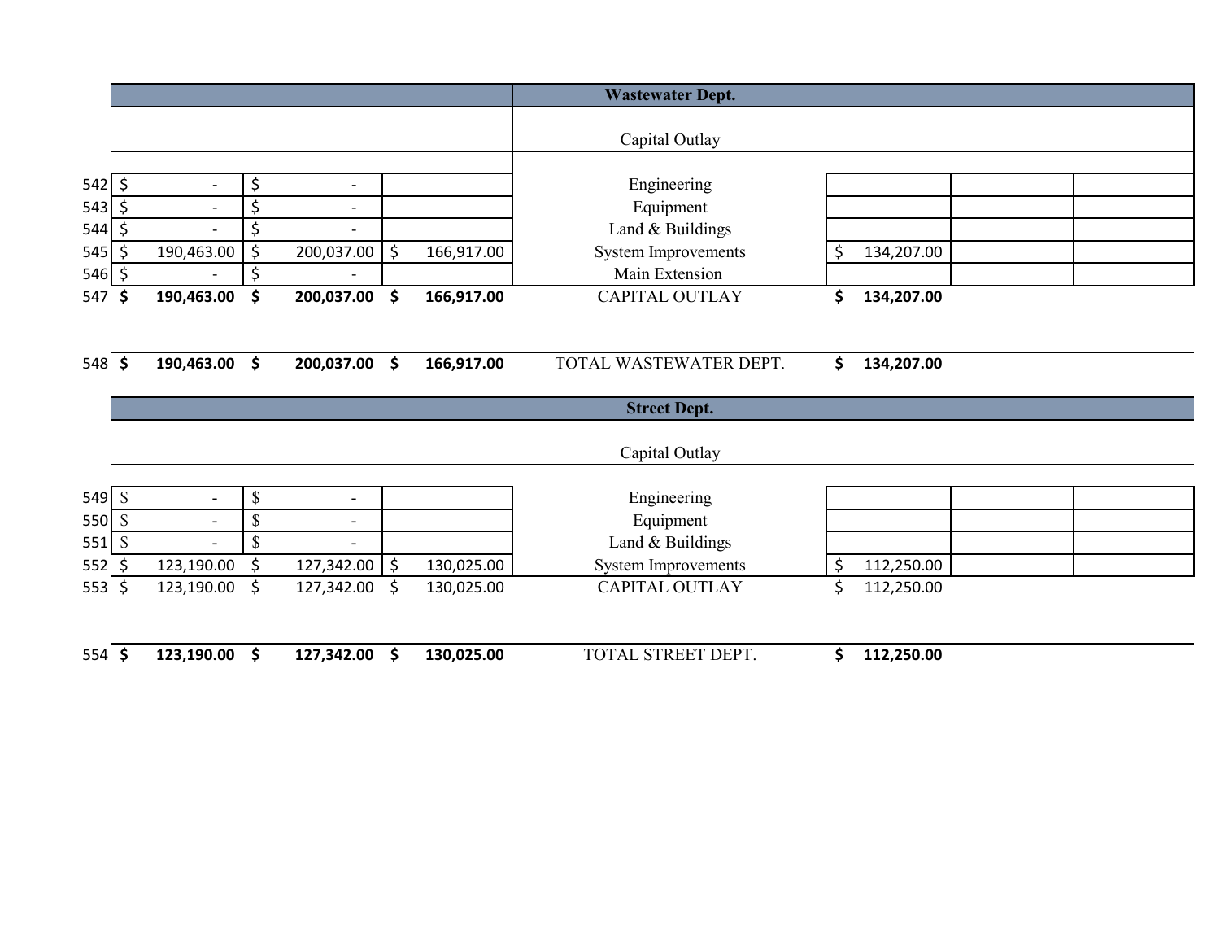| | | | | Wastewater Dept. | | | |
|---|---|---|---|---|---|---|---|
| | | | | Capital Outlay | | | |
| 542 | $ - | $ - | | Engineering | | | |
| 543 | $ - | $ - | | Equipment | | | |
| 544 | $ - | $ - | | Land & Buildings | | | |
| 545 | $ 190,463.00 | $ 200,037.00 | $ 166,917.00 | System Improvements | $ 134,207.00 | | |
| 546 | $ - | $ - | | Main Extension | | | |
| 547 | **$ 190,463.00** | **$ 200,037.00** | **$ 166,917.00** | CAPITAL OUTLAY | **$ 134,207.00** | | |
| 548 | **$ 190,463.00** | **$ 200,037.00** | **$ 166,917.00** | TOTAL WASTEWATER DEPT. | **$ 134,207.00** | | |

| | | | | Street Dept. | | | |
|---|---|---|---|---|---|---|---|
| | | | | Capital Outlay | | | |
| 549 | $ - | $ - | | Engineering | | | |
| 550 | $ - | $ - | | Equipment | | | |
| 551 | $ - | $ - | | Land & Buildings | | | |
| 552 | $ 123,190.00 | $ 127,342.00 | $ 130,025.00 | System Improvements | $ 112,250.00 | | |
| 553 | $ 123,190.00 | $ 127,342.00 | $ 130,025.00 | CAPITAL OUTLAY | $ 112,250.00 | | |
| 554 | **$ 123,190.00** | **$ 127,342.00** | **$ 130,025.00** | TOTAL STREET DEPT. | **$ 112,250.00** | | |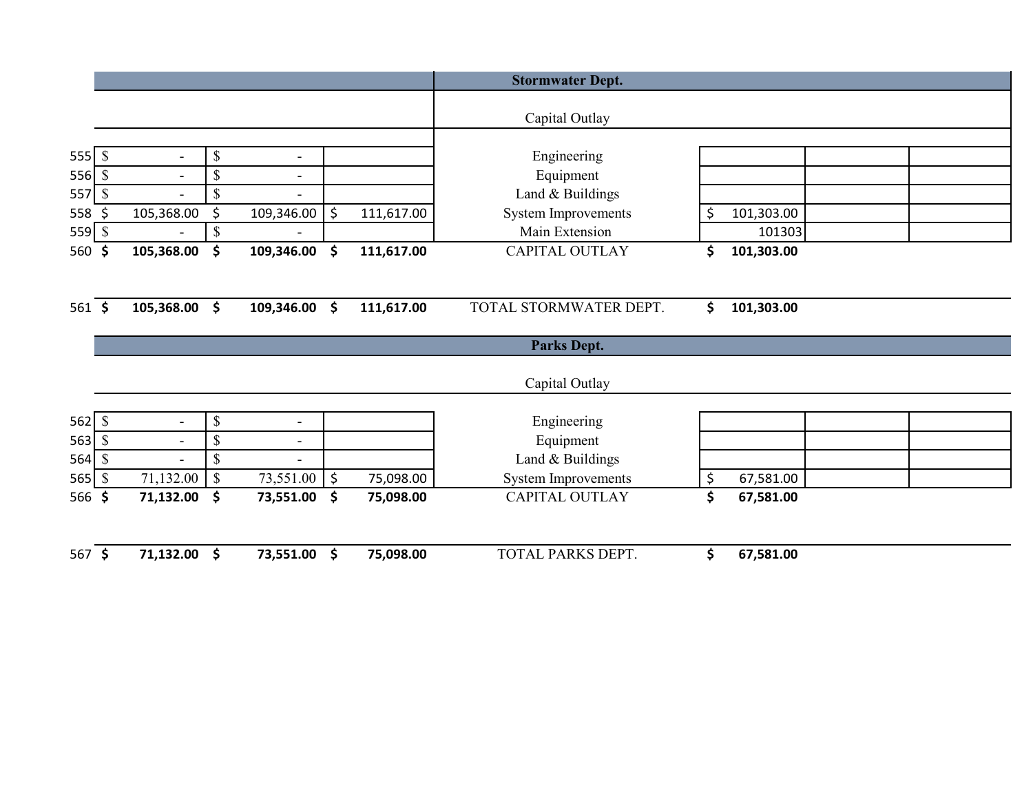| Line | | | | Stormwater Dept. | | | |
|---|---|---|---|---|---|---|---|
| | | | | Capital Outlay | | | |
| 555 | $ - | $ - | | Engineering | | | |
| 556 | $ - | $ - | | Equipment | | | |
| 557 | $ - | $ - | | Land & Buildings | | | |
| 558 | $ 105,368.00 | $ 109,346.00 | $ 111,617.00 | System Improvements | $ 101,303.00 | | |
| 559 | $ - | $ - | | Main Extension | 101303 | | |
| 560 | **$ 105,368.00** | **$ 109,346.00** | **$ 111,617.00** | CAPITAL OUTLAY | **$ 101,303.00** | | |
| 561 | **$ 105,368.00** | **$ 109,346.00** | **$ 111,617.00** | TOTAL STORMWATER DEPT. | **$ 101,303.00** | | |

| Line | | | | Parks Dept. | | | |
|---|---|---|---|---|---|---|---|
| | | | | Capital Outlay | | | |
| 562 | $ - | $ - | | Engineering | | | |
| 563 | $ - | $ - | | Equipment | | | |
| 564 | $ - | $ - | | Land & Buildings | | | |
| 565 | $ 71,132.00 | $ 73,551.00 | $ 75,098.00 | System Improvements | $ 67,581.00 | | |
| 566 | **$ 71,132.00** | **$ 73,551.00** | **$ 75,098.00** | CAPITAL OUTLAY | **$ 67,581.00** | | |
| 567 | **$ 71,132.00** | **$ 73,551.00** | **$ 75,098.00** | TOTAL PARKS DEPT. | **$ 67,581.00** | | |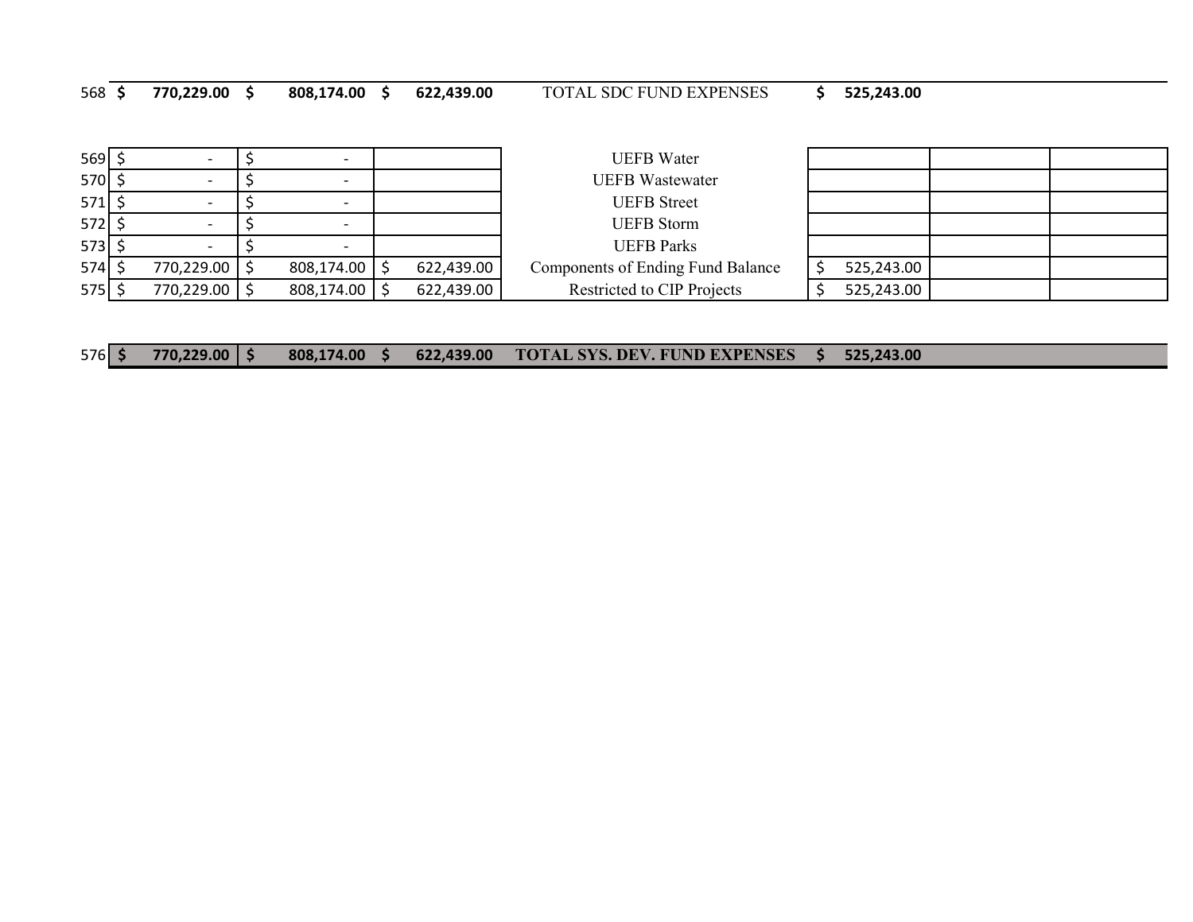| Line | | | | Description | | | |
|---|---|---|---|---|---|---|---|
| 568 | **$ 770,229.00** | **$ 808,174.00** | **$ 622,439.00** | TOTAL SDC FUND EXPENSES | **$ 525,243.00** | | |
| 569 | $ - | $ - | | UEFB Water | | | |
| 570 | $ - | $ - | | UEFB Wastewater | | | |
| 571 | $ - | $ - | | UEFB Street | | | |
| 572 | $ - | $ - | | UEFB Storm | | | |
| 573 | $ - | $ - | | UEFB Parks | | | |
| 574 | $ 770,229.00 | $ 808,174.00 | $ 622,439.00 | Components of Ending Fund Balance | $ 525,243.00 | | |
| 575 | $ 770,229.00 | $ 808,174.00 | $ 622,439.00 | Restricted to CIP Projects | $ 525,243.00 | | |
| 576 | **$ 770,229.00** | **$ 808,174.00** | **$ 622,439.00** | **TOTAL SYS. DEV. FUND EXPENSES** | **$ 525,243.00** | | |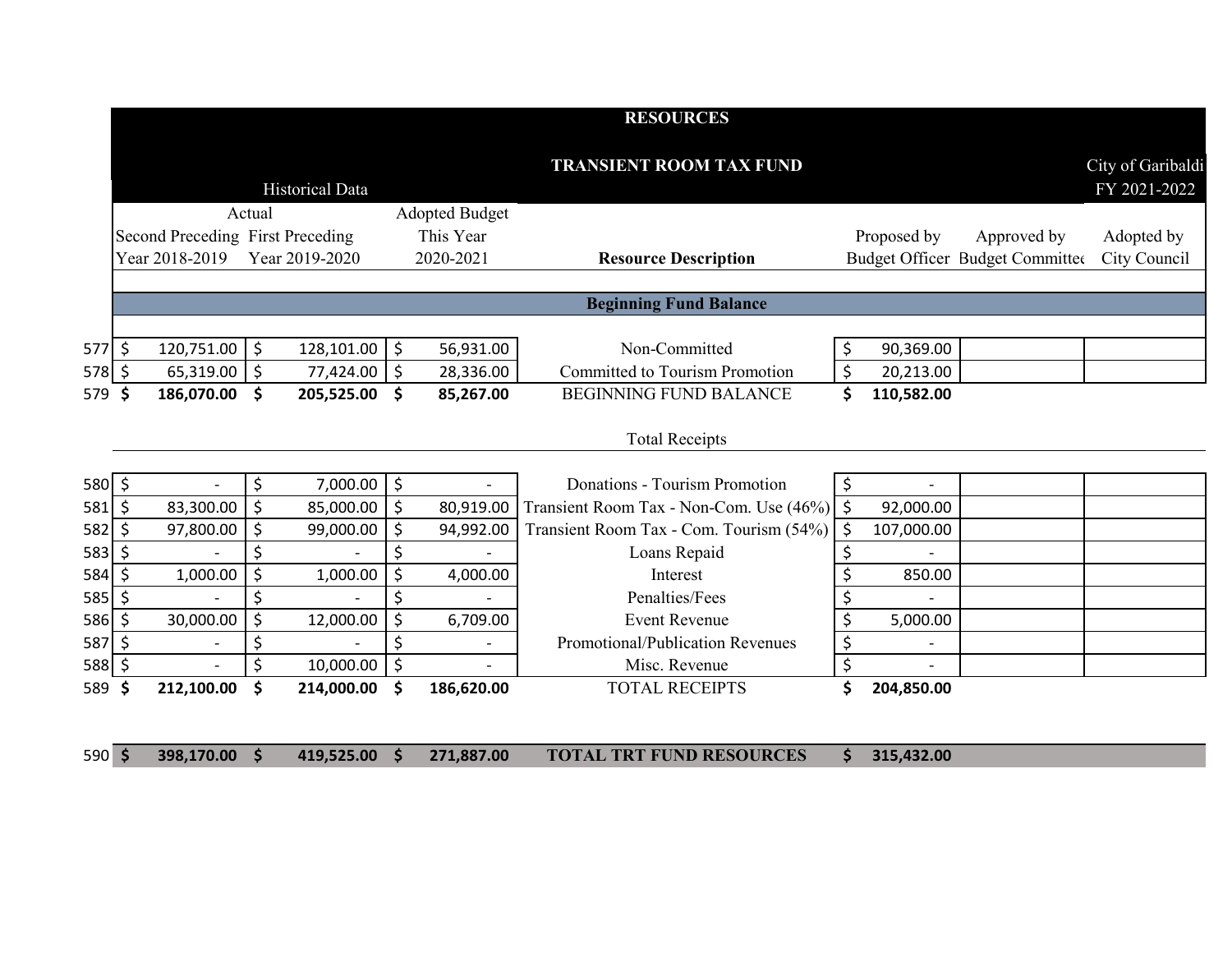# RESOURCES

## TRANSIENT ROOM TAX FUND

City of Garibaldi
FY 2021-2022

| | Historical Data | | | | | | |
|---|---|---|---|---|---|---|---|
| | Actual | | Adopted Budget | | | | |
| | Second Preceding Year 2018-2019 | First Preceding Year 2019-2020 | This Year 2020-2021 | **Resource Description** | Proposed by Budget Officer | Approved by Budget Committee | Adopted by City Council |
| | | | | **Beginning Fund Balance** | | | |
| 577 | $ 120,751.00 | $ 128,101.00 | $ 56,931.00 | Non-Committed | $ 90,369.00 | | |
| 578 | $ 65,319.00 | $ 77,424.00 | $ 28,336.00 | Committed to Tourism Promotion | $ 20,213.00 | | |
| 579 | **$ 186,070.00** | **$ 205,525.00** | **$ 85,267.00** | BEGINNING FUND BALANCE | **$ 110,582.00** | | |
| | | | | Total Receipts | | | |
| 580 | $ - | $ 7,000.00 | $ - | Donations - Tourism Promotion | $ - | | |
| 581 | $ 83,300.00 | $ 85,000.00 | $ 80,919.00 | Transient Room Tax - Non-Com. Use (46%) | $ 92,000.00 | | |
| 582 | $ 97,800.00 | $ 99,000.00 | $ 94,992.00 | Transient Room Tax - Com. Tourism (54%) | $ 107,000.00 | | |
| 583 | $ - | $ - | $ - | Loans Repaid | $ - | | |
| 584 | $ 1,000.00 | $ 1,000.00 | $ 4,000.00 | Interest | $ 850.00 | | |
| 585 | $ - | $ - | $ - | Penalties/Fees | $ - | | |
| 586 | $ 30,000.00 | $ 12,000.00 | $ 6,709.00 | Event Revenue | $ 5,000.00 | | |
| 587 | $ - | $ - | $ - | Promotional/Publication Revenues | $ - | | |
| 588 | $ - | $ 10,000.00 | $ - | Misc. Revenue | $ - | | |
| 589 | **$ 212,100.00** | **$ 214,000.00** | **$ 186,620.00** | TOTAL RECEIPTS | **$ 204,850.00** | | |
| 590 | **$ 398,170.00** | **$ 419,525.00** | **$ 271,887.00** | **TOTAL TRT FUND RESOURCES** | **$ 315,432.00** | | |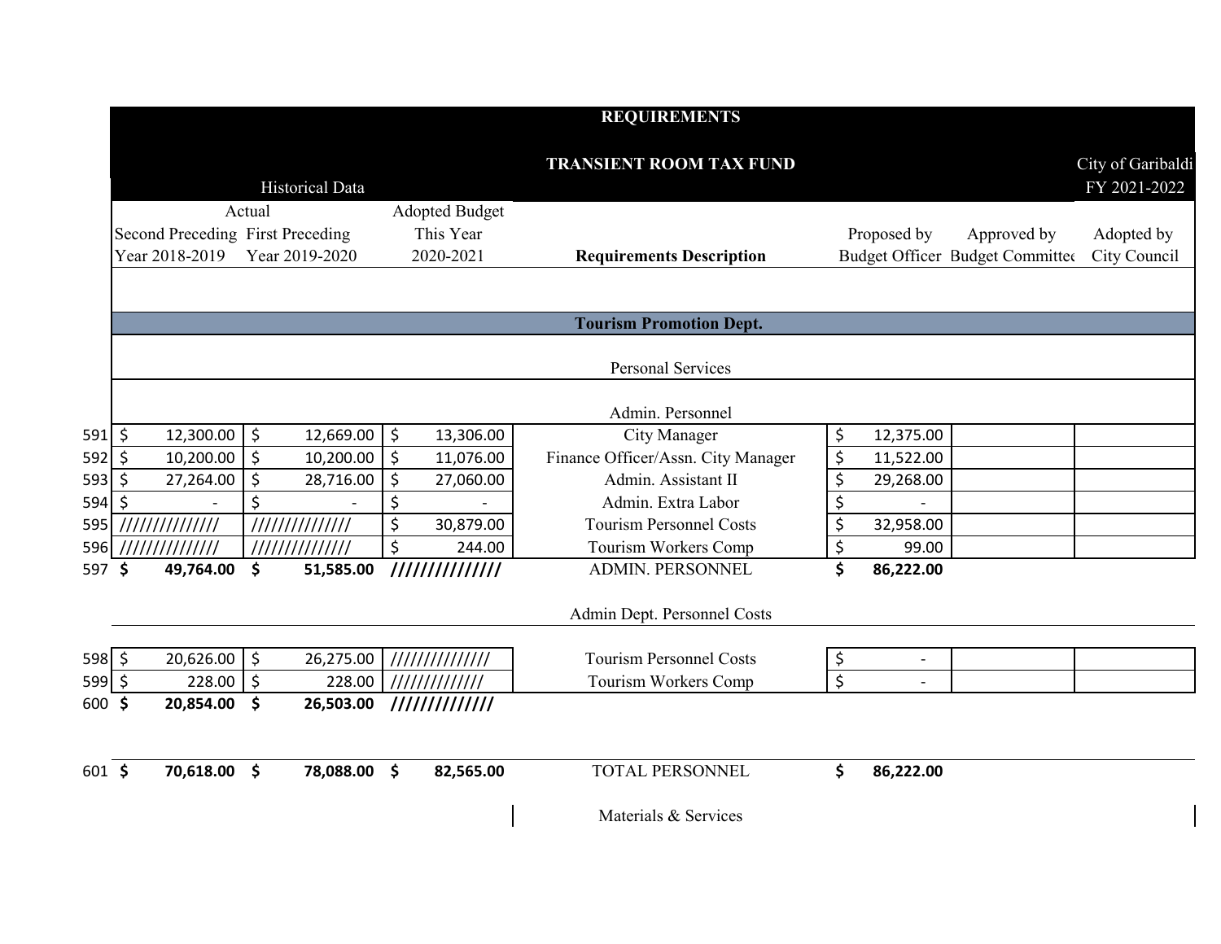| | REQUIREMENTS | | | | | | |
|---|---|---|---|---|---|---|---|
| | | | | TRANSIENT ROOM TAX FUND | | | City of Garibaldi |
| | Historical Data | | | | | | FY 2021-2022 |
| | Actual | | Adopted Budget | | | | |
| | Second Preceding Year 2018-2019 | First Preceding Year 2019-2020 | This Year 2020-2021 | **Requirements Description** | Proposed by Budget Officer | Approved by Budget Committee | Adopted by City Council |
| | | | | **Tourism Promotion Dept.** | | | |
| | | | | Personal Services | | | |
| | | | | Admin. Personnel | | | |
| 591 | $ 12,300.00 | $ 12,669.00 | $ 13,306.00 | City Manager | $ 12,375.00 | | |
| 592 | $ 10,200.00 | $ 10,200.00 | $ 11,076.00 | Finance Officer/Assn. City Manager | $ 11,522.00 | | |
| 593 | $ 27,264.00 | $ 28,716.00 | $ 27,060.00 | Admin. Assistant II | $ 29,268.00 | | |
| 594 | $ - | $ - | $ - | Admin. Extra Labor | $ - | | |
| 595 | ////////////// | ////////////// | $ 30,879.00 | Tourism Personnel Costs | $ 32,958.00 | | |
| 596 | ////////////// | ////////////// | $ 244.00 | Tourism Workers Comp | $ 99.00 | | |
| 597 | **$ 49,764.00** | **$ 51,585.00** | **//////////////** | ADMIN. PERSONNEL | **$ 86,222.00** | | |
| | | | | Admin Dept. Personnel Costs | | | |
| 598 | $ 20,626.00 | $ 26,275.00 | ////////////// | Tourism Personnel Costs | $ - | | |
| 599 | $ 228.00 | $ 228.00 | ///////////// | Tourism Workers Comp | $ - | | |
| 600 | **$ 20,854.00** | **$ 26,503.00** | **/////////////** | | | | |
| 601 | **$ 70,618.00** | **$ 78,088.00** | **$ 82,565.00** | TOTAL PERSONNEL | **$ 86,222.00** | | |
| | | | | Materials & Services | | | |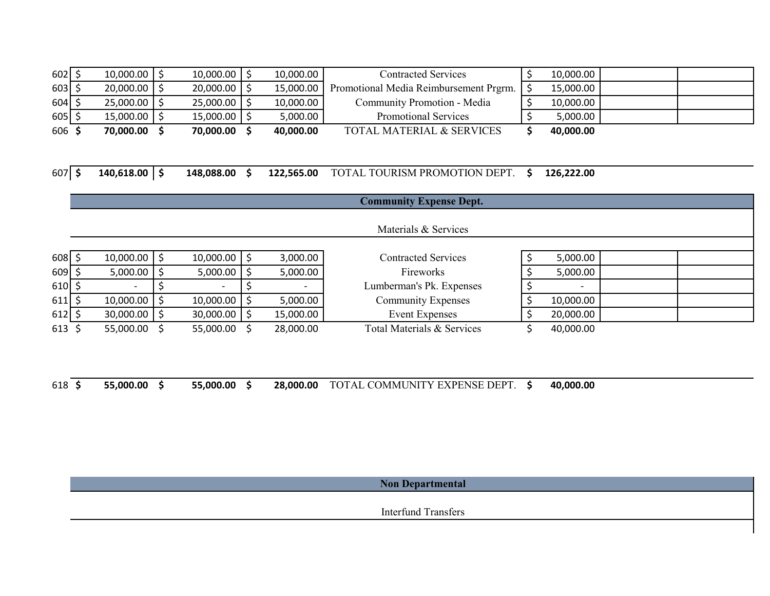| | | | | | | | |
|---|---|---|---|---|---|---|---|
| 602 | $ 10,000.00 | $ 10,000.00 | $ 10,000.00 | Contracted Services | $ 10,000.00 | | |
| 603 | $ 20,000.00 | $ 20,000.00 | $ 15,000.00 | Promotional Media Reimbursement Prgrm. | $ 15,000.00 | | |
| 604 | $ 25,000.00 | $ 25,000.00 | $ 10,000.00 | Community Promotion - Media | $ 10,000.00 | | |
| 605 | $ 15,000.00 | $ 15,000.00 | $ 5,000.00 | Promotional Services | $ 5,000.00 | | |
| 606 | **$ 70,000.00** | **$ 70,000.00** | **$ 40,000.00** | TOTAL MATERIAL & SERVICES | **$ 40,000.00** | | |
| 607 | **$ 140,618.00** | **$ 148,088.00** | **$ 122,565.00** | TOTAL TOURISM PROMOTION DEPT. | **$ 126,222.00** | | |
| | | | | **Community Expense Dept.** | | | |
| | | | | Materials & Services | | | |
| 608 | $ 10,000.00 | $ 10,000.00 | $ 3,000.00 | Contracted Services | $ 5,000.00 | | |
| 609 | $ 5,000.00 | $ 5,000.00 | $ 5,000.00 | Fireworks | $ 5,000.00 | | |
| 610 | $ - | $ - | $ - | Lumberman's Pk. Expenses | $ - | | |
| 611 | $ 10,000.00 | $ 10,000.00 | $ 5,000.00 | Community Expenses | $ 10,000.00 | | |
| 612 | $ 30,000.00 | $ 30,000.00 | $ 15,000.00 | Event Expenses | $ 20,000.00 | | |
| 613 | $ 55,000.00 | $ 55,000.00 | $ 28,000.00 | Total Materials & Services | $ 40,000.00 | | |
| 618 | **$ 55,000.00** | **$ 55,000.00** | **$ 28,000.00** | TOTAL COMMUNITY EXPENSE DEPT. | **$ 40,000.00** | | |
| | | | | **Non Departmental** | | | |
| | | | | Interfund Transfers | | | |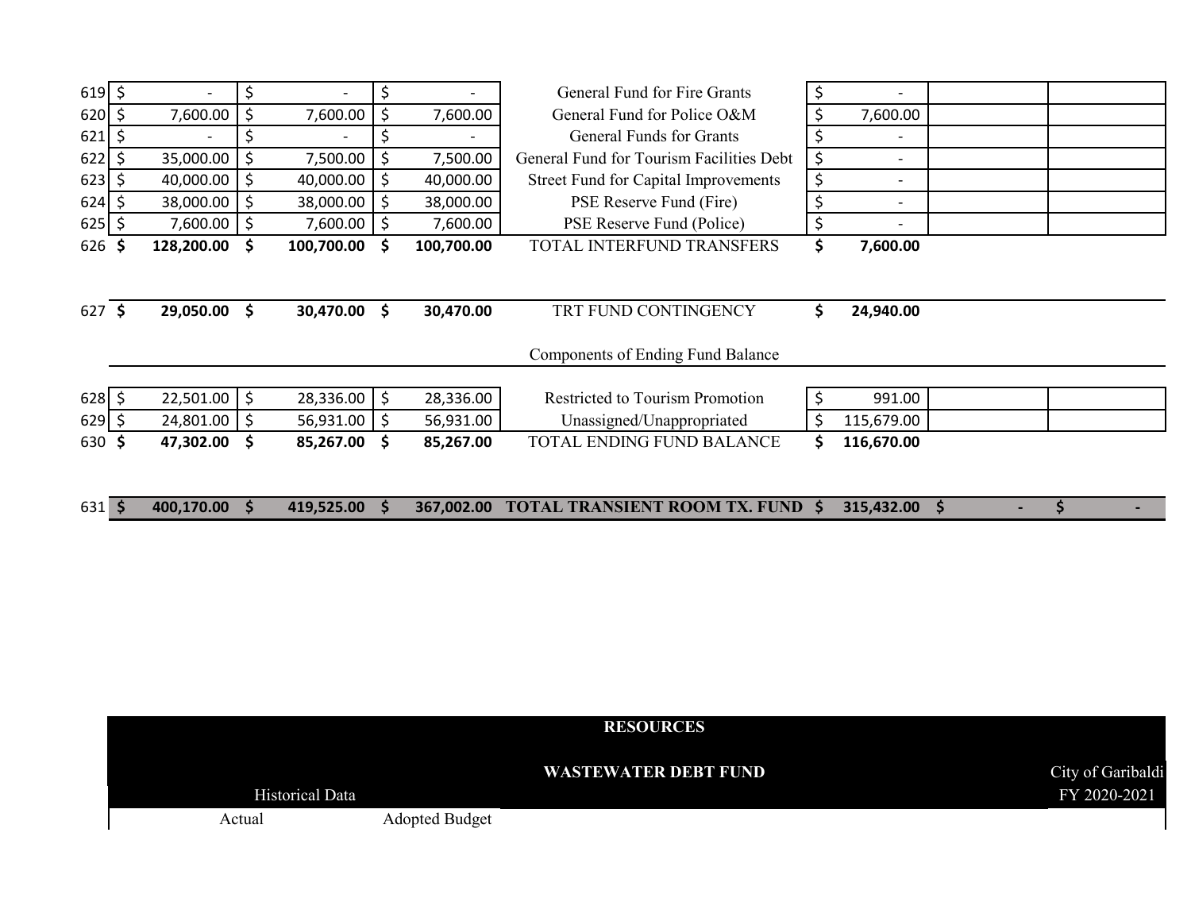| | | | | | | | |
|---|---|---|---|---|---|---|---|
| 619 | $ - | $ - | $ - | General Fund for Fire Grants | $ - | | |
| 620 | $ 7,600.00 | $ 7,600.00 | $ 7,600.00 | General Fund for Police O&M | $ 7,600.00 | | |
| 621 | $ - | $ - | $ - | General Funds for Grants | $ - | | |
| 622 | $ 35,000.00 | $ 7,500.00 | $ 7,500.00 | General Fund for Tourism Facilities Debt | $ - | | |
| 623 | $ 40,000.00 | $ 40,000.00 | $ 40,000.00 | Street Fund for Capital Improvements | $ - | | |
| 624 | $ 38,000.00 | $ 38,000.00 | $ 38,000.00 | PSE Reserve Fund (Fire) | $ - | | |
| 625 | $ 7,600.00 | $ 7,600.00 | $ 7,600.00 | PSE Reserve Fund (Police) | $ - | | |
| 626 | **$ 128,200.00** | **$ 100,700.00** | **$ 100,700.00** | TOTAL INTERFUND TRANSFERS | **$ 7,600.00** | | |
| 627 | **$ 29,050.00** | **$ 30,470.00** | **$ 30,470.00** | TRT FUND CONTINGENCY | **$ 24,940.00** | | |
| | | | | Components of Ending Fund Balance | | | |
| 628 | $ 22,501.00 | $ 28,336.00 | $ 28,336.00 | Restricted to Tourism Promotion | $ 991.00 | | |
| 629 | $ 24,801.00 | $ 56,931.00 | $ 56,931.00 | Unassigned/Unappropriated | $ 115,679.00 | | |
| 630 | **$ 47,302.00** | **$ 85,267.00** | **$ 85,267.00** | TOTAL ENDING FUND BALANCE | **$ 116,670.00** | | |
| 631 | **$ 400,170.00** | **$ 419,525.00** | **$ 367,002.00** | **TOTAL TRANSIENT ROOM TX. FUND** | **$ 315,432.00** | **$ -** | **$ -** |

**RESOURCES**

**WASTEWATER DEBT FUND**

City of Garibaldi
FY 2020-2021

| Historical Data | | |
|---|---|---|
| Actual | | Adopted Budget |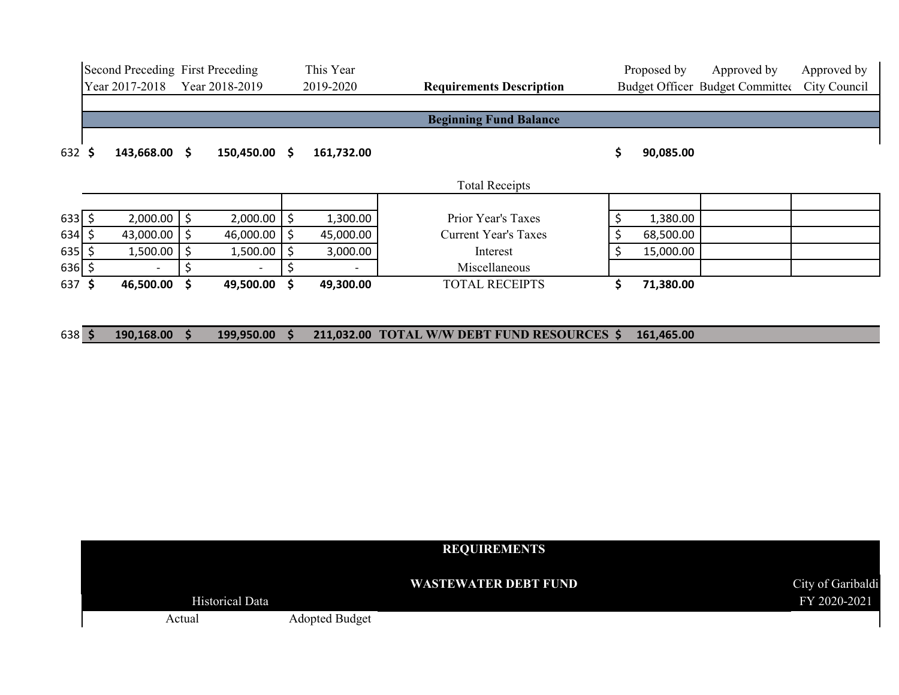| | Second Preceding Year 2017-2018 | First Preceding Year 2018-2019 | This Year 2019-2020 | Requirements Description | Proposed by Budget Officer | Approved by Budget Committee | Approved by City Council |
|---|---|---|---|---|---|---|---|
| | | | | **Beginning Fund Balance** | | | |
| 632 | **$ 143,668.00** | **$ 150,450.00** | **$ 161,732.00** | | **$ 90,085.00** | | |
| | | | | Total Receipts | | | |
| 633 | $ 2,000.00 | $ 2,000.00 | $ 1,300.00 | Prior Year's Taxes | $ 1,380.00 | | |
| 634 | $ 43,000.00 | $ 46,000.00 | $ 45,000.00 | Current Year's Taxes | $ 68,500.00 | | |
| 635 | $ 1,500.00 | $ 1,500.00 | $ 3,000.00 | Interest | $ 15,000.00 | | |
| 636 | $ - | $ - | $ - | Miscellaneous | | | |
| 637 | **$ 46,500.00** | **$ 49,500.00** | **$ 49,300.00** | TOTAL RECEIPTS | **$ 71,380.00** | | |
| 638 | **$ 190,168.00** | **$ 199,950.00** | **$ 211,032.00** | **TOTAL W/W DEBT FUND RESOURCES** | **$ 161,465.00** | | |

**REQUIREMENTS**

**WASTEWATER DEBT FUND**

City of Garibaldi
FY 2020-2021

Historical Data

Actual | Adopted Budget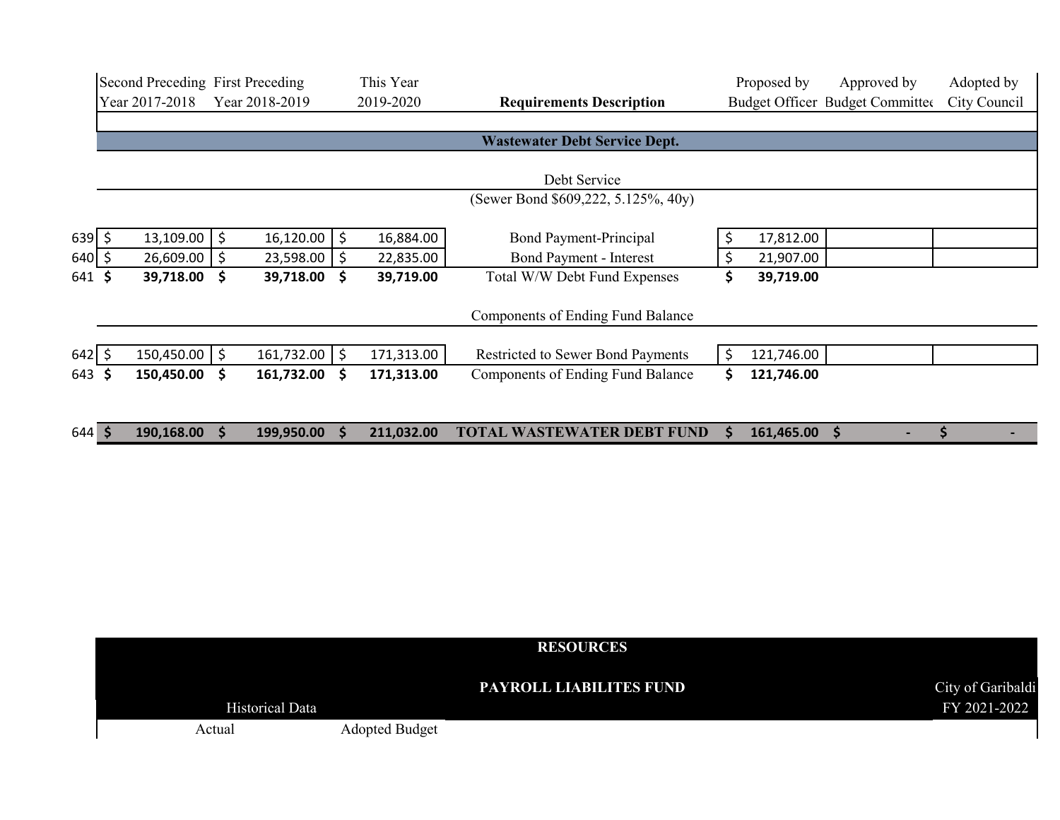| | Second Preceding Year 2017-2018 | First Preceding Year 2018-2019 | This Year 2019-2020 | Requirements Description | Proposed by Budget Officer | Approved by Budget Committee | Adopted by City Council |
|---|---|---|---|---|---|---|---|
| | | | | **Wastewater Debt Service Dept.** | | | |
| | | | | Debt Service | | | |
| | | | | (Sewer Bond $609,222, 5.125%, 40y) | | | |
| 639 | $ 13,109.00 | $ 16,120.00 | $ 16,884.00 | Bond Payment-Principal | $ 17,812.00 | | |
| 640 | $ 26,609.00 | $ 23,598.00 | $ 22,835.00 | Bond Payment - Interest | $ 21,907.00 | | |
| 641 | **$ 39,718.00** | **$ 39,718.00** | **$ 39,719.00** | Total W/W Debt Fund Expenses | **$ 39,719.00** | | |
| | | | | Components of Ending Fund Balance | | | |
| 642 | $ 150,450.00 | $ 161,732.00 | $ 171,313.00 | Restricted to Sewer Bond Payments | $ 121,746.00 | | |
| 643 | **$ 150,450.00** | **$ 161,732.00** | **$ 171,313.00** | Components of Ending Fund Balance | **$ 121,746.00** | | |
| 644 | **$ 190,168.00** | **$ 199,950.00** | **$ 211,032.00** | **TOTAL WASTEWATER DEBT FUND** | **$ 161,465.00** | **$ -** | **$ -** |

**RESOURCES**

**PAYROLL LIABILITES FUND**

City of Garibaldi
FY 2021-2022

| Historical Data | | |
|---|---|---|
| Actual | | Adopted Budget |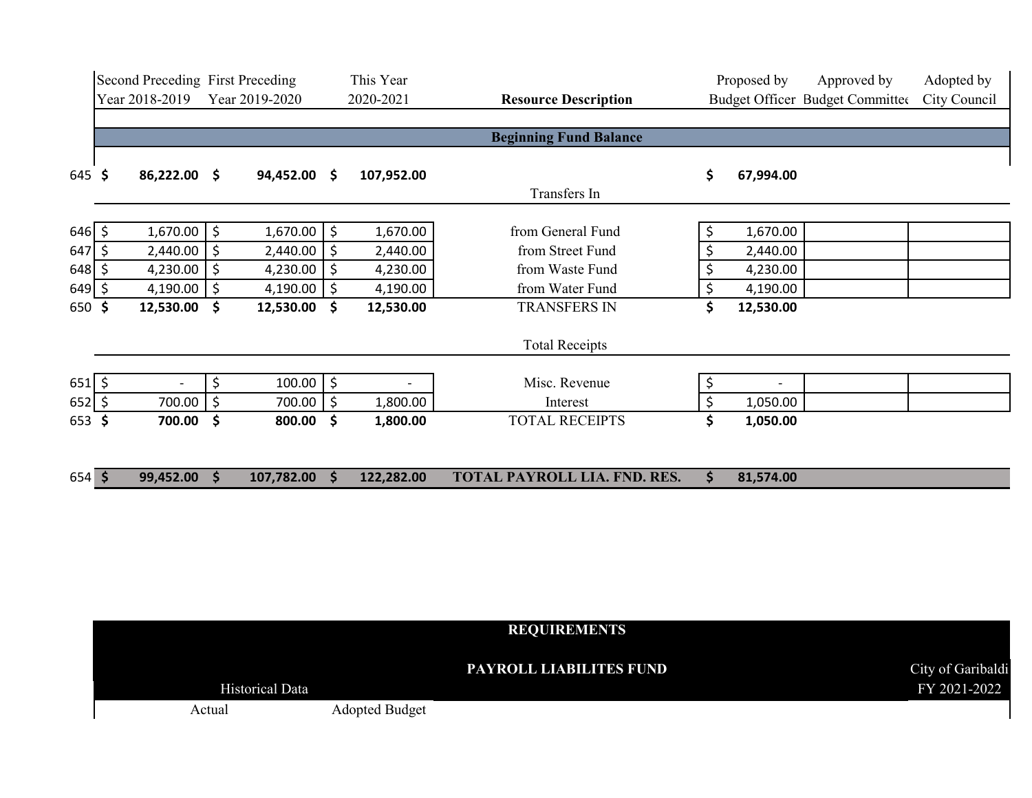| | Second Preceding Year 2018-2019 | First Preceding Year 2019-2020 | This Year 2020-2021 | Resource Description | Proposed by Budget Officer | Approved by Budget Committee | Adopted by City Council |
|---|---|---|---|---|---|---|---|
| | | | | **Beginning Fund Balance** | | | |
| 645 | **$ 86,222.00** | **$ 94,452.00** | **$ 107,952.00** | | **$ 67,994.00** | | |
| | | | | Transfers In | | | |
| 646 | $ 1,670.00 | $ 1,670.00 | $ 1,670.00 | from General Fund | $ 1,670.00 | | |
| 647 | $ 2,440.00 | $ 2,440.00 | $ 2,440.00 | from Street Fund | $ 2,440.00 | | |
| 648 | $ 4,230.00 | $ 4,230.00 | $ 4,230.00 | from Waste Fund | $ 4,230.00 | | |
| 649 | $ 4,190.00 | $ 4,190.00 | $ 4,190.00 | from Water Fund | $ 4,190.00 | | |
| 650 | **$ 12,530.00** | **$ 12,530.00** | **$ 12,530.00** | TRANSFERS IN | **$ 12,530.00** | | |
| | | | | Total Receipts | | | |
| 651 | $ - | $ 100.00 | $ - | Misc. Revenue | $ - | | |
| 652 | $ 700.00 | $ 700.00 | $ 1,800.00 | Interest | $ 1,050.00 | | |
| 653 | **$ 700.00** | **$ 800.00** | **$ 1,800.00** | TOTAL RECEIPTS | **$ 1,050.00** | | |
| 654 | **$ 99,452.00** | **$ 107,782.00** | **$ 122,282.00** | **TOTAL PAYROLL LIA. FND. RES.** | **$ 81,574.00** | | |

**REQUIREMENTS**

**PAYROLL LIABILITES FUND**

City of Garibaldi
FY 2021-2022

| Historical Data | | |
|---|---|---|
| Actual | | Adopted Budget |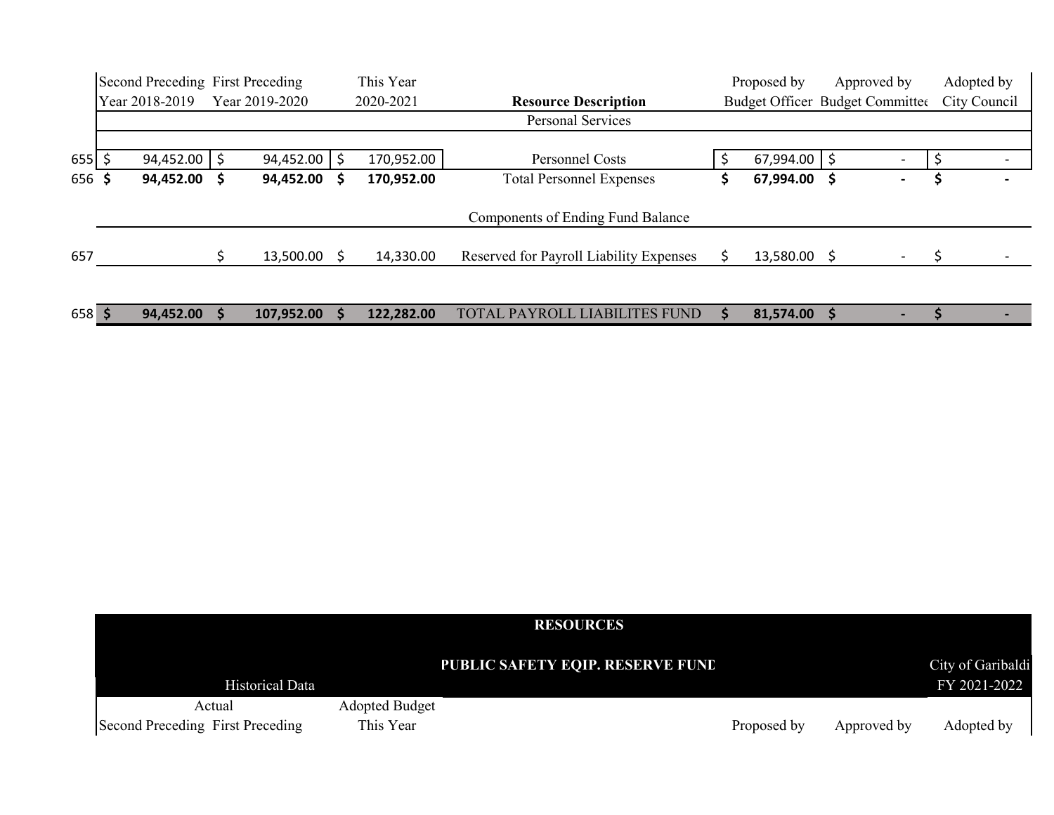| | Second Preceding Year 2018-2019 | First Preceding Year 2019-2020 | This Year 2020-2021 | **Resource Description** | Proposed by Budget Officer | Approved by Budget Committee | Adopted by City Council |
|---|---|---|---|---|---|---|---|
| | | | | Personal Services | | | |
| 655 | $ 94,452.00 | $ 94,452.00 | $ 170,952.00 | Personnel Costs | $ 67,994.00 | $ - | $ - |
| 656 | **$ 94,452.00** | **$ 94,452.00** | **$ 170,952.00** | Total Personnel Expenses | **$ 67,994.00** | **$ -** | **$ -** |
| | | | | Components of Ending Fund Balance | | | |
| 657 | | $ 13,500.00 | $ 14,330.00 | Reserved for Payroll Liability Expenses | $ 13,580.00 | $ - | $ - |
| 658 | **$ 94,452.00** | **$ 107,952.00** | **$ 122,282.00** | TOTAL PAYROLL LIABILITES FUND | **$ 81,574.00** | **$ -** | **$ -** |

**RESOURCES**

**PUBLIC SAFETY EQIP. RESERVE FUND**

City of Garibaldi
FY 2021-2022

| Historical Data | | | | | | |
|---|---|---|---|---|---|---|
| Actual | | Adopted Budget | | | | |
| Second Preceding | First Preceding | This Year | | Proposed by | Approved by | Adopted by |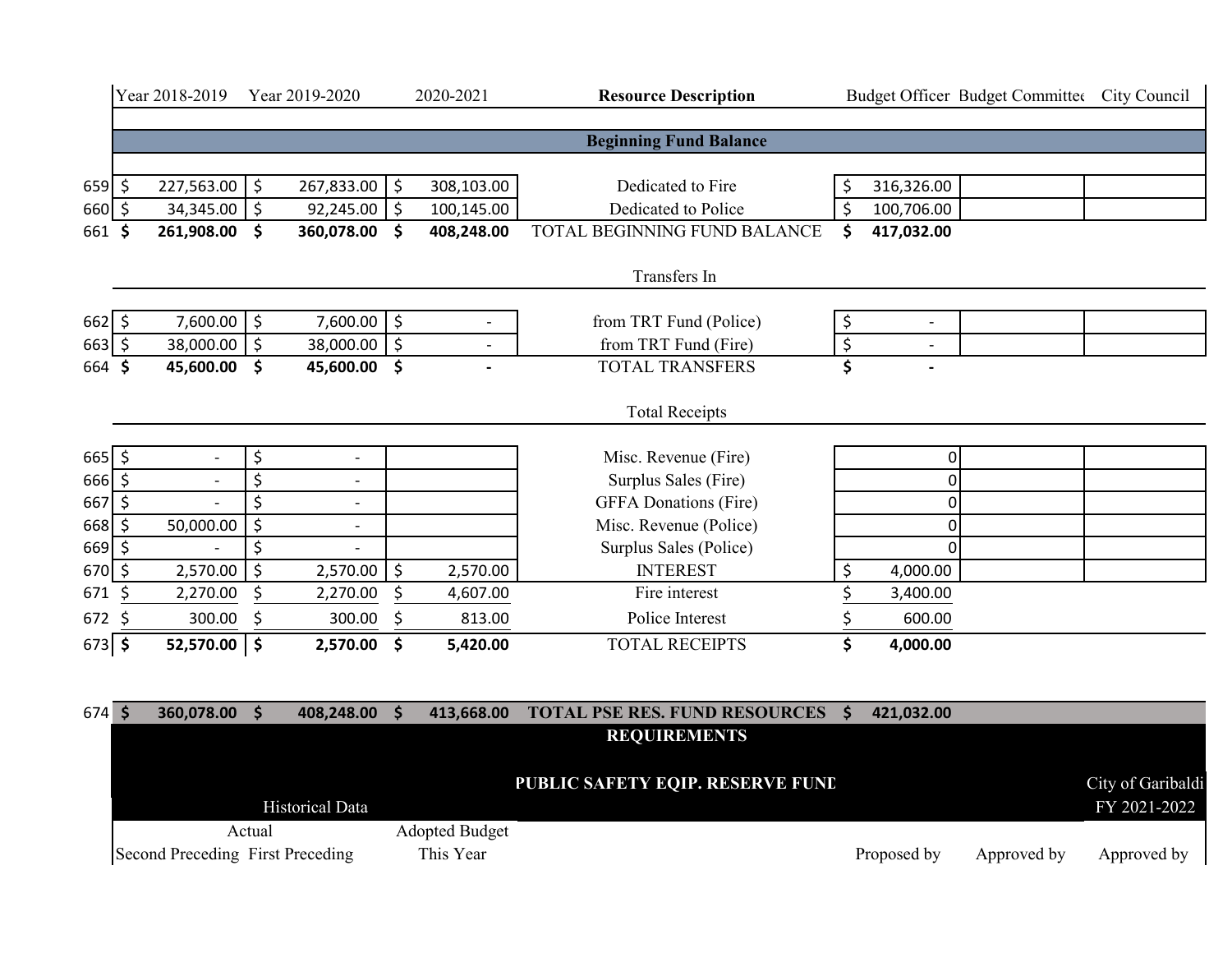| | Year 2018-2019 | Year 2019-2020 | 2020-2021 | Resource Description | Budget Officer | Budget Committee | City Council |
|---|---|---|---|---|---|---|---|
| | | | | **Beginning Fund Balance** | | | |
| 659 | $ 227,563.00 | $ 267,833.00 | $ 308,103.00 | Dedicated to Fire | $ 316,326.00 | | |
| 660 | $ 34,345.00 | $ 92,245.00 | $ 100,145.00 | Dedicated to Police | $ 100,706.00 | | |
| 661 | **$ 261,908.00** | **$ 360,078.00** | **$ 408,248.00** | TOTAL BEGINNING FUND BALANCE | **$ 417,032.00** | | |
| | | | | Transfers In | | | |
| 662 | $ 7,600.00 | $ 7,600.00 | $ - | from TRT Fund (Police) | $ - | | |
| 663 | $ 38,000.00 | $ 38,000.00 | $ - | from TRT Fund (Fire) | $ - | | |
| 664 | **$ 45,600.00** | **$ 45,600.00** | **$ -** | TOTAL TRANSFERS | **$ -** | | |
| | | | | Total Receipts | | | |
| 665 | $ - | $ - | | Misc. Revenue (Fire) | 0 | | |
| 666 | $ - | $ - | | Surplus Sales (Fire) | 0 | | |
| 667 | $ - | $ - | | GFFA Donations (Fire) | 0 | | |
| 668 | $ 50,000.00 | $ - | | Misc. Revenue (Police) | 0 | | |
| 669 | $ - | $ - | | Surplus Sales (Police) | 0 | | |
| 670 | $ 2,570.00 | $ 2,570.00 | $ 2,570.00 | INTEREST | $ 4,000.00 | | |
| 671 | $ 2,270.00 | $ 2,270.00 | $ 4,607.00 | Fire interest | $ 3,400.00 | | |
| 672 | $ 300.00 | $ 300.00 | $ 813.00 | Police Interest | $ 600.00 | | |
| 673 | **$ 52,570.00** | **$ 2,570.00** | **$ 5,420.00** | TOTAL RECEIPTS | **$ 4,000.00** | | |
| 674 | **$ 360,078.00** | **$ 408,248.00** | **$ 413,668.00** | **TOTAL PSE RES. FUND RESOURCES** | **$ 421,032.00** | | |

**REQUIREMENTS**

**PUBLIC SAFETY EQIP. RESERVE FUND**

City of Garibaldi
FY 2021-2022

| Historical Data | | | | | |
|---|---|---|---|---|---|
| Actual | | Adopted Budget | | | |
| Second Preceding | First Preceding | This Year | Proposed by | Approved by | Approved by |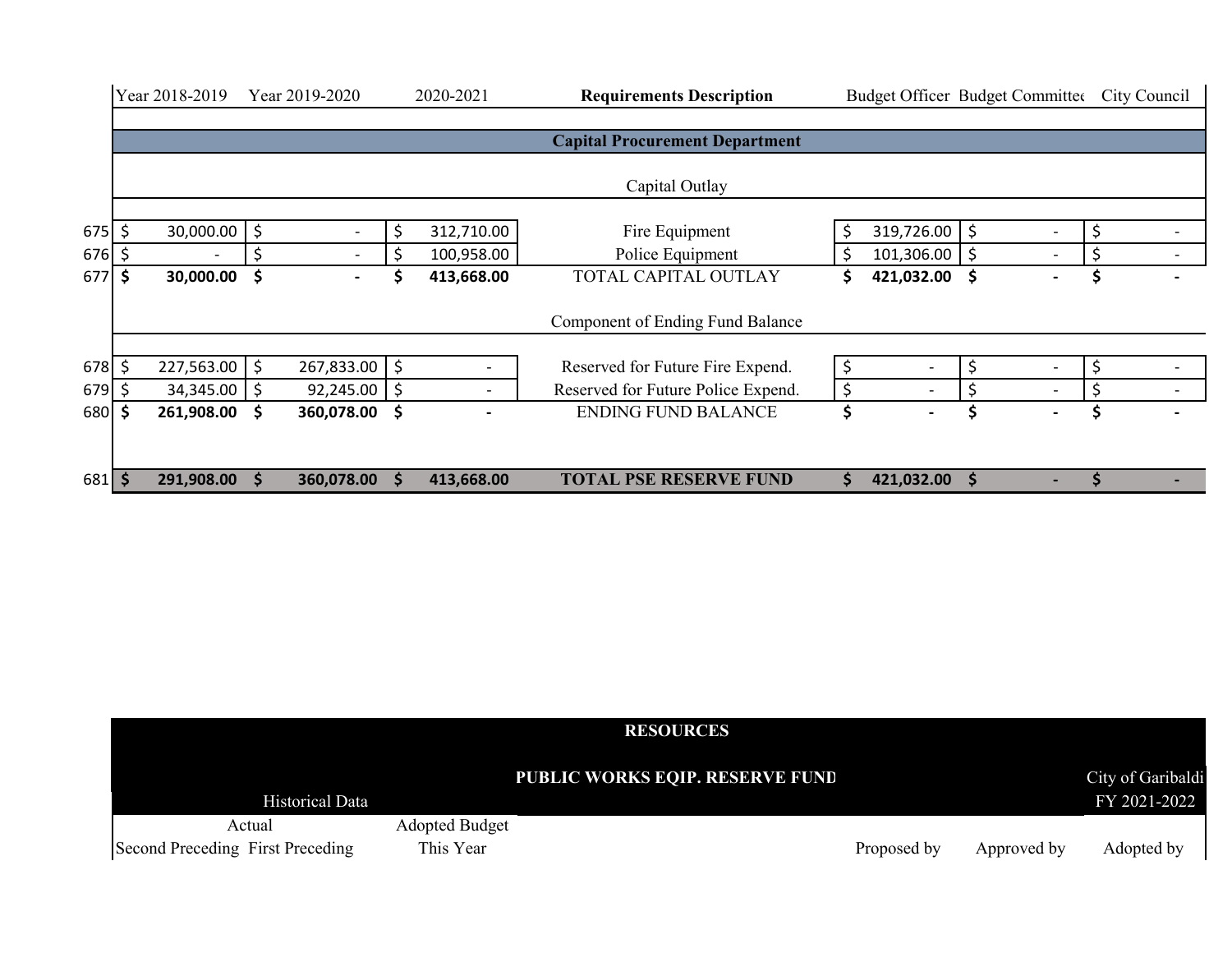| | Year 2018-2019 | Year 2019-2020 | 2020-2021 | Requirements Description | Budget Officer | Budget Committee | City Council |
|---|---|---|---|---|---|---|---|
| | | | | **Capital Procurement Department** | | | |
| | | | | Capital Outlay | | | |
| 675 | $ 30,000.00 | $ - | $ 312,710.00 | Fire Equipment | $ 319,726.00 | $ - | $ - |
| 676 | $ - | $ - | $ 100,958.00 | Police Equipment | $ 101,306.00 | $ - | $ - |
| 677 | **$ 30,000.00** | **$ -** | **$ 413,668.00** | TOTAL CAPITAL OUTLAY | **$ 421,032.00** | **$ -** | **$ -** |
| | | | | Component of Ending Fund Balance | | | |
| 678 | $ 227,563.00 | $ 267,833.00 | $ - | Reserved for Future Fire Expend. | $ - | $ - | $ - |
| 679 | $ 34,345.00 | $ 92,245.00 | $ - | Reserved for Future Police Expend. | $ - | $ - | $ - |
| 680 | **$ 261,908.00** | **$ 360,078.00** | **$ -** | ENDING FUND BALANCE | **$ -** | **$ -** | **$ -** |
| 681 | **$ 291,908.00** | **$ 360,078.00** | **$ 413,668.00** | **TOTAL PSE RESERVE FUND** | **$ 421,032.00** | **$ -** | **$ -** |

**RESOURCES**

**PUBLIC WORKS EQIP. RESERVE FUND**

City of Garibaldi
FY 2021-2022

| Historical Data | | | | | | |
|---|---|---|---|---|---|---|
| Actual | | Adopted Budget | | | | |
| Second Preceding | First Preceding | This Year | | Proposed by | Approved by | Adopted by |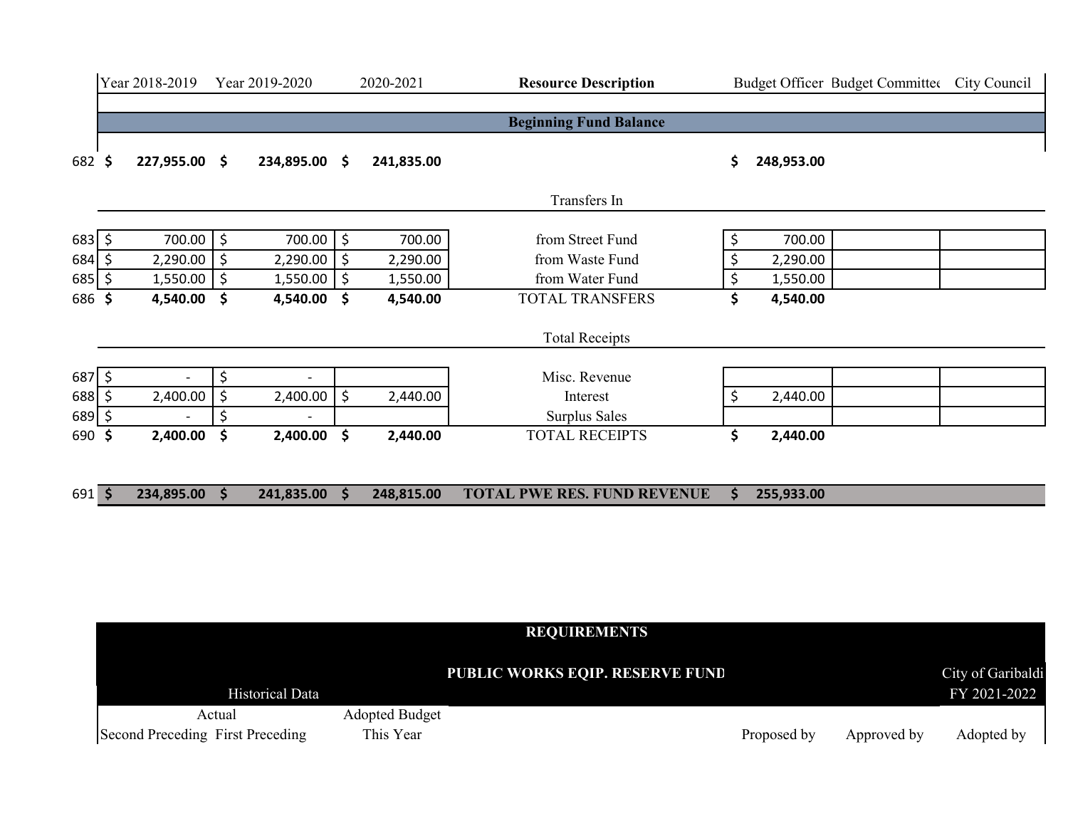| | Year 2018-2019 | Year 2019-2020 | 2020-2021 | Resource Description | Budget Officer | Budget Committee | City Council |
|---|---|---|---|---|---|---|---|
| | | | | **Beginning Fund Balance** | | | |
| 682 | **$ 227,955.00** | **$ 234,895.00** | **$ 241,835.00** | | **$ 248,953.00** | | |
| | | | | Transfers In | | | |
| 683 | $ 700.00 | $ 700.00 | $ 700.00 | from Street Fund | $ 700.00 | | |
| 684 | $ 2,290.00 | $ 2,290.00 | $ 2,290.00 | from Waste Fund | $ 2,290.00 | | |
| 685 | $ 1,550.00 | $ 1,550.00 | $ 1,550.00 | from Water Fund | $ 1,550.00 | | |
| 686 | **$ 4,540.00** | **$ 4,540.00** | **$ 4,540.00** | TOTAL TRANSFERS | **$ 4,540.00** | | |
| | | | | Total Receipts | | | |
| 687 | $ - | $ - | | Misc. Revenue | | | |
| 688 | $ 2,400.00 | $ 2,400.00 | $ 2,440.00 | Interest | $ 2,440.00 | | |
| 689 | $ - | $ - | | Surplus Sales | | | |
| 690 | **$ 2,400.00** | **$ 2,400.00** | **$ 2,440.00** | TOTAL RECEIPTS | **$ 2,440.00** | | |
| 691 | **$ 234,895.00** | **$ 241,835.00** | **$ 248,815.00** | **TOTAL PWE RES. FUND REVENUE** | **$ 255,933.00** | | |

| REQUIREMENTS | | | | | | |
|---|---|---|---|---|---|---|
| | | | PUBLIC WORKS EQIP. RESERVE FUND | | | City of Garibaldi |
| Historical Data | | | | | | FY 2021-2022 |
| Actual | | Adopted Budget | | | | |
| Second Preceding | First Preceding | This Year | | Proposed by | Approved by | Adopted by |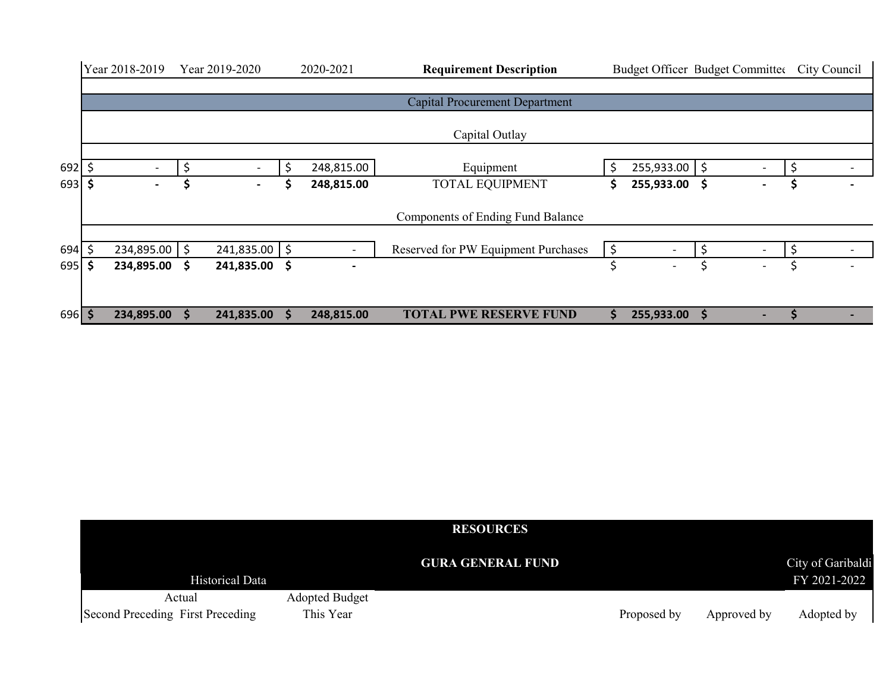| | Year 2018-2019 | Year 2019-2020 | 2020-2021 | Requirement Description | Budget Officer | Budget Committee | City Council |
|---|---|---|---|---|---|---|---|
| | | | | Capital Procurement Department | | | |
| | | | | Capital Outlay | | | |
| 692 | $ - | $ - | $ 248,815.00 | Equipment | $ 255,933.00 | $ - | $ - |
| 693 | **$ -** | **$ -** | **$ 248,815.00** | TOTAL EQUIPMENT | **$ 255,933.00** | **$ -** | **$ -** |
| | | | | Components of Ending Fund Balance | | | |
| 694 | $ 234,895.00 | $ 241,835.00 | $ - | Reserved for PW Equipment Purchases | $ - | $ - | $ - |
| 695 | **$ 234,895.00** | **$ 241,835.00** | **$ -** | | $ - | $ - | $ - |
| 696 | **$ 234,895.00** | **$ 241,835.00** | **$ 248,815.00** | **TOTAL PWE RESERVE FUND** | **$ 255,933.00** | **$ -** | **$ -** |

**RESOURCES**

**GURA GENERAL FUND**

City of Garibaldi
FY 2021-2022

| Historical Data | | | | | | |
|---|---|---|---|---|---|---|
| Actual | | Adopted Budget | | | | |
| Second Preceding | First Preceding | This Year | | Proposed by | Approved by | Adopted by |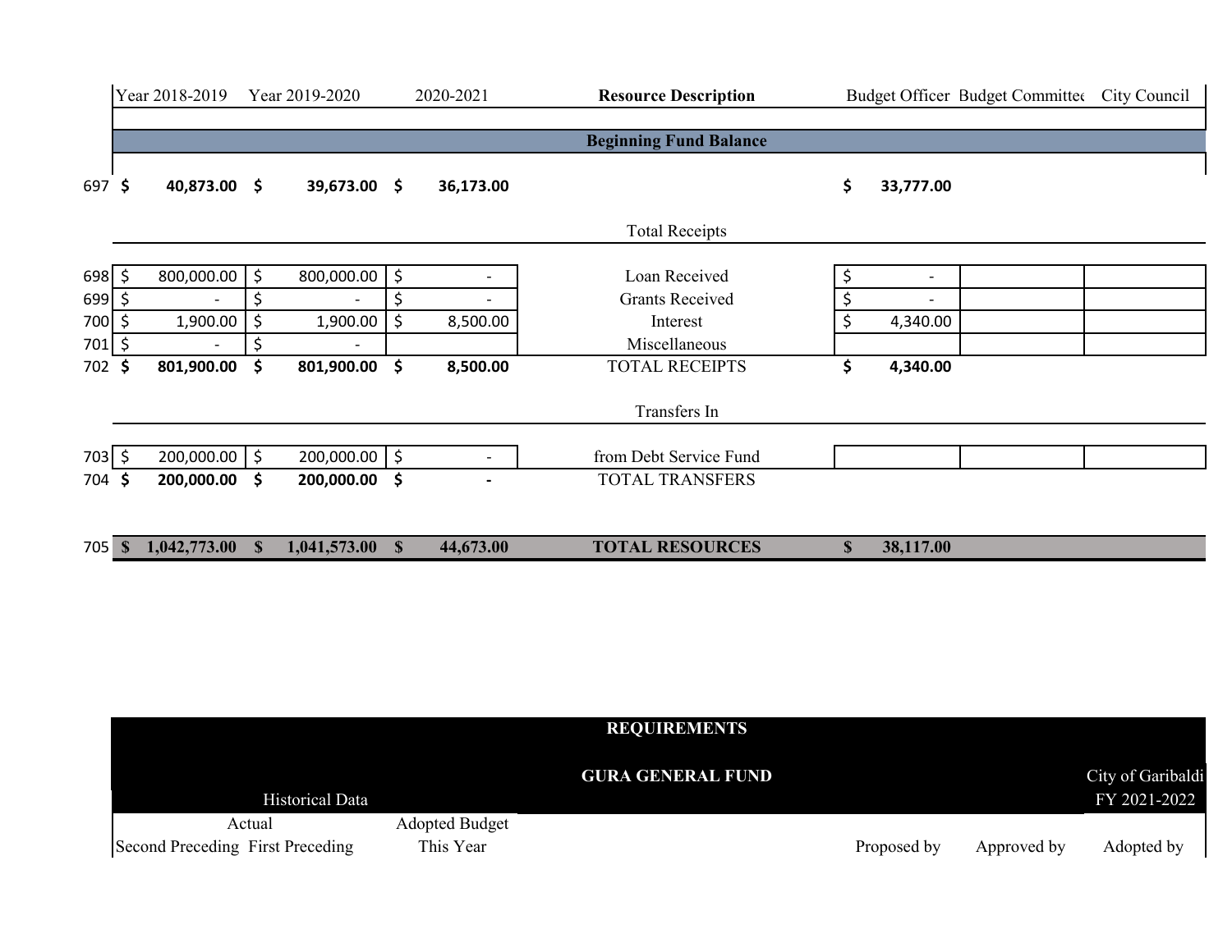| | Year 2018-2019 | Year 2019-2020 | 2020-2021 | Resource Description | Budget Officer | Budget Committee | City Council |
|---|---|---|---|---|---|---|---|
| | | | | **Beginning Fund Balance** | | | |
| 697 | **$ 40,873.00** | **$ 39,673.00** | **$ 36,173.00** | | **$ 33,777.00** | | |
| | | | | Total Receipts | | | |
| 698 | $ 800,000.00 | $ 800,000.00 | $ - | Loan Received | $ - | | |
| 699 | $ - | $ - | $ - | Grants Received | $ - | | |
| 700 | $ 1,900.00 | $ 1,900.00 | $ 8,500.00 | Interest | $ 4,340.00 | | |
| 701 | $ - | $ - | | Miscellaneous | | | |
| 702 | **$ 801,900.00** | **$ 801,900.00** | **$ 8,500.00** | TOTAL RECEIPTS | **$ 4,340.00** | | |
| | | | | Transfers In | | | |
| 703 | $ 200,000.00 | $ 200,000.00 | $ - | from Debt Service Fund | | | |
| 704 | **$ 200,000.00** | **$ 200,000.00** | **$ -** | TOTAL TRANSFERS | | | |
| 705 | **$ 1,042,773.00** | **$ 1,041,573.00** | **$ 44,673.00** | **TOTAL RESOURCES** | **$ 38,117.00** | | |

**REQUIREMENTS**

**GURA GENERAL FUND**

City of Garibaldi
FY 2021-2022

| Historical Data | | | | | | |
|---|---|---|---|---|---|---|
| Actual | | Adopted Budget | | | | |
| Second Preceding | First Preceding | This Year | | Proposed by | Approved by | Adopted by |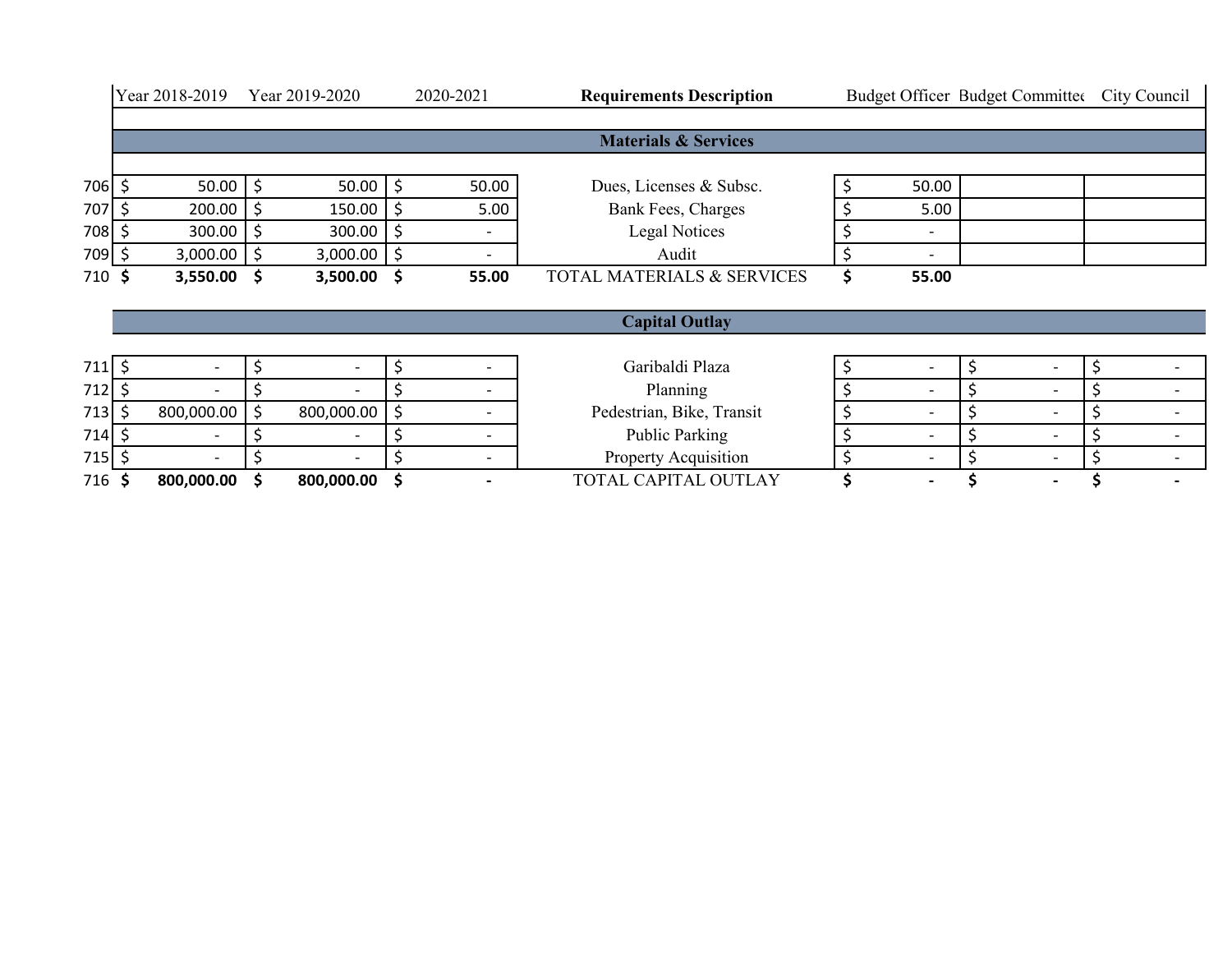| | Year 2018-2019 | Year 2019-2020 | 2020-2021 | Requirements Description | Budget Officer | Budget Committee | City Council |
|---|---|---|---|---|---|---|---|
| | | | | **Materials & Services** | | | |
| 706 | $ 50.00 | $ 50.00 | $ 50.00 | Dues, Licenses & Subsc. | $ 50.00 | | |
| 707 | $ 200.00 | $ 150.00 | $ 5.00 | Bank Fees, Charges | $ 5.00 | | |
| 708 | $ 300.00 | $ 300.00 | $ - | Legal Notices | $ - | | |
| 709 | $ 3,000.00 | $ 3,000.00 | $ - | Audit | $ - | | |
| 710 | **$ 3,550.00** | **$ 3,500.00** | **$ 55.00** | TOTAL MATERIALS & SERVICES | **$ 55.00** | | |
| | | | | **Capital Outlay** | | | |
| 711 | $ - | $ - | $ - | Garibaldi Plaza | $ - | $ - | $ - |
| 712 | $ - | $ - | $ - | Planning | $ - | $ - | $ - |
| 713 | $ 800,000.00 | $ 800,000.00 | $ - | Pedestrian, Bike, Transit | $ - | $ - | $ - |
| 714 | $ - | $ - | $ - | Public Parking | $ - | $ - | $ - |
| 715 | $ - | $ - | $ - | Property Acquisition | $ - | $ - | $ - |
| 716 | **$ 800,000.00** | **$ 800,000.00** | **$ -** | TOTAL CAPITAL OUTLAY | **$ -** | **$ -** | **$ -** |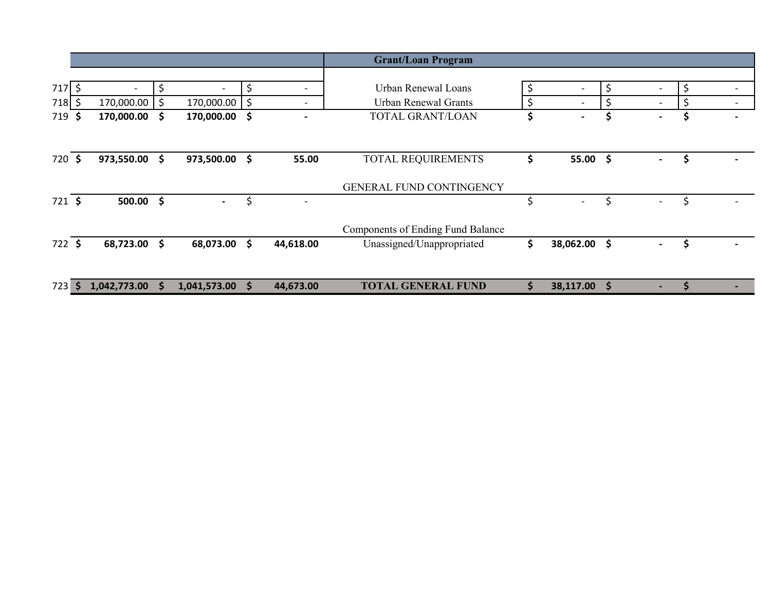| | | | | Grant/Loan Program | | | |
|---|---|---|---|---|---|---|---|
| 717 | $ - | $ - | $ - | Urban Renewal Loans | $ - | $ - | $ - |
| 718 | $ 170,000.00 | $ 170,000.00 | $ - | Urban Renewal Grants | $ - | $ - | $ - |
| 719 | **$ 170,000.00** | **$ 170,000.00** | **$ -** | TOTAL GRANT/LOAN | **$ -** | **$ -** | **$ -** |
| 720 | **$ 973,550.00** | **$ 973,500.00** | **$ 55.00** | TOTAL REQUIREMENTS | **$ 55.00** | **$ -** | **$ -** |
| | | | | GENERAL FUND CONTINGENCY | | | |
| 721 | **$ 500.00** | **$ -** | $ - | | $ - | $ - | $ - |
| | | | | Components of Ending Fund Balance | | | |
| 722 | **$ 68,723.00** | **$ 68,073.00** | **$ 44,618.00** | Unassigned/Unappropriated | **$ 38,062.00** | **$ -** | **$ -** |
| 723 | **$ 1,042,773.00** | **$ 1,041,573.00** | **$ 44,673.00** | **TOTAL GENERAL FUND** | **$ 38,117.00** | **$ -** | **$ -** |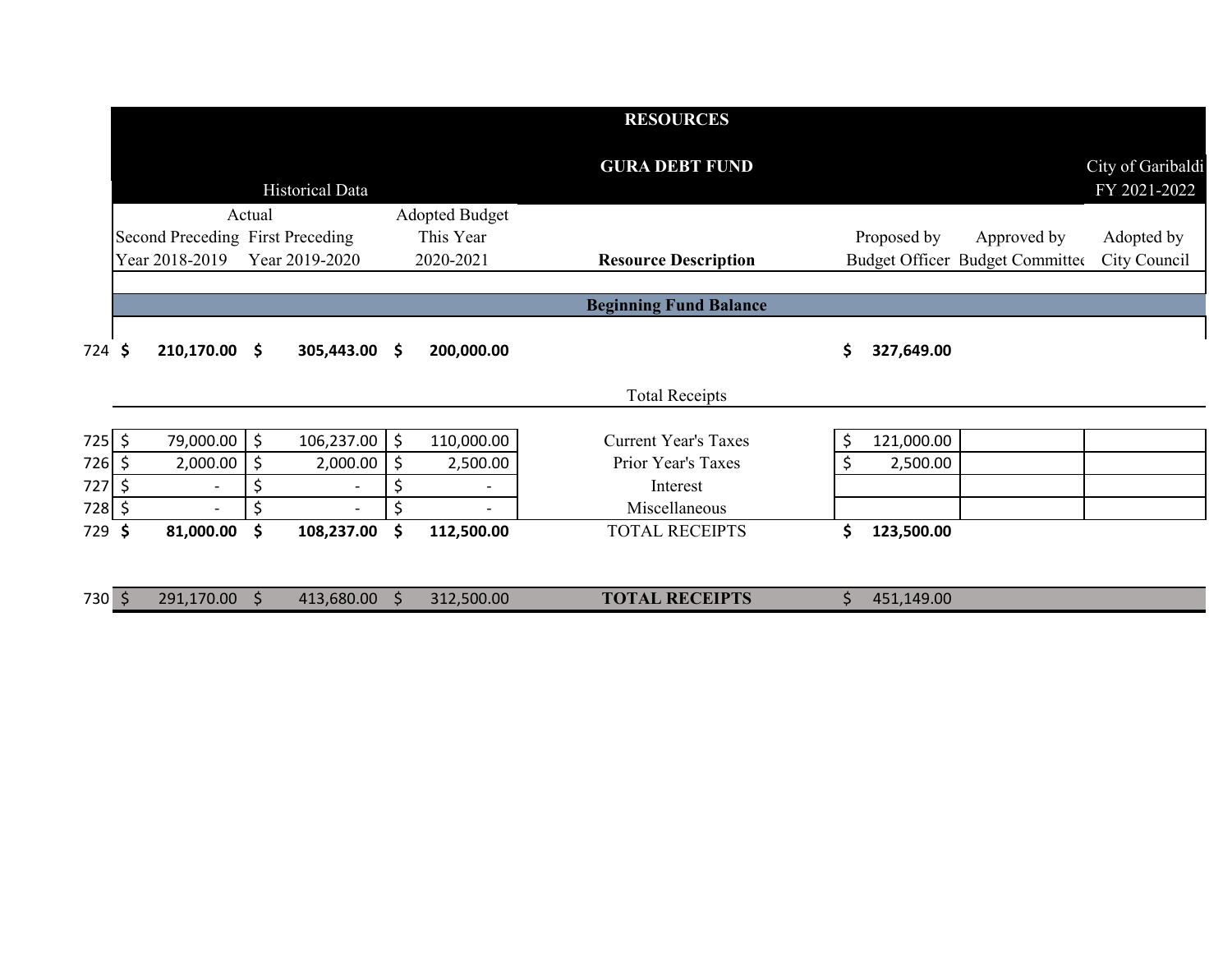# RESOURCES

## GURA DEBT FUND

City of Garibaldi
FY 2021-2022

| | Historical Data | | | | | | |
|---|---|---|---|---|---|---|---|
| | Actual | | Adopted Budget | | | | |
| | Second Preceding Year 2018-2019 | First Preceding Year 2019-2020 | This Year 2020-2021 | **Resource Description** | Proposed by Budget Officer | Approved by Budget Committee | Adopted by City Council |
| | | | | **Beginning Fund Balance** | | | |
| 724 | **$ 210,170.00** | **$ 305,443.00** | **$ 200,000.00** | | **$ 327,649.00** | | |
| | | | | Total Receipts | | | |
| 725 | $ 79,000.00 | $ 106,237.00 | $ 110,000.00 | Current Year's Taxes | $ 121,000.00 | | |
| 726 | $ 2,000.00 | $ 2,000.00 | $ 2,500.00 | Prior Year's Taxes | $ 2,500.00 | | |
| 727 | $ - | $ - | $ - | Interest | | | |
| 728 | $ - | $ - | $ - | Miscellaneous | | | |
| 729 | **$ 81,000.00** | **$ 108,237.00** | **$ 112,500.00** | TOTAL RECEIPTS | **$ 123,500.00** | | |
| 730 | $ 291,170.00 | $ 413,680.00 | $ 312,500.00 | **TOTAL RECEIPTS** | $ 451,149.00 | | |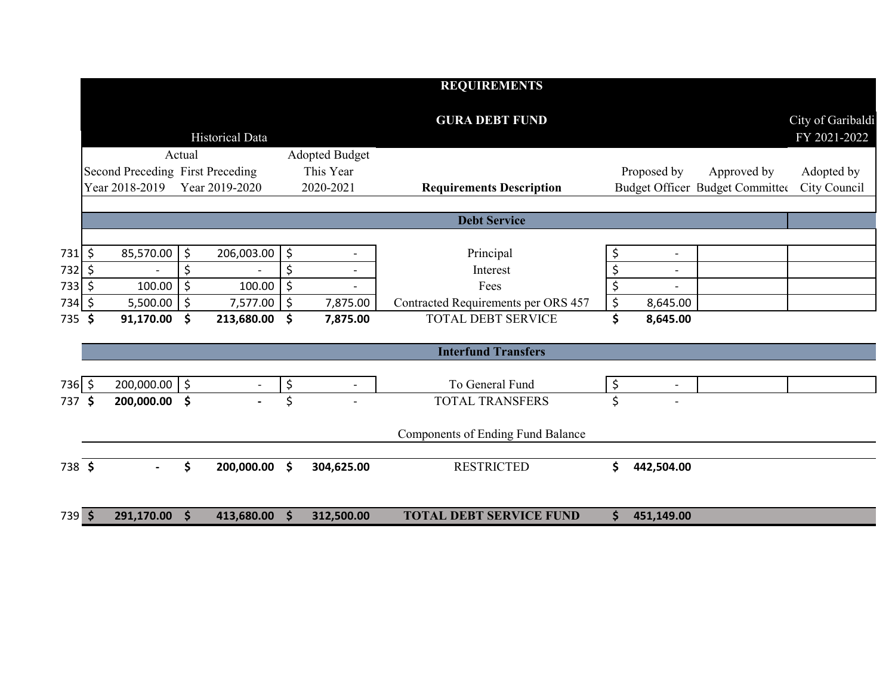# REQUIREMENTS

## GURA DEBT FUND

City of Garibaldi
FY 2021-2022

| | Historical Data | | | | | | |
|---|---|---|---|---|---|---|---|
| | Actual | | Adopted Budget | | | | |
| | Second Preceding Year 2018-2019 | First Preceding Year 2019-2020 | This Year 2020-2021 | Requirements Description | Proposed by Budget Officer | Approved by Budget Committee | Adopted by City Council |
| | | | | **Debt Service** | | | |
| 731 | $ 85,570.00 | $ 206,003.00 | $ - | Principal | $ - | | |
| 732 | $ - | $ - | $ - | Interest | $ - | | |
| 733 | $ 100.00 | $ 100.00 | $ - | Fees | $ - | | |
| 734 | $ 5,500.00 | $ 7,577.00 | $ 7,875.00 | Contracted Requirements per ORS 457 | $ 8,645.00 | | |
| 735 | **$ 91,170.00** | **$ 213,680.00** | **$ 7,875.00** | TOTAL DEBT SERVICE | **$ 8,645.00** | | |
| | | | | **Interfund Transfers** | | | |
| 736 | $ 200,000.00 | $ - | $ - | To General Fund | $ - | | |
| 737 | **$ 200,000.00** | **$ -** | $ - | TOTAL TRANSFERS | $ - | | |
| | | | | Components of Ending Fund Balance | | | |
| 738 | **$ -** | **$ 200,000.00** | **$ 304,625.00** | RESTRICTED | **$ 442,504.00** | | |
| 739 | **$ 291,170.00** | **$ 413,680.00** | **$ 312,500.00** | **TOTAL DEBT SERVICE FUND** | **$ 451,149.00** | | |